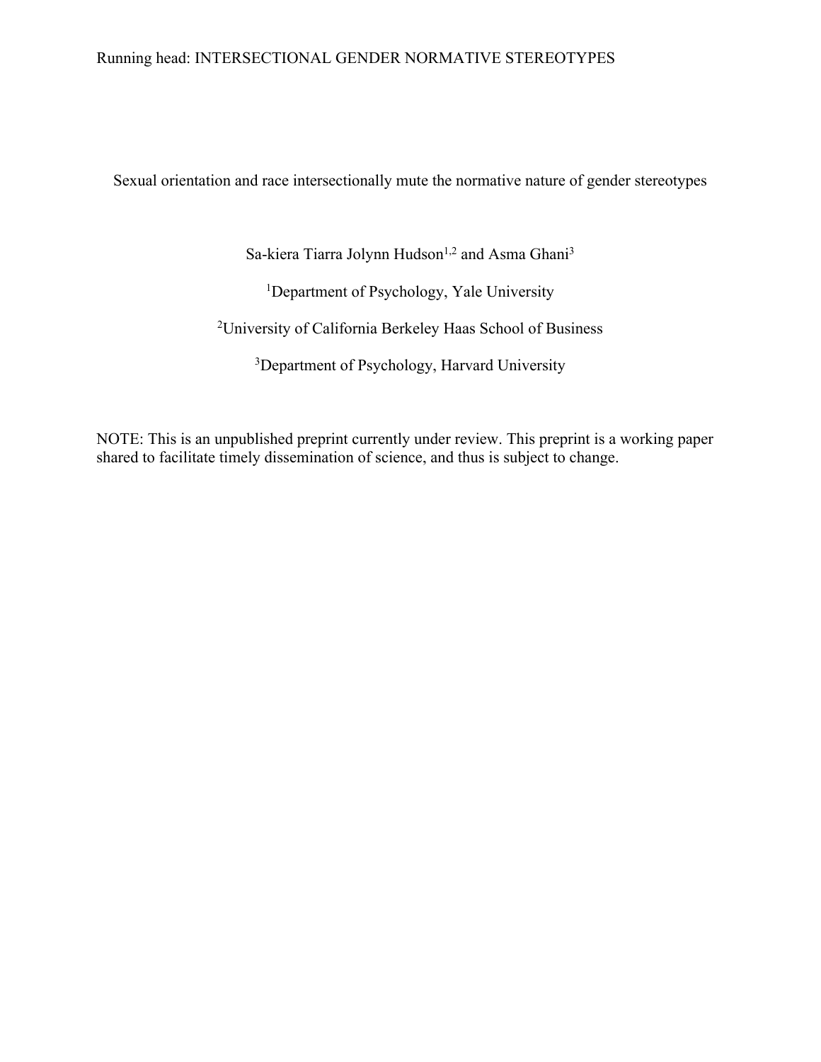# Sexual orientation and race intersectionally mute the normative nature of gender stereotypes

Sa-kiera Tiarra Jolynn Hudson[1,2] and Asma Ghani[3]

[1]Department of Psychology, Yale University

[2]University of California Berkeley Haas School of Business

[3]Department of Psychology, Harvard University

NOTE: This is an unpublished preprint currently under review. This preprint is a working paper shared to facilitate timely dissemination of science, and thus is subject to change.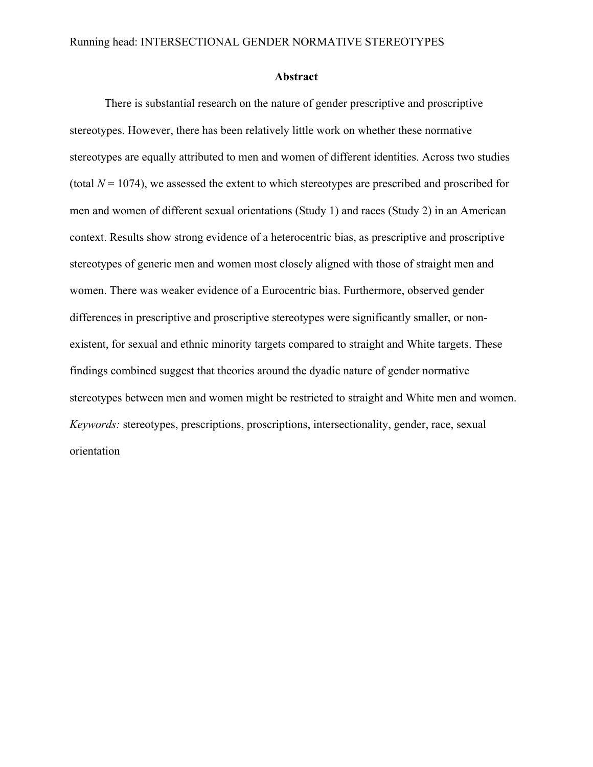## Abstract

There is substantial research on the nature of gender prescriptive and proscriptive stereotypes. However, there has been relatively little work on whether these normative stereotypes are equally attributed to men and women of different identities. Across two studies (total $N = 1074$), we assessed the extent to which stereotypes are prescribed and proscribed for men and women of different sexual orientations (Study 1) and races (Study 2) in an American context. Results show strong evidence of a heterocentric bias, as prescriptive and proscriptive stereotypes of generic men and women most closely aligned with those of straight men and women. There was weaker evidence of a Eurocentric bias. Furthermore, observed gender differences in prescriptive and proscriptive stereotypes were significantly smaller, or non-existent, for sexual and ethnic minority targets compared to straight and White targets. These findings combined suggest that theories around the dyadic nature of gender normative stereotypes between men and women might be restricted to straight and White men and women.

*Keywords:* stereotypes, prescriptions, proscriptions, intersectionality, gender, race, sexual orientation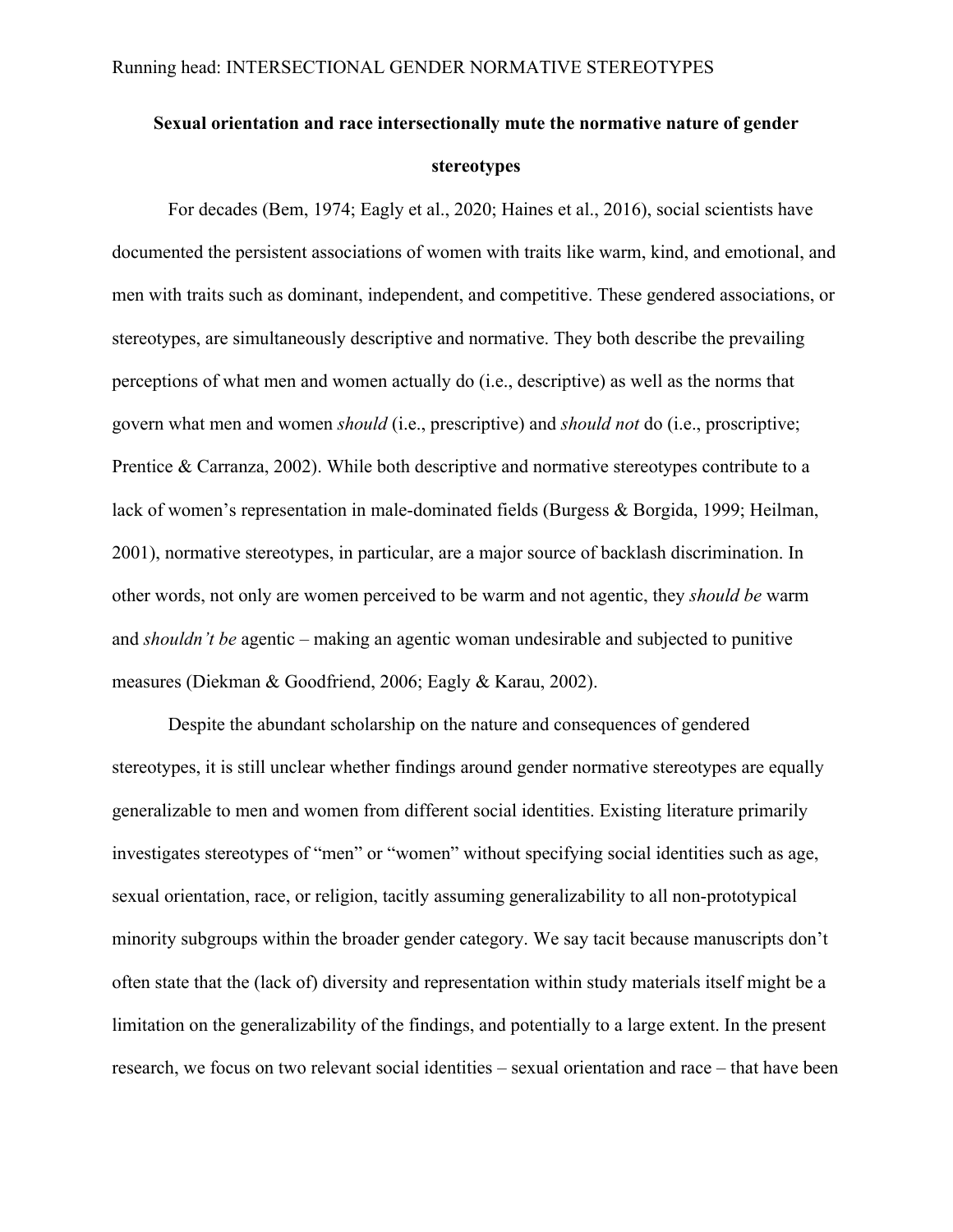**Sexual orientation and race intersectionally mute the normative nature of gender stereotypes**

For decades (Bem, 1974; Eagly et al., 2020; Haines et al., 2016), social scientists have documented the persistent associations of women with traits like warm, kind, and emotional, and men with traits such as dominant, independent, and competitive. These gendered associations, or stereotypes, are simultaneously descriptive and normative. They both describe the prevailing perceptions of what men and women actually do (i.e., descriptive) as well as the norms that govern what men and women *should* (i.e., prescriptive) and *should not* do (i.e., proscriptive; Prentice & Carranza, 2002). While both descriptive and normative stereotypes contribute to a lack of women's representation in male-dominated fields (Burgess & Borgida, 1999; Heilman, 2001), normative stereotypes, in particular, are a major source of backlash discrimination. In other words, not only are women perceived to be warm and not agentic, they *should be* warm and *shouldn't be* agentic – making an agentic woman undesirable and subjected to punitive measures (Diekman & Goodfriend, 2006; Eagly & Karau, 2002).

Despite the abundant scholarship on the nature and consequences of gendered stereotypes, it is still unclear whether findings around gender normative stereotypes are equally generalizable to men and women from different social identities. Existing literature primarily investigates stereotypes of "men" or "women" without specifying social identities such as age, sexual orientation, race, or religion, tacitly assuming generalizability to all non-prototypical minority subgroups within the broader gender category. We say tacit because manuscripts don't often state that the (lack of) diversity and representation within study materials itself might be a limitation on the generalizability of the findings, and potentially to a large extent. In the present research, we focus on two relevant social identities – sexual orientation and race – that have been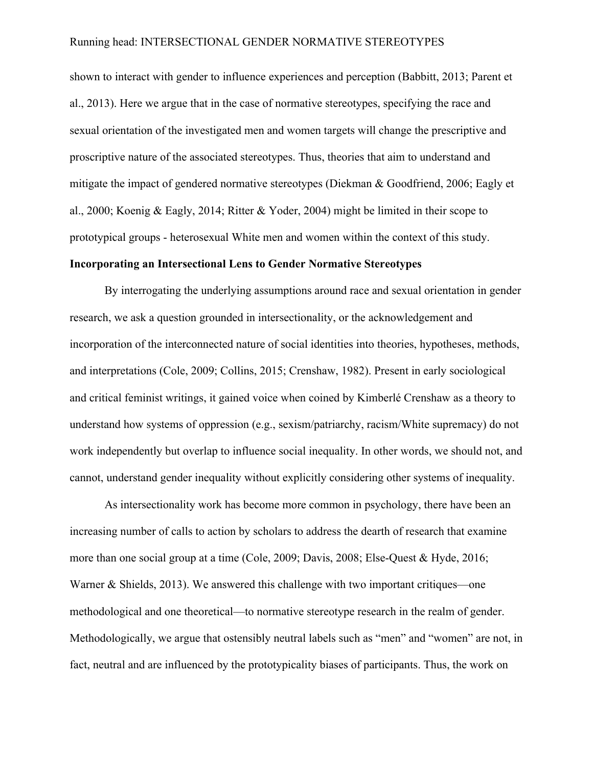shown to interact with gender to influence experiences and perception (Babbitt, 2013; Parent et al., 2013). Here we argue that in the case of normative stereotypes, specifying the race and sexual orientation of the investigated men and women targets will change the prescriptive and proscriptive nature of the associated stereotypes. Thus, theories that aim to understand and mitigate the impact of gendered normative stereotypes (Diekman & Goodfriend, 2006; Eagly et al., 2000; Koenig & Eagly, 2014; Ritter & Yoder, 2004) might be limited in their scope to prototypical groups - heterosexual White men and women within the context of this study.

**Incorporating an Intersectional Lens to Gender Normative Stereotypes**

By interrogating the underlying assumptions around race and sexual orientation in gender research, we ask a question grounded in intersectionality, or the acknowledgement and incorporation of the interconnected nature of social identities into theories, hypotheses, methods, and interpretations (Cole, 2009; Collins, 2015; Crenshaw, 1982). Present in early sociological and critical feminist writings, it gained voice when coined by Kimberlé Crenshaw as a theory to understand how systems of oppression (e.g., sexism/patriarchy, racism/White supremacy) do not work independently but overlap to influence social inequality. In other words, we should not, and cannot, understand gender inequality without explicitly considering other systems of inequality.

As intersectionality work has become more common in psychology, there have been an increasing number of calls to action by scholars to address the dearth of research that examine more than one social group at a time (Cole, 2009; Davis, 2008; Else-Quest & Hyde, 2016; Warner & Shields, 2013). We answered this challenge with two important critiques—one methodological and one theoretical—to normative stereotype research in the realm of gender. Methodologically, we argue that ostensibly neutral labels such as "men" and "women" are not, in fact, neutral and are influenced by the prototypicality biases of participants. Thus, the work on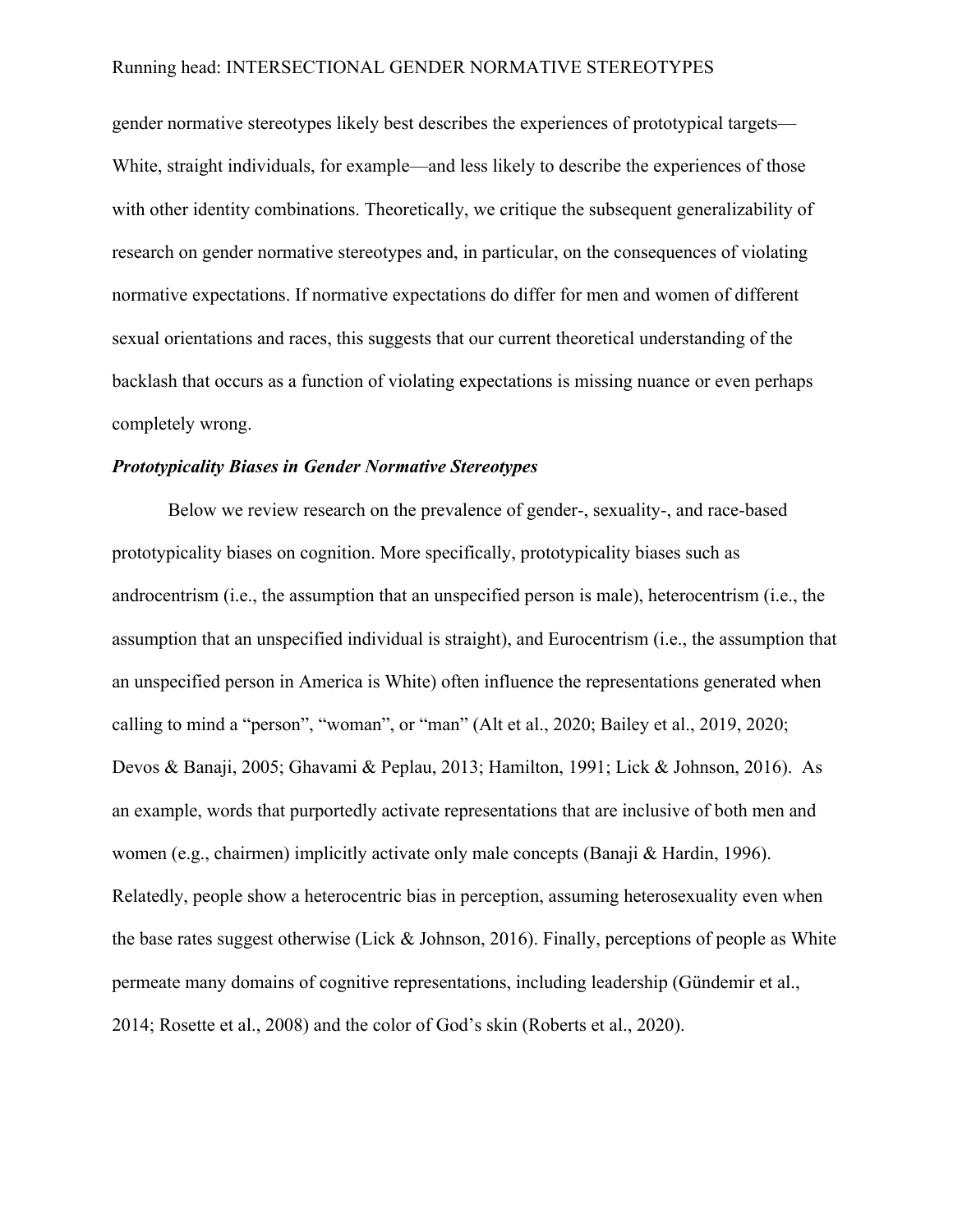gender normative stereotypes likely best describes the experiences of prototypical targets—White, straight individuals, for example—and less likely to describe the experiences of those with other identity combinations. Theoretically, we critique the subsequent generalizability of research on gender normative stereotypes and, in particular, on the consequences of violating normative expectations. If normative expectations do differ for men and women of different sexual orientations and races, this suggests that our current theoretical understanding of the backlash that occurs as a function of violating expectations is missing nuance or even perhaps completely wrong.

### *Prototypicality Biases in Gender Normative Stereotypes*

Below we review research on the prevalence of gender-, sexuality-, and race-based prototypicality biases on cognition. More specifically, prototypicality biases such as androcentrism (i.e., the assumption that an unspecified person is male), heterocentrism (i.e., the assumption that an unspecified individual is straight), and Eurocentrism (i.e., the assumption that an unspecified person in America is White) often influence the representations generated when calling to mind a "person", "woman", or "man" (Alt et al., 2020; Bailey et al., 2019, 2020; Devos & Banaji, 2005; Ghavami & Peplau, 2013; Hamilton, 1991; Lick & Johnson, 2016). As an example, words that purportedly activate representations that are inclusive of both men and women (e.g., chairmen) implicitly activate only male concepts (Banaji & Hardin, 1996). Relatedly, people show a heterocentric bias in perception, assuming heterosexuality even when the base rates suggest otherwise (Lick & Johnson, 2016). Finally, perceptions of people as White permeate many domains of cognitive representations, including leadership (Gündemir et al., 2014; Rosette et al., 2008) and the color of God's skin (Roberts et al., 2020).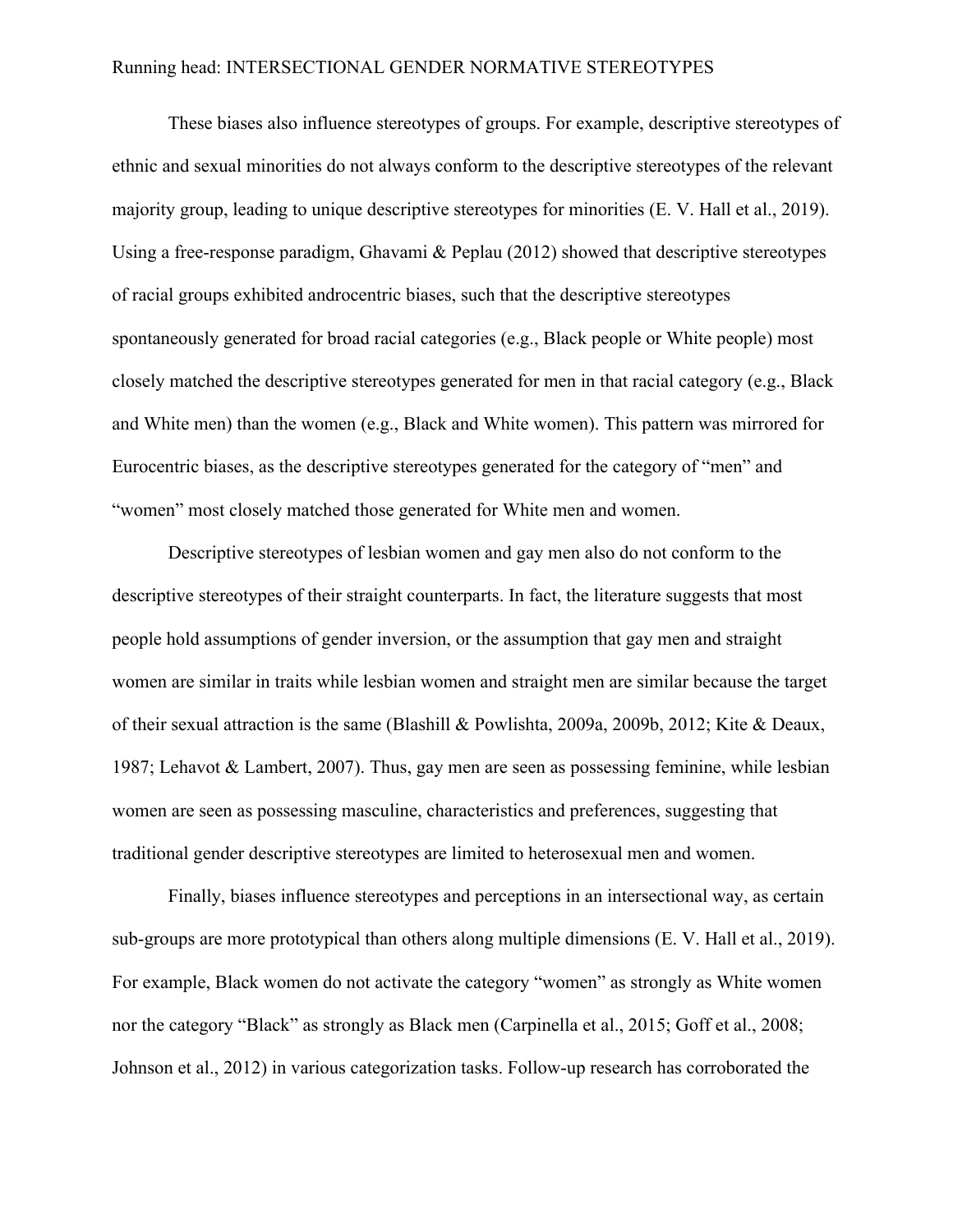These biases also influence stereotypes of groups. For example, descriptive stereotypes of ethnic and sexual minorities do not always conform to the descriptive stereotypes of the relevant majority group, leading to unique descriptive stereotypes for minorities (E. V. Hall et al., 2019). Using a free-response paradigm, Ghavami & Peplau (2012) showed that descriptive stereotypes of racial groups exhibited androcentric biases, such that the descriptive stereotypes spontaneously generated for broad racial categories (e.g., Black people or White people) most closely matched the descriptive stereotypes generated for men in that racial category (e.g., Black and White men) than the women (e.g., Black and White women). This pattern was mirrored for Eurocentric biases, as the descriptive stereotypes generated for the category of "men" and "women" most closely matched those generated for White men and women.

Descriptive stereotypes of lesbian women and gay men also do not conform to the descriptive stereotypes of their straight counterparts. In fact, the literature suggests that most people hold assumptions of gender inversion, or the assumption that gay men and straight women are similar in traits while lesbian women and straight men are similar because the target of their sexual attraction is the same (Blashill & Powlishta, 2009a, 2009b, 2012; Kite & Deaux, 1987; Lehavot & Lambert, 2007). Thus, gay men are seen as possessing feminine, while lesbian women are seen as possessing masculine, characteristics and preferences, suggesting that traditional gender descriptive stereotypes are limited to heterosexual men and women.

Finally, biases influence stereotypes and perceptions in an intersectional way, as certain sub-groups are more prototypical than others along multiple dimensions (E. V. Hall et al., 2019). For example, Black women do not activate the category "women" as strongly as White women nor the category "Black" as strongly as Black men (Carpinella et al., 2015; Goff et al., 2008; Johnson et al., 2012) in various categorization tasks. Follow-up research has corroborated the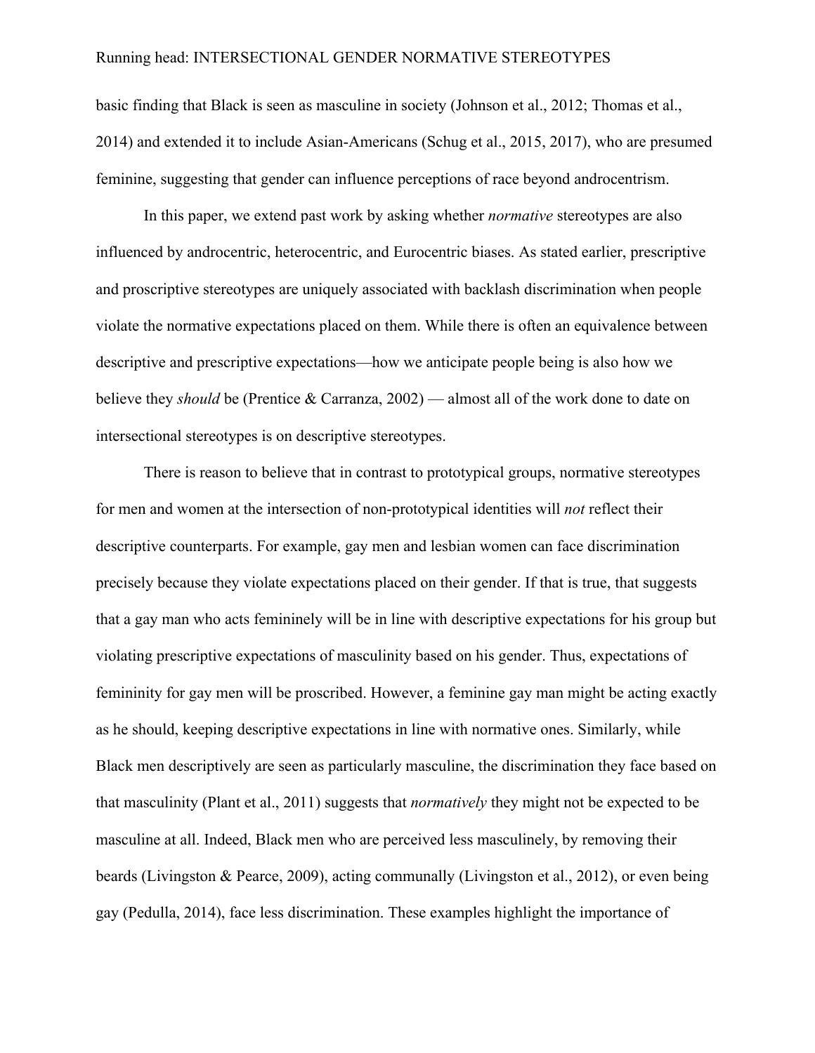basic finding that Black is seen as masculine in society (Johnson et al., 2012; Thomas et al., 2014) and extended it to include Asian-Americans (Schug et al., 2015, 2017), who are presumed feminine, suggesting that gender can influence perceptions of race beyond androcentrism.

In this paper, we extend past work by asking whether *normative* stereotypes are also influenced by androcentric, heterocentric, and Eurocentric biases. As stated earlier, prescriptive and proscriptive stereotypes are uniquely associated with backlash discrimination when people violate the normative expectations placed on them. While there is often an equivalence between descriptive and prescriptive expectations—how we anticipate people being is also how we believe they *should* be (Prentice & Carranza, 2002) — almost all of the work done to date on intersectional stereotypes is on descriptive stereotypes.

There is reason to believe that in contrast to prototypical groups, normative stereotypes for men and women at the intersection of non-prototypical identities will *not* reflect their descriptive counterparts. For example, gay men and lesbian women can face discrimination precisely because they violate expectations placed on their gender. If that is true, that suggests that a gay man who acts femininely will be in line with descriptive expectations for his group but violating prescriptive expectations of masculinity based on his gender. Thus, expectations of femininity for gay men will be proscribed. However, a feminine gay man might be acting exactly as he should, keeping descriptive expectations in line with normative ones. Similarly, while Black men descriptively are seen as particularly masculine, the discrimination they face based on that masculinity (Plant et al., 2011) suggests that *normatively* they might not be expected to be masculine at all. Indeed, Black men who are perceived less masculinely, by removing their beards (Livingston & Pearce, 2009), acting communally (Livingston et al., 2012), or even being gay (Pedulla, 2014), face less discrimination. These examples highlight the importance of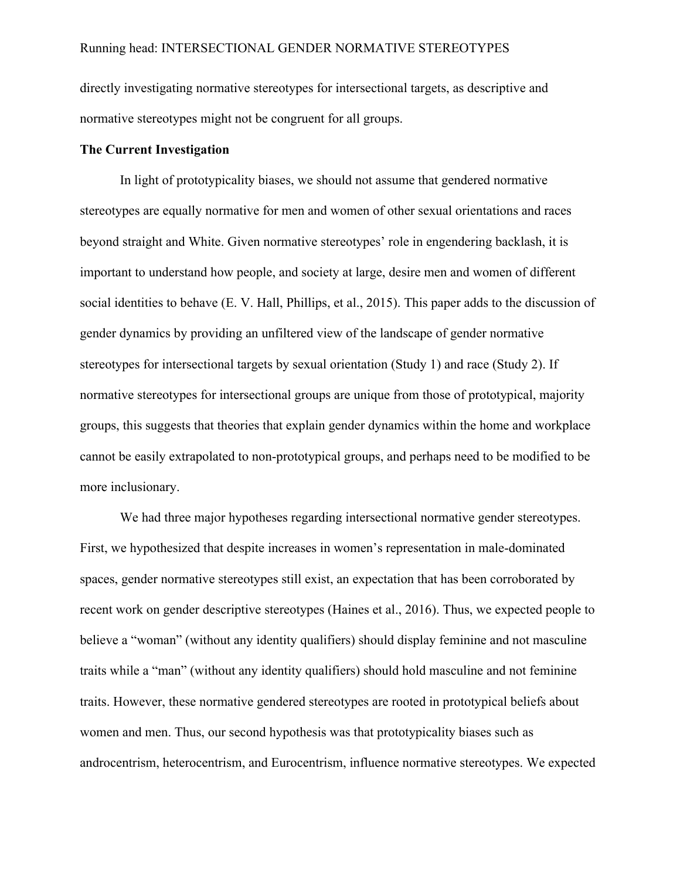directly investigating normative stereotypes for intersectional targets, as descriptive and normative stereotypes might not be congruent for all groups.

### The Current Investigation

In light of prototypicality biases, we should not assume that gendered normative stereotypes are equally normative for men and women of other sexual orientations and races beyond straight and White. Given normative stereotypes' role in engendering backlash, it is important to understand how people, and society at large, desire men and women of different social identities to behave (E. V. Hall, Phillips, et al., 2015). This paper adds to the discussion of gender dynamics by providing an unfiltered view of the landscape of gender normative stereotypes for intersectional targets by sexual orientation (Study 1) and race (Study 2). If normative stereotypes for intersectional groups are unique from those of prototypical, majority groups, this suggests that theories that explain gender dynamics within the home and workplace cannot be easily extrapolated to non-prototypical groups, and perhaps need to be modified to be more inclusionary.

We had three major hypotheses regarding intersectional normative gender stereotypes. First, we hypothesized that despite increases in women's representation in male-dominated spaces, gender normative stereotypes still exist, an expectation that has been corroborated by recent work on gender descriptive stereotypes (Haines et al., 2016). Thus, we expected people to believe a "woman" (without any identity qualifiers) should display feminine and not masculine traits while a "man" (without any identity qualifiers) should hold masculine and not feminine traits. However, these normative gendered stereotypes are rooted in prototypical beliefs about women and men. Thus, our second hypothesis was that prototypicality biases such as androcentrism, heterocentrism, and Eurocentrism, influence normative stereotypes. We expected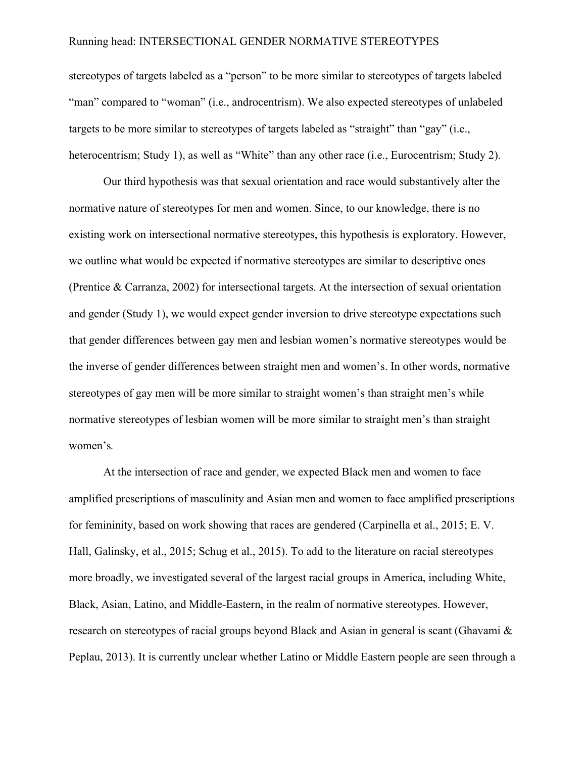stereotypes of targets labeled as a "person" to be more similar to stereotypes of targets labeled "man" compared to "woman" (i.e., androcentrism). We also expected stereotypes of unlabeled targets to be more similar to stereotypes of targets labeled as "straight" than "gay" (i.e., heterocentrism; Study 1), as well as "White" than any other race (i.e., Eurocentrism; Study 2).

Our third hypothesis was that sexual orientation and race would substantively alter the normative nature of stereotypes for men and women. Since, to our knowledge, there is no existing work on intersectional normative stereotypes, this hypothesis is exploratory. However, we outline what would be expected if normative stereotypes are similar to descriptive ones (Prentice & Carranza, 2002) for intersectional targets. At the intersection of sexual orientation and gender (Study 1), we would expect gender inversion to drive stereotype expectations such that gender differences between gay men and lesbian women's normative stereotypes would be the inverse of gender differences between straight men and women's. In other words, normative stereotypes of gay men will be more similar to straight women's than straight men's while normative stereotypes of lesbian women will be more similar to straight men's than straight women's.

At the intersection of race and gender, we expected Black men and women to face amplified prescriptions of masculinity and Asian men and women to face amplified prescriptions for femininity, based on work showing that races are gendered (Carpinella et al., 2015; E. V. Hall, Galinsky, et al., 2015; Schug et al., 2015). To add to the literature on racial stereotypes more broadly, we investigated several of the largest racial groups in America, including White, Black, Asian, Latino, and Middle-Eastern, in the realm of normative stereotypes. However, research on stereotypes of racial groups beyond Black and Asian in general is scant (Ghavami & Peplau, 2013). It is currently unclear whether Latino or Middle Eastern people are seen through a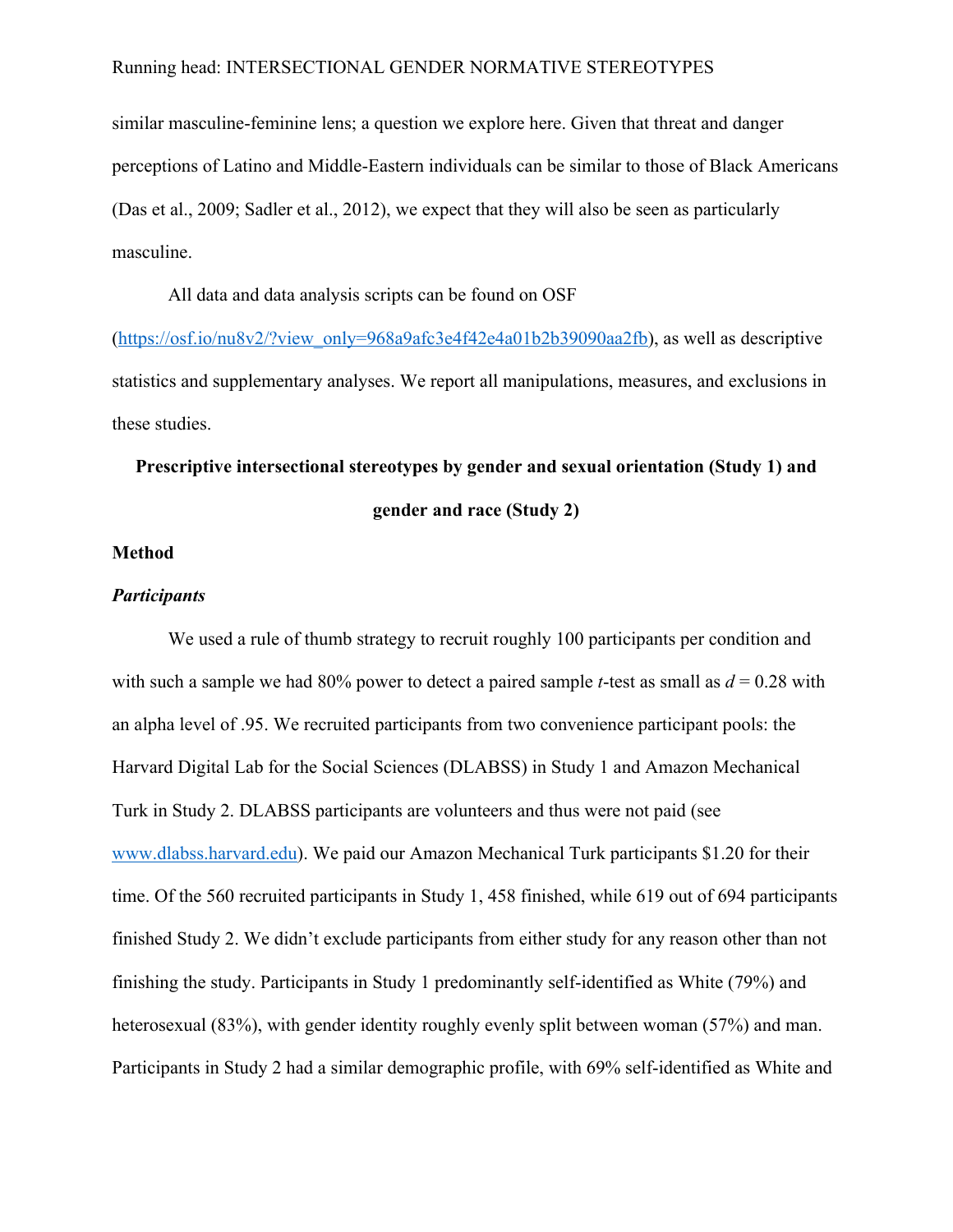similar masculine-feminine lens; a question we explore here. Given that threat and danger perceptions of Latino and Middle-Eastern individuals can be similar to those of Black Americans (Das et al., 2009; Sadler et al., 2012), we expect that they will also be seen as particularly masculine.

All data and data analysis scripts can be found on OSF (https://osf.io/nu8v2/?view_only=968a9afc3e4f42e4a01b2b39090aa2fb), as well as descriptive statistics and supplementary analyses. We report all manipulations, measures, and exclusions in these studies.

## Prescriptive intersectional stereotypes by gender and sexual orientation (Study 1) and gender and race (Study 2)

### Method

#### *Participants*

We used a rule of thumb strategy to recruit roughly 100 participants per condition and with such a sample we had 80% power to detect a paired sample *t*-test as small as $d = 0.28$ with an alpha level of .95. We recruited participants from two convenience participant pools: the Harvard Digital Lab for the Social Sciences (DLABSS) in Study 1 and Amazon Mechanical Turk in Study 2. DLABSS participants are volunteers and thus were not paid (see www.dlabss.harvard.edu). We paid our Amazon Mechanical Turk participants $1.20 for their time. Of the 560 recruited participants in Study 1, 458 finished, while 619 out of 694 participants finished Study 2. We didn't exclude participants from either study for any reason other than not finishing the study. Participants in Study 1 predominantly self-identified as White (79%) and heterosexual (83%), with gender identity roughly evenly split between woman (57%) and man. Participants in Study 2 had a similar demographic profile, with 69% self-identified as White and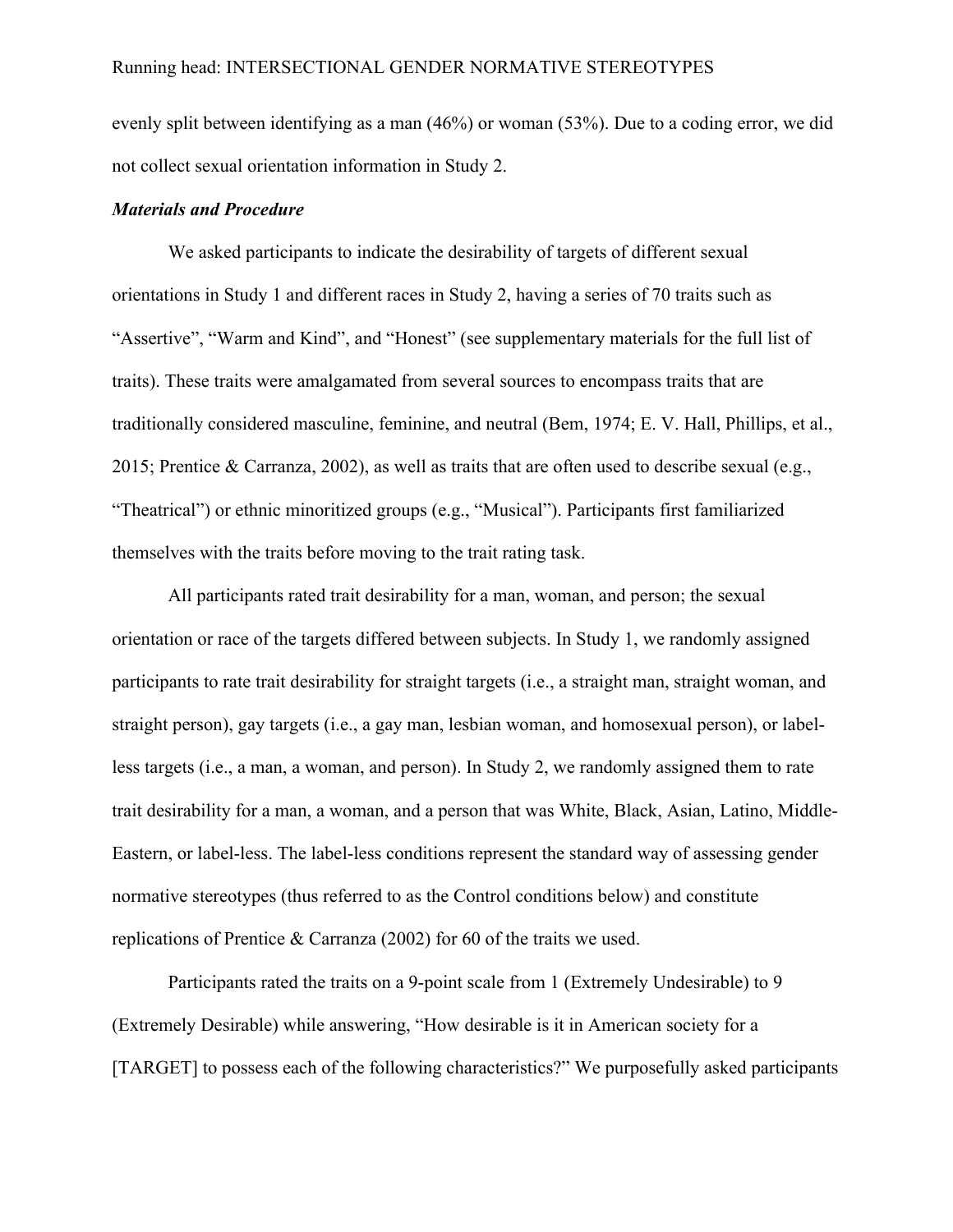evenly split between identifying as a man (46%) or woman (53%). Due to a coding error, we did not collect sexual orientation information in Study 2.

### *Materials and Procedure*

We asked participants to indicate the desirability of targets of different sexual orientations in Study 1 and different races in Study 2, having a series of 70 traits such as "Assertive", "Warm and Kind", and "Honest" (see supplementary materials for the full list of traits). These traits were amalgamated from several sources to encompass traits that are traditionally considered masculine, feminine, and neutral (Bem, 1974; E. V. Hall, Phillips, et al., 2015; Prentice & Carranza, 2002), as well as traits that are often used to describe sexual (e.g., "Theatrical") or ethnic minoritized groups (e.g., "Musical"). Participants first familiarized themselves with the traits before moving to the trait rating task.

All participants rated trait desirability for a man, woman, and person; the sexual orientation or race of the targets differed between subjects. In Study 1, we randomly assigned participants to rate trait desirability for straight targets (i.e., a straight man, straight woman, and straight person), gay targets (i.e., a gay man, lesbian woman, and homosexual person), or label-less targets (i.e., a man, a woman, and person). In Study 2, we randomly assigned them to rate trait desirability for a man, a woman, and a person that was White, Black, Asian, Latino, Middle-Eastern, or label-less. The label-less conditions represent the standard way of assessing gender normative stereotypes (thus referred to as the Control conditions below) and constitute replications of Prentice & Carranza (2002) for 60 of the traits we used.

Participants rated the traits on a 9-point scale from 1 (Extremely Undesirable) to 9 (Extremely Desirable) while answering, "How desirable is it in American society for a [TARGET] to possess each of the following characteristics?" We purposefully asked participants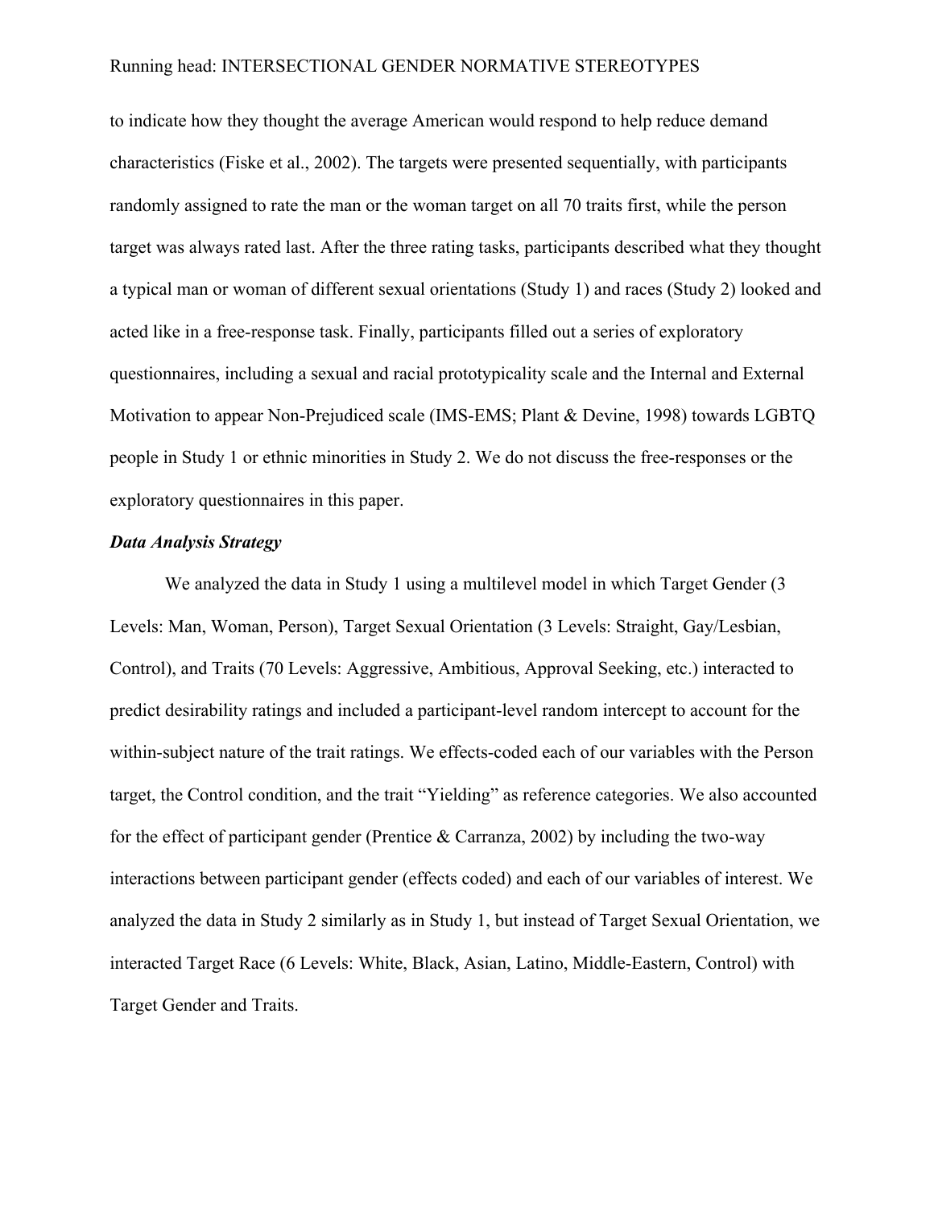to indicate how they thought the average American would respond to help reduce demand characteristics (Fiske et al., 2002). The targets were presented sequentially, with participants randomly assigned to rate the man or the woman target on all 70 traits first, while the person target was always rated last. After the three rating tasks, participants described what they thought a typical man or woman of different sexual orientations (Study 1) and races (Study 2) looked and acted like in a free-response task. Finally, participants filled out a series of exploratory questionnaires, including a sexual and racial prototypicality scale and the Internal and External Motivation to appear Non-Prejudiced scale (IMS-EMS; Plant & Devine, 1998) towards LGBTQ people in Study 1 or ethnic minorities in Study 2. We do not discuss the free-responses or the exploratory questionnaires in this paper.

***Data Analysis Strategy***

We analyzed the data in Study 1 using a multilevel model in which Target Gender (3 Levels: Man, Woman, Person), Target Sexual Orientation (3 Levels: Straight, Gay/Lesbian, Control), and Traits (70 Levels: Aggressive, Ambitious, Approval Seeking, etc.) interacted to predict desirability ratings and included a participant-level random intercept to account for the within-subject nature of the trait ratings. We effects-coded each of our variables with the Person target, the Control condition, and the trait "Yielding" as reference categories. We also accounted for the effect of participant gender (Prentice & Carranza, 2002) by including the two-way interactions between participant gender (effects coded) and each of our variables of interest. We analyzed the data in Study 2 similarly as in Study 1, but instead of Target Sexual Orientation, we interacted Target Race (6 Levels: White, Black, Asian, Latino, Middle-Eastern, Control) with Target Gender and Traits.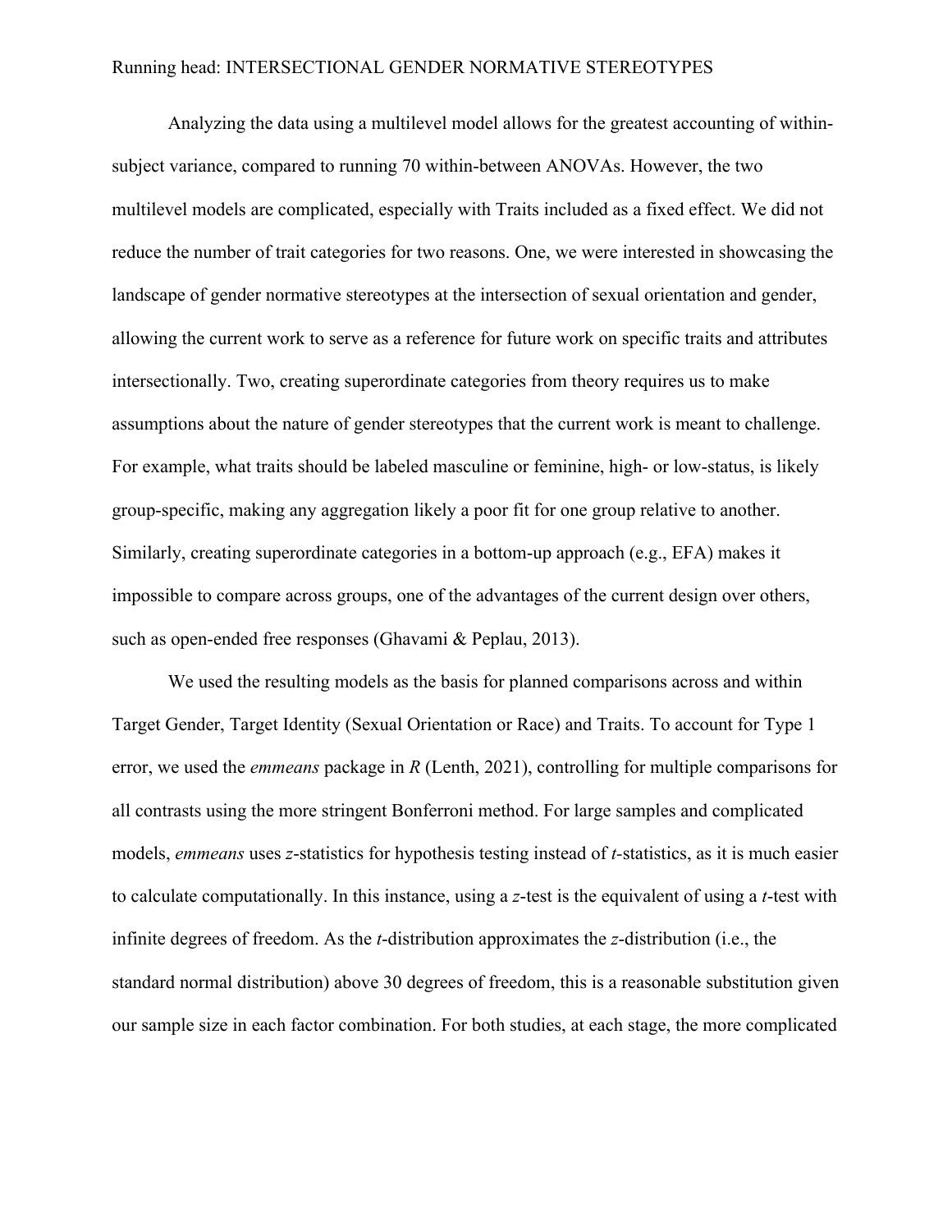Analyzing the data using a multilevel model allows for the greatest accounting of within-subject variance, compared to running 70 within-between ANOVAs. However, the two multilevel models are complicated, especially with Traits included as a fixed effect. We did not reduce the number of trait categories for two reasons. One, we were interested in showcasing the landscape of gender normative stereotypes at the intersection of sexual orientation and gender, allowing the current work to serve as a reference for future work on specific traits and attributes intersectionally. Two, creating superordinate categories from theory requires us to make assumptions about the nature of gender stereotypes that the current work is meant to challenge. For example, what traits should be labeled masculine or feminine, high- or low-status, is likely group-specific, making any aggregation likely a poor fit for one group relative to another. Similarly, creating superordinate categories in a bottom-up approach (e.g., EFA) makes it impossible to compare across groups, one of the advantages of the current design over others, such as open-ended free responses (Ghavami & Peplau, 2013).

We used the resulting models as the basis for planned comparisons across and within Target Gender, Target Identity (Sexual Orientation or Race) and Traits. To account for Type 1 error, we used the *emmeans* package in *R* (Lenth, 2021), controlling for multiple comparisons for all contrasts using the more stringent Bonferroni method. For large samples and complicated models, *emmeans* uses *z*-statistics for hypothesis testing instead of *t*-statistics, as it is much easier to calculate computationally. In this instance, using a *z*-test is the equivalent of using a *t*-test with infinite degrees of freedom. As the *t*-distribution approximates the *z*-distribution (i.e., the standard normal distribution) above 30 degrees of freedom, this is a reasonable substitution given our sample size in each factor combination. For both studies, at each stage, the more complicated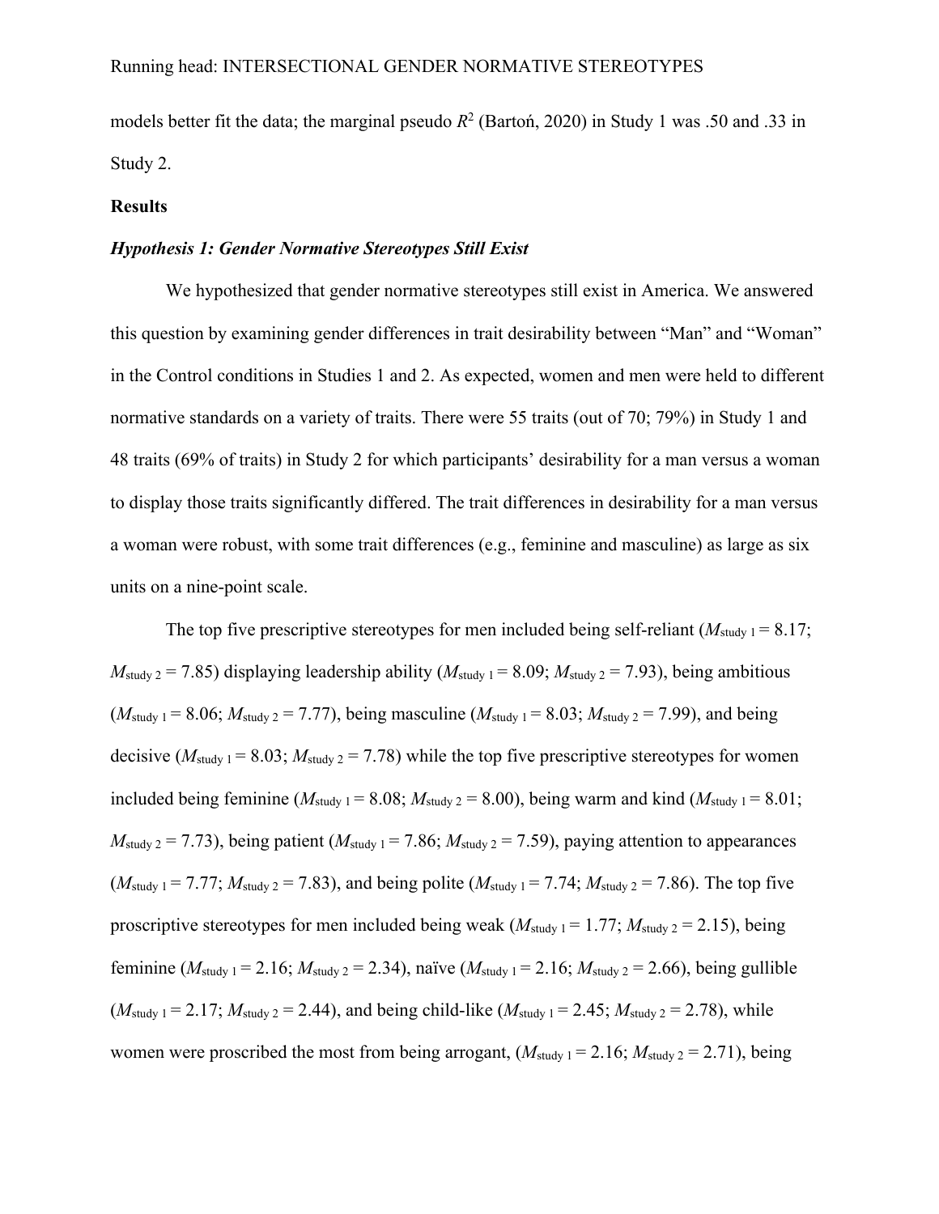models better fit the data; the marginal pseudo $R^2$ (Bartoń, 2020) in Study 1 was .50 and .33 in Study 2.

## Results

### *Hypothesis 1: Gender Normative Stereotypes Still Exist*

We hypothesized that gender normative stereotypes still exist in America. We answered this question by examining gender differences in trait desirability between "Man" and "Woman" in the Control conditions in Studies 1 and 2. As expected, women and men were held to different normative standards on a variety of traits. There were 55 traits (out of 70; 79%) in Study 1 and 48 traits (69% of traits) in Study 2 for which participants' desirability for a man versus a woman to display those traits significantly differed. The trait differences in desirability for a man versus a woman were robust, with some trait differences (e.g., feminine and masculine) as large as six units on a nine-point scale.

The top five prescriptive stereotypes for men included being self-reliant ($M_{\text{study 1}} = 8.17$; $M_{\text{study 2}} = 7.85$) displaying leadership ability ($M_{\text{study 1}} = 8.09$; $M_{\text{study 2}} = 7.93$), being ambitious ($M_{\text{study 1}} = 8.06$; $M_{\text{study 2}} = 7.77$), being masculine ($M_{\text{study 1}} = 8.03$; $M_{\text{study 2}} = 7.99$), and being decisive ($M_{\text{study 1}} = 8.03$; $M_{\text{study 2}} = 7.78$) while the top five prescriptive stereotypes for women included being feminine ($M_{\text{study 1}} = 8.08$; $M_{\text{study 2}} = 8.00$), being warm and kind ($M_{\text{study 1}} = 8.01$; $M_{\text{study 2}} = 7.73$), being patient ($M_{\text{study 1}} = 7.86$; $M_{\text{study 2}} = 7.59$), paying attention to appearances ($M_{\text{study 1}} = 7.77$; $M_{\text{study 2}} = 7.83$), and being polite ($M_{\text{study 1}} = 7.74$; $M_{\text{study 2}} = 7.86$). The top five proscriptive stereotypes for men included being weak ($M_{\text{study 1}} = 1.77$; $M_{\text{study 2}} = 2.15$), being feminine ($M_{\text{study 1}} = 2.16$; $M_{\text{study 2}} = 2.34$), naïve ($M_{\text{study 1}} = 2.16$; $M_{\text{study 2}} = 2.66$), being gullible ($M_{\text{study 1}} = 2.17$; $M_{\text{study 2}} = 2.44$), and being child-like ($M_{\text{study 1}} = 2.45$; $M_{\text{study 2}} = 2.78$), while women were proscribed the most from being arrogant, ($M_{\text{study 1}} = 2.16$; $M_{\text{study 2}} = 2.71$), being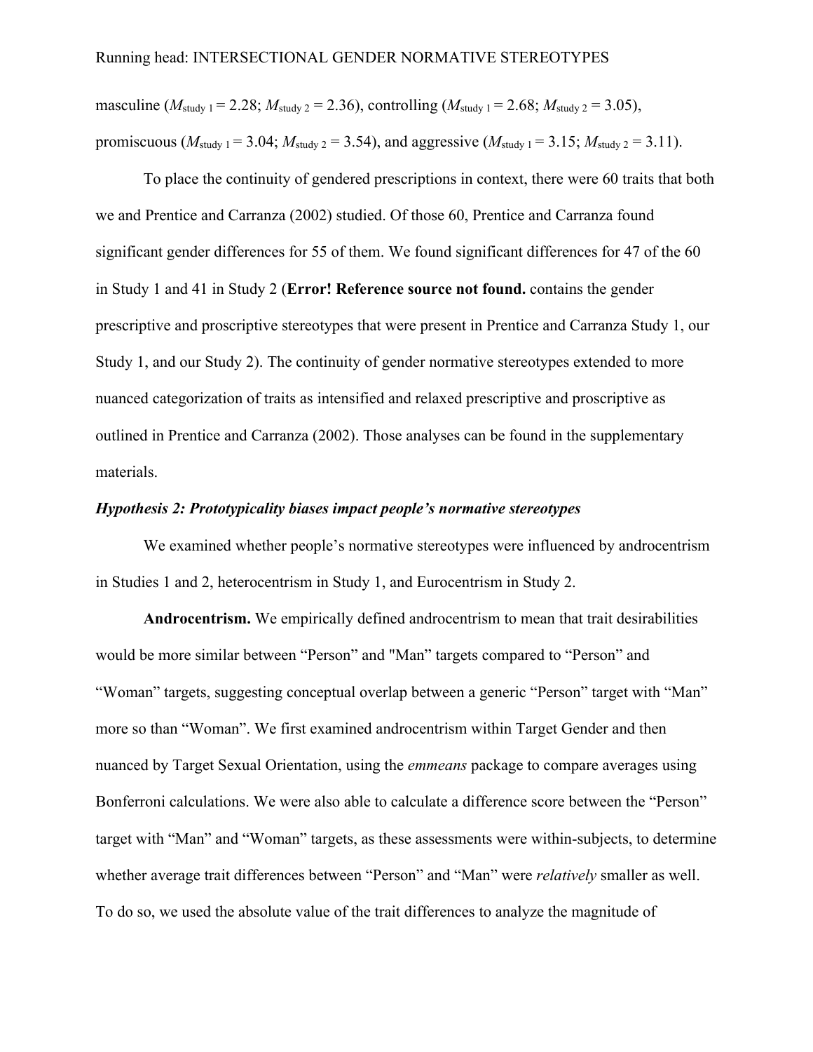masculine ($M_{\text{study 1}}$ = 2.28; $M_{\text{study 2}}$ = 2.36), controlling ($M_{\text{study 1}}$ = 2.68; $M_{\text{study 2}}$ = 3.05), promiscuous ($M_{\text{study 1}}$ = 3.04; $M_{\text{study 2}}$ = 3.54), and aggressive ($M_{\text{study 1}}$ = 3.15; $M_{\text{study 2}}$ = 3.11).

To place the continuity of gendered prescriptions in context, there were 60 traits that both we and Prentice and Carranza (2002) studied. Of those 60, Prentice and Carranza found significant gender differences for 55 of them. We found significant differences for 47 of the 60 in Study 1 and 41 in Study 2 (**Error! Reference source not found.** contains the gender prescriptive and proscriptive stereotypes that were present in Prentice and Carranza Study 1, our Study 1, and our Study 2). The continuity of gender normative stereotypes extended to more nuanced categorization of traits as intensified and relaxed prescriptive and proscriptive as outlined in Prentice and Carranza (2002). Those analyses can be found in the supplementary materials.

### *Hypothesis 2: Prototypicality biases impact people's normative stereotypes*

We examined whether people's normative stereotypes were influenced by androcentrism in Studies 1 and 2, heterocentrism in Study 1, and Eurocentrism in Study 2.

**Androcentrism.** We empirically defined androcentrism to mean that trait desirabilities would be more similar between "Person" and "Man" targets compared to "Person" and "Woman" targets, suggesting conceptual overlap between a generic "Person" target with "Man" more so than "Woman". We first examined androcentrism within Target Gender and then nuanced by Target Sexual Orientation, using the *emmeans* package to compare averages using Bonferroni calculations. We were also able to calculate a difference score between the "Person" target with "Man" and "Woman" targets, as these assessments were within-subjects, to determine whether average trait differences between "Person" and "Man" were *relatively* smaller as well. To do so, we used the absolute value of the trait differences to analyze the magnitude of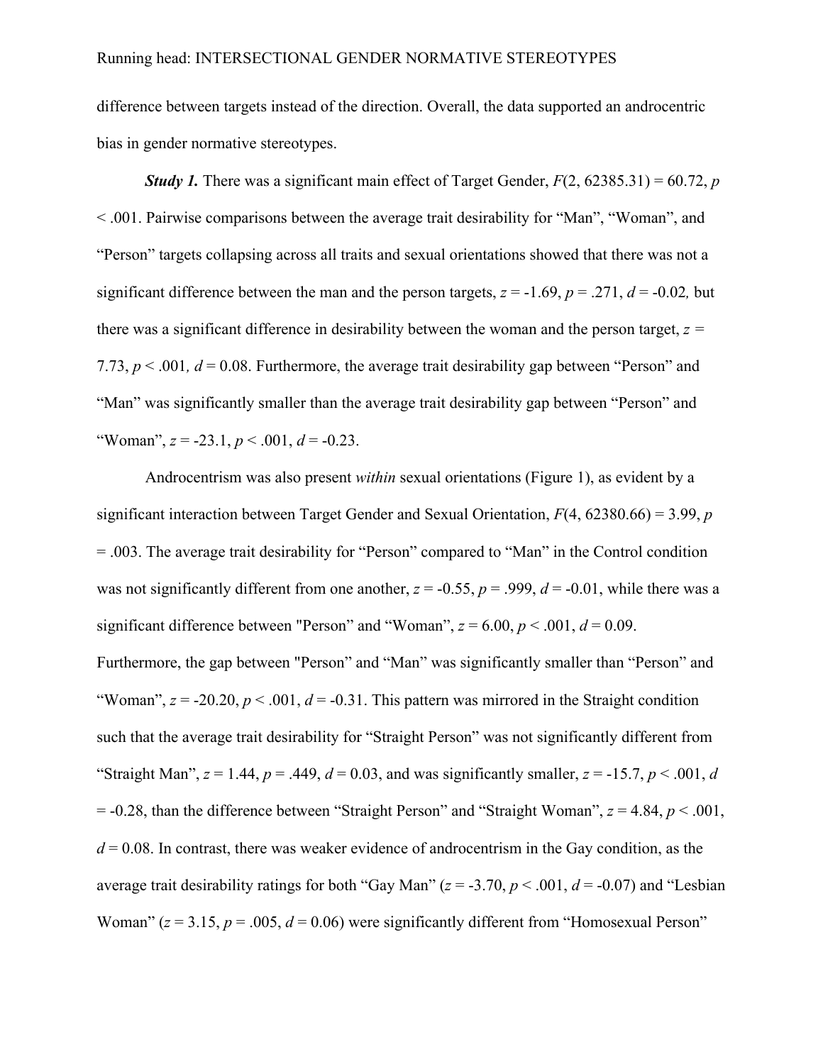difference between targets instead of the direction. Overall, the data supported an androcentric bias in gender normative stereotypes.

***Study 1.*** There was a significant main effect of Target Gender, $F(2, 62385.31) = 60.72$, $p < .001$. Pairwise comparisons between the average trait desirability for "Man", "Woman", and "Person" targets collapsing across all traits and sexual orientations showed that there was not a significant difference between the man and the person targets, $z = -1.69$, $p = .271$, $d = -0.02$, but there was a significant difference in desirability between the woman and the person target, $z = 7.73$, $p < .001$, $d = 0.08$. Furthermore, the average trait desirability gap between "Person" and "Man" was significantly smaller than the average trait desirability gap between "Person" and "Woman", $z = -23.1$, $p < .001$, $d = -0.23$.

Androcentrism was also present *within* sexual orientations (Figure 1), as evident by a significant interaction between Target Gender and Sexual Orientation, $F(4, 62380.66) = 3.99$, $p = .003$. The average trait desirability for "Person" compared to "Man" in the Control condition was not significantly different from one another, $z = -0.55$, $p = .999$, $d = -0.01$, while there was a significant difference between "Person" and "Woman", $z = 6.00$, $p < .001$, $d = 0.09$. Furthermore, the gap between "Person" and "Man" was significantly smaller than "Person" and "Woman", $z = -20.20$, $p < .001$, $d = -0.31$. This pattern was mirrored in the Straight condition such that the average trait desirability for "Straight Person" was not significantly different from "Straight Man", $z = 1.44$, $p = .449$, $d = 0.03$, and was significantly smaller, $z = -15.7$, $p < .001$, $d = -0.28$, than the difference between "Straight Person" and "Straight Woman", $z = 4.84$, $p < .001$, $d = 0.08$. In contrast, there was weaker evidence of androcentrism in the Gay condition, as the average trait desirability ratings for both "Gay Man" ($z = -3.70$, $p < .001$, $d = -0.07$) and "Lesbian Woman" ($z = 3.15$, $p = .005$, $d = 0.06$) were significantly different from "Homosexual Person"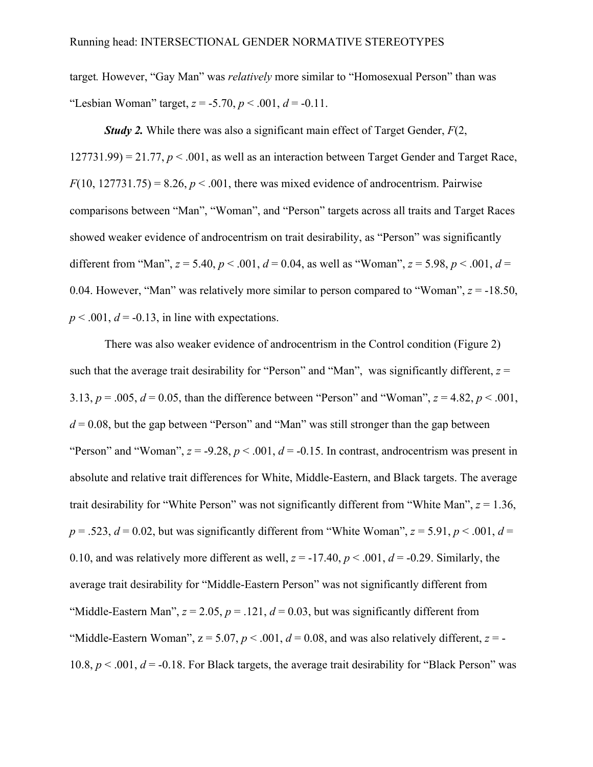target*.* However, "Gay Man" was *relatively* more similar to "Homosexual Person" than was "Lesbian Woman" target, $z = -5.70$, $p < .001$, $d = -0.11$.

***Study 2.*** While there was also a significant main effect of Target Gender, $F(2, 127731.99) = 21.77$, $p < .001$, as well as an interaction between Target Gender and Target Race, $F(10, 127731.75) = 8.26$, $p < .001$, there was mixed evidence of androcentrism. Pairwise comparisons between "Man", "Woman", and "Person" targets across all traits and Target Races showed weaker evidence of androcentrism on trait desirability, as "Person" was significantly different from "Man", $z = 5.40$, $p < .001$, $d = 0.04$, as well as "Woman", $z = 5.98$, $p < .001$, $d = 0.04$. However, "Man" was relatively more similar to person compared to "Woman", $z = -18.50$, $p < .001$, $d = -0.13$, in line with expectations.

There was also weaker evidence of androcentrism in the Control condition (Figure 2) such that the average trait desirability for "Person" and "Man", was significantly different, $z = 3.13$, $p = .005$, $d = 0.05$, than the difference between "Person" and "Woman", $z = 4.82$, $p < .001$, $d = 0.08$, but the gap between "Person" and "Man" was still stronger than the gap between "Person" and "Woman", $z = -9.28$, $p < .001$, $d = -0.15$. In contrast, androcentrism was present in absolute and relative trait differences for White, Middle-Eastern, and Black targets. The average trait desirability for "White Person" was not significantly different from "White Man", $z = 1.36$, $p = .523$, $d = 0.02$, but was significantly different from "White Woman", $z = 5.91$, $p < .001$, $d = 0.10$, and was relatively more different as well, $z = -17.40$, $p < .001$, $d = -0.29$. Similarly, the average trait desirability for "Middle-Eastern Person" was not significantly different from "Middle-Eastern Man", $z = 2.05$, $p = .121$, $d = 0.03$, but was significantly different from "Middle-Eastern Woman", $z = 5.07$, $p < .001$, $d = 0.08$, and was also relatively different, $z = -10.8$, $p < .001$, $d = -0.18$. For Black targets, the average trait desirability for "Black Person" was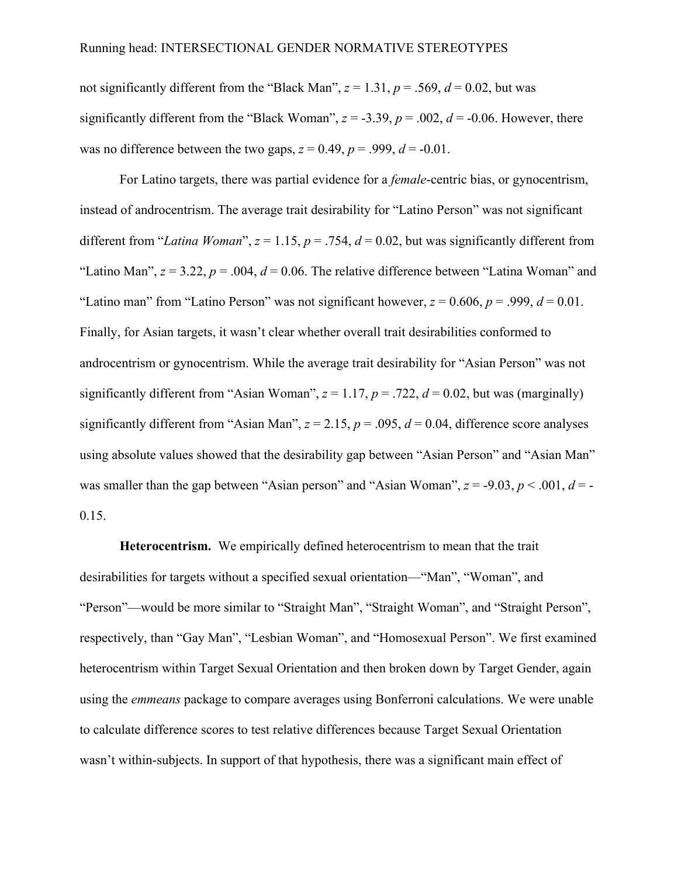not significantly different from the “Black Man”, $z = 1.31$, $p = .569$, $d = 0.02$, but was significantly different from the “Black Woman”, $z = -3.39$, $p = .002$, $d = -0.06$. However, there was no difference between the two gaps, $z = 0.49$, $p = .999$, $d = -0.01$.

For Latino targets, there was partial evidence for a *female*-centric bias, or gynocentrism, instead of androcentrism. The average trait desirability for “Latino Person” was not significant different from “*Latina Woman*”, $z = 1.15$, $p = .754$, $d = 0.02$, but was significantly different from “Latino Man”, $z = 3.22$, $p = .004$, $d = 0.06$. The relative difference between “Latina Woman” and “Latino man” from “Latino Person” was not significant however, $z = 0.606$, $p = .999$, $d = 0.01$. Finally, for Asian targets, it wasn’t clear whether overall trait desirabilities conformed to androcentrism or gynocentrism. While the average trait desirability for “Asian Person” was not significantly different from “Asian Woman”, $z = 1.17$, $p = .722$, $d = 0.02$, but was (marginally) significantly different from “Asian Man”, $z = 2.15$, $p = .095$, $d = 0.04$, difference score analyses using absolute values showed that the desirability gap between “Asian Person” and “Asian Man” was smaller than the gap between “Asian person” and “Asian Woman”, $z = -9.03$, $p < .001$, $d = -0.15$.

**Heterocentrism.** We empirically defined heterocentrism to mean that the trait desirabilities for targets without a specified sexual orientation—“Man”, “Woman”, and “Person”—would be more similar to “Straight Man”, “Straight Woman”, and “Straight Person”, respectively, than “Gay Man”, “Lesbian Woman”, and “Homosexual Person”. We first examined heterocentrism within Target Sexual Orientation and then broken down by Target Gender, again using the *emmeans* package to compare averages using Bonferroni calculations. We were unable to calculate difference scores to test relative differences because Target Sexual Orientation wasn’t within-subjects. In support of that hypothesis, there was a significant main effect of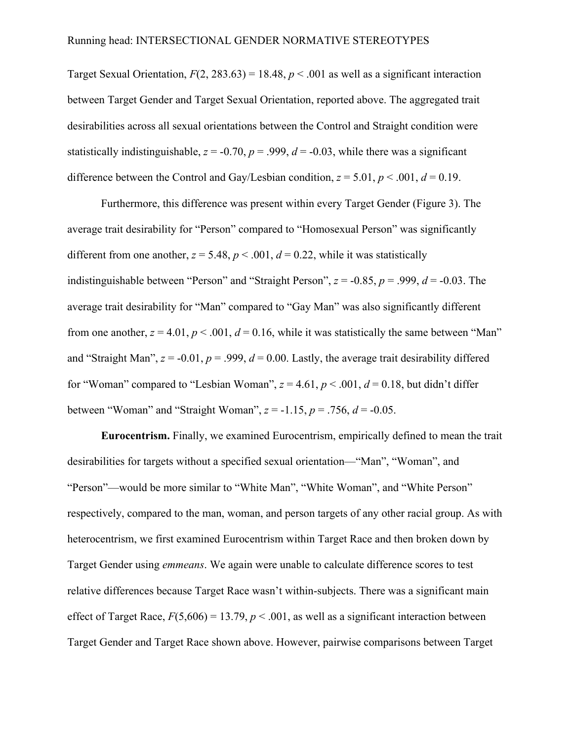Target Sexual Orientation, $F(2, 283.63) = 18.48$, $p < .001$ as well as a significant interaction between Target Gender and Target Sexual Orientation, reported above. The aggregated trait desirabilities across all sexual orientations between the Control and Straight condition were statistically indistinguishable, $z = -0.70$, $p = .999$, $d = -0.03$, while there was a significant difference between the Control and Gay/Lesbian condition, $z = 5.01$, $p < .001$, $d = 0.19$.

Furthermore, this difference was present within every Target Gender (Figure 3). The average trait desirability for "Person" compared to "Homosexual Person" was significantly different from one another, $z = 5.48$, $p < .001$, $d = 0.22$, while it was statistically indistinguishable between "Person" and "Straight Person", $z = -0.85$, $p = .999$, $d = -0.03$. The average trait desirability for "Man" compared to "Gay Man" was also significantly different from one another, $z = 4.01$, $p < .001$, $d = 0.16$, while it was statistically the same between "Man" and "Straight Man", $z = -0.01$, $p = .999$, $d = 0.00$. Lastly, the average trait desirability differed for "Woman" compared to "Lesbian Woman", $z = 4.61$, $p < .001$, $d = 0.18$, but didn't differ between "Woman" and "Straight Woman", $z = -1.15$, $p = .756$, $d = -0.05$.

**Eurocentrism.** Finally, we examined Eurocentrism, empirically defined to mean the trait desirabilities for targets without a specified sexual orientation—"Man", "Woman", and "Person"—would be more similar to "White Man", "White Woman", and "White Person" respectively, compared to the man, woman, and person targets of any other racial group. As with heterocentrism, we first examined Eurocentrism within Target Race and then broken down by Target Gender using *emmeans*. We again were unable to calculate difference scores to test relative differences because Target Race wasn't within-subjects. There was a significant main effect of Target Race, $F(5,606) = 13.79$, $p < .001$, as well as a significant interaction between Target Gender and Target Race shown above. However, pairwise comparisons between Target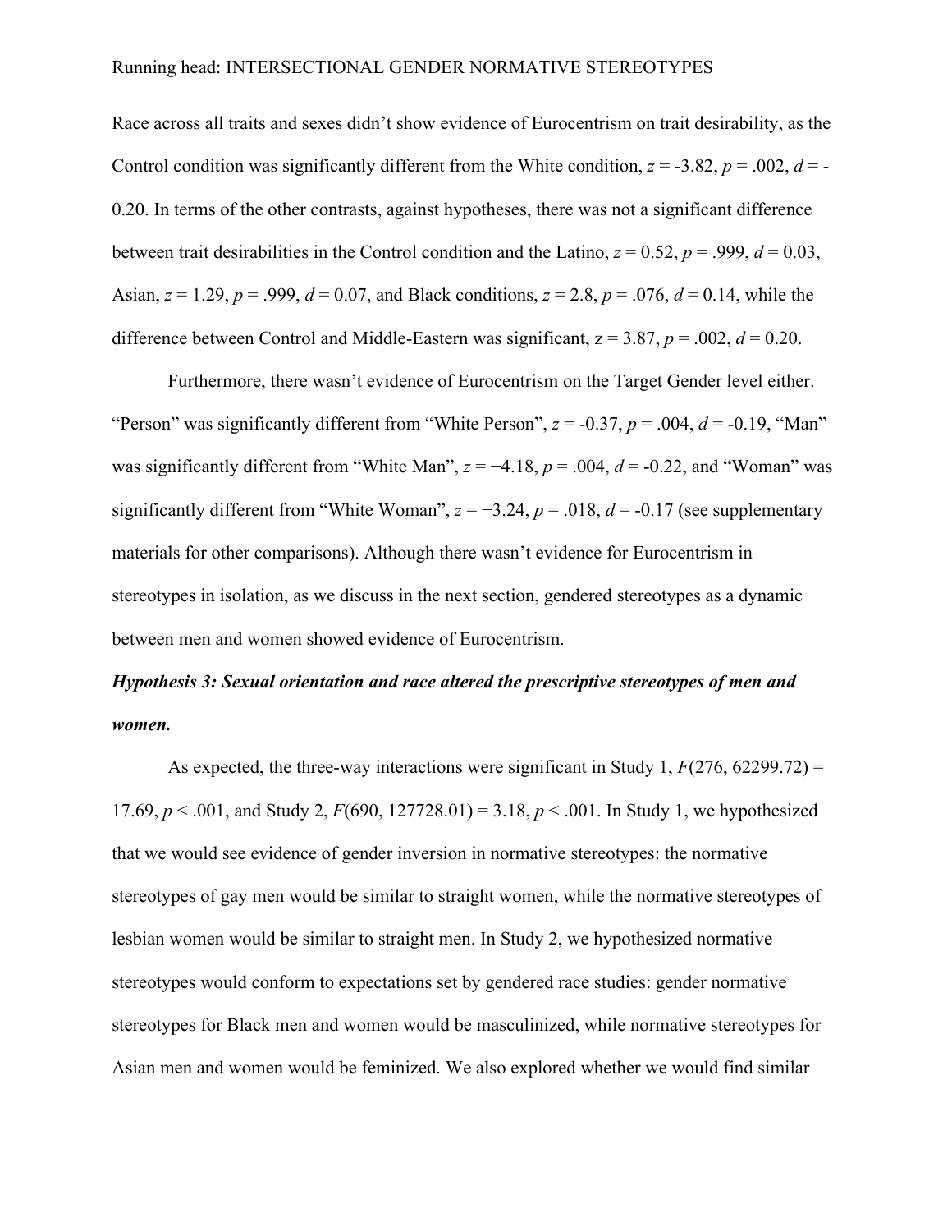Race across all traits and sexes didn't show evidence of Eurocentrism on trait desirability, as the Control condition was significantly different from the White condition, $z = -3.82$, $p = .002$, $d = -0.20$. In terms of the other contrasts, against hypotheses, there was not a significant difference between trait desirabilities in the Control condition and the Latino, $z = 0.52$, $p = .999$, $d = 0.03$, Asian, $z = 1.29$, $p = .999$, $d = 0.07$, and Black conditions, $z = 2.8$, $p = .076$, $d = 0.14$, while the difference between Control and Middle-Eastern was significant, $z = 3.87$, $p = .002$, $d = 0.20$.

Furthermore, there wasn't evidence of Eurocentrism on the Target Gender level either. "Person" was significantly different from "White Person", $z = -0.37$, $p = .004$, $d = -0.19$, "Man" was significantly different from "White Man", $z = -4.18$, $p = .004$, $d = -0.22$, and "Woman" was significantly different from "White Woman", $z = -3.24$, $p = .018$, $d = -0.17$ (see supplementary materials for other comparisons). Although there wasn't evidence for Eurocentrism in stereotypes in isolation, as we discuss in the next section, gendered stereotypes as a dynamic between men and women showed evidence of Eurocentrism.

***Hypothesis 3: Sexual orientation and race altered the prescriptive stereotypes of men and women.***

As expected, the three-way interactions were significant in Study 1, $F(276, 62299.72) = 17.69$, $p < .001$, and Study 2, $F(690, 127728.01) = 3.18$, $p < .001$. In Study 1, we hypothesized that we would see evidence of gender inversion in normative stereotypes: the normative stereotypes of gay men would be similar to straight women, while the normative stereotypes of lesbian women would be similar to straight men. In Study 2, we hypothesized normative stereotypes would conform to expectations set by gendered race studies: gender normative stereotypes for Black men and women would be masculinized, while normative stereotypes for Asian men and women would be feminized. We also explored whether we would find similar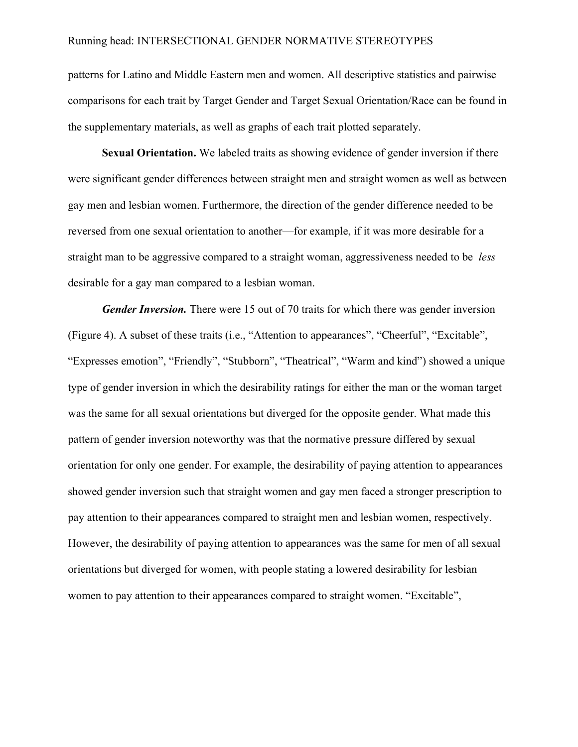patterns for Latino and Middle Eastern men and women. All descriptive statistics and pairwise comparisons for each trait by Target Gender and Target Sexual Orientation/Race can be found in the supplementary materials, as well as graphs of each trait plotted separately.

**Sexual Orientation.** We labeled traits as showing evidence of gender inversion if there were significant gender differences between straight men and straight women as well as between gay men and lesbian women. Furthermore, the direction of the gender difference needed to be reversed from one sexual orientation to another—for example, if it was more desirable for a straight man to be aggressive compared to a straight woman, aggressiveness needed to be *less* desirable for a gay man compared to a lesbian woman.

***Gender Inversion.*** There were 15 out of 70 traits for which there was gender inversion (Figure 4). A subset of these traits (i.e., "Attention to appearances", "Cheerful", "Excitable", "Expresses emotion", "Friendly", "Stubborn", "Theatrical", "Warm and kind") showed a unique type of gender inversion in which the desirability ratings for either the man or the woman target was the same for all sexual orientations but diverged for the opposite gender. What made this pattern of gender inversion noteworthy was that the normative pressure differed by sexual orientation for only one gender. For example, the desirability of paying attention to appearances showed gender inversion such that straight women and gay men faced a stronger prescription to pay attention to their appearances compared to straight men and lesbian women, respectively. However, the desirability of paying attention to appearances was the same for men of all sexual orientations but diverged for women, with people stating a lowered desirability for lesbian women to pay attention to their appearances compared to straight women. "Excitable",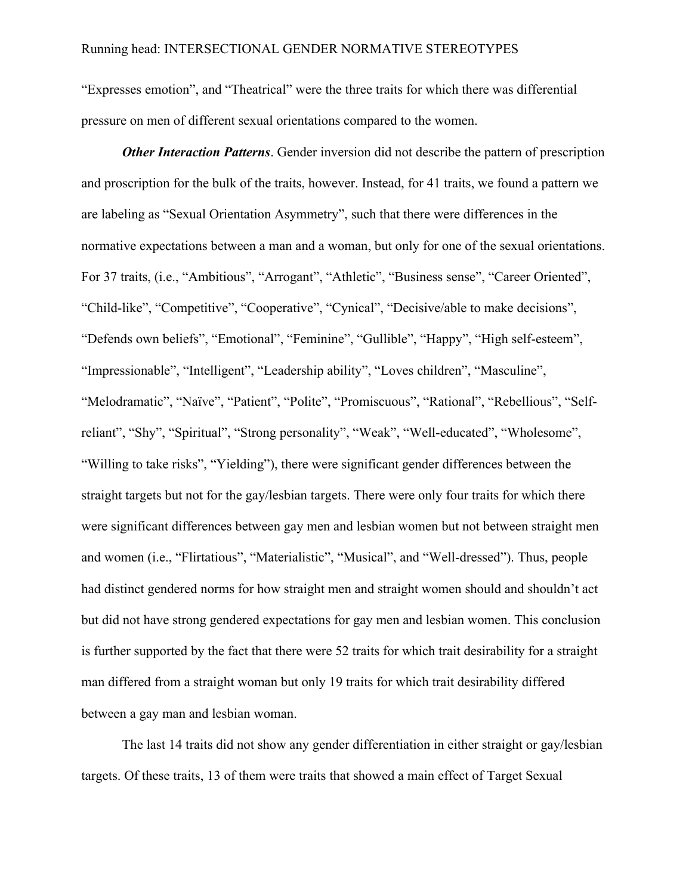“Expresses emotion”, and “Theatrical” were the three traits for which there was differential pressure on men of different sexual orientations compared to the women.

***Other Interaction Patterns***. Gender inversion did not describe the pattern of prescription and proscription for the bulk of the traits, however. Instead, for 41 traits, we found a pattern we are labeling as “Sexual Orientation Asymmetry”, such that there were differences in the normative expectations between a man and a woman, but only for one of the sexual orientations. For 37 traits, (i.e., “Ambitious”, “Arrogant”, “Athletic”, “Business sense”, “Career Oriented”, “Child-like”, “Competitive”, “Cooperative”, “Cynical”, “Decisive/able to make decisions”, “Defends own beliefs”, “Emotional”, “Feminine”, “Gullible”, “Happy”, “High self-esteem”, “Impressionable”, “Intelligent”, “Leadership ability”, “Loves children”, “Masculine”, “Melodramatic”, “Naïve”, “Patient”, “Polite”, “Promiscuous”, “Rational”, “Rebellious”, “Self-reliant”, “Shy”, “Spiritual”, “Strong personality”, “Weak”, “Well-educated”, “Wholesome”, “Willing to take risks”, “Yielding”), there were significant gender differences between the straight targets but not for the gay/lesbian targets. There were only four traits for which there were significant differences between gay men and lesbian women but not between straight men and women (i.e., “Flirtatious”, “Materialistic”, “Musical”, and “Well-dressed”). Thus, people had distinct gendered norms for how straight men and straight women should and shouldn’t act but did not have strong gendered expectations for gay men and lesbian women. This conclusion is further supported by the fact that there were 52 traits for which trait desirability for a straight man differed from a straight woman but only 19 traits for which trait desirability differed between a gay man and lesbian woman.

The last 14 traits did not show any gender differentiation in either straight or gay/lesbian targets. Of these traits, 13 of them were traits that showed a main effect of Target Sexual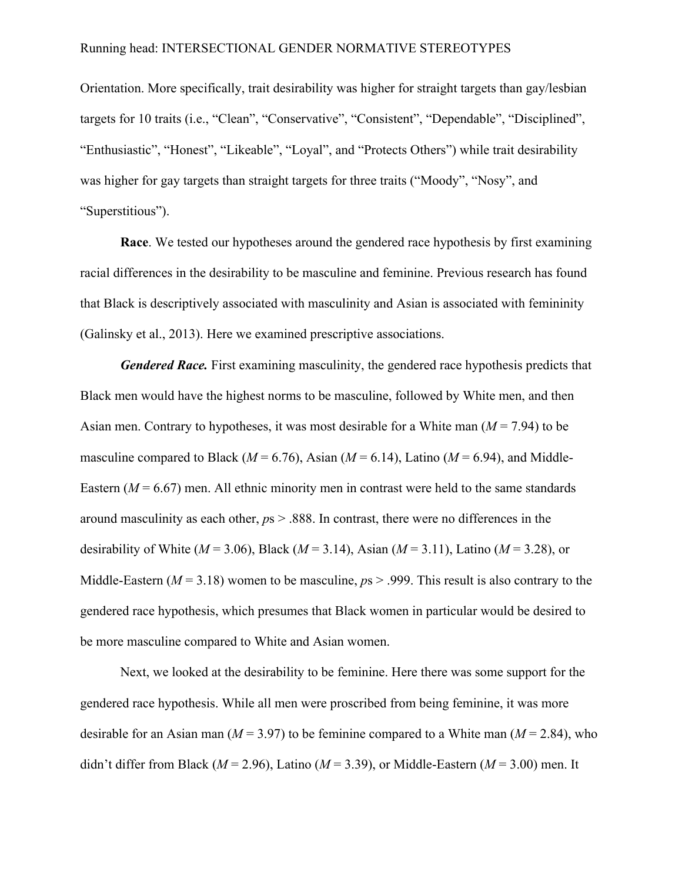Orientation. More specifically, trait desirability was higher for straight targets than gay/lesbian targets for 10 traits (i.e., "Clean", "Conservative", "Consistent", "Dependable", "Disciplined", "Enthusiastic", "Honest", "Likeable", "Loyal", and "Protects Others") while trait desirability was higher for gay targets than straight targets for three traits ("Moody", "Nosy", and "Superstitious").

**Race**. We tested our hypotheses around the gendered race hypothesis by first examining racial differences in the desirability to be masculine and feminine. Previous research has found that Black is descriptively associated with masculinity and Asian is associated with femininity (Galinsky et al., 2013). Here we examined prescriptive associations.

***Gendered Race.*** First examining masculinity, the gendered race hypothesis predicts that Black men would have the highest norms to be masculine, followed by White men, and then Asian men. Contrary to hypotheses, it was most desirable for a White man ($M = 7.94$) to be masculine compared to Black ($M = 6.76$), Asian ($M = 6.14$), Latino ($M = 6.94$), and Middle-Eastern ($M = 6.67$) men. All ethnic minority men in contrast were held to the same standards around masculinity as each other, $p$s > .888. In contrast, there were no differences in the desirability of White ($M = 3.06$), Black ($M = 3.14$), Asian ($M = 3.11$), Latino ($M = 3.28$), or Middle-Eastern ($M = 3.18$) women to be masculine, $p$s > .999. This result is also contrary to the gendered race hypothesis, which presumes that Black women in particular would be desired to be more masculine compared to White and Asian women.

Next, we looked at the desirability to be feminine. Here there was some support for the gendered race hypothesis. While all men were proscribed from being feminine, it was more desirable for an Asian man ($M = 3.97$) to be feminine compared to a White man ($M = 2.84$), who didn't differ from Black ($M = 2.96$), Latino ($M = 3.39$), or Middle-Eastern ($M = 3.00$) men. It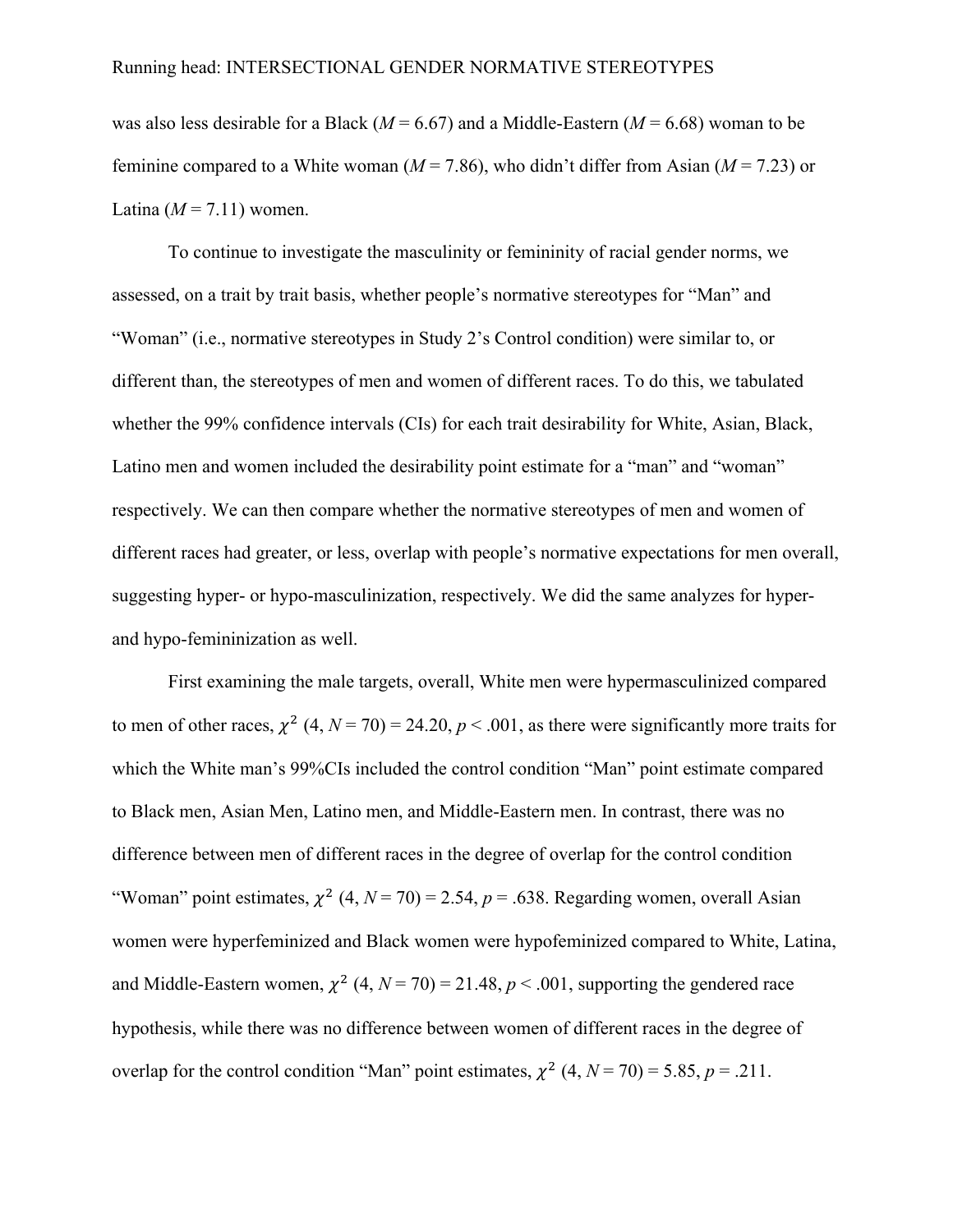was also less desirable for a Black ($M$ = 6.67) and a Middle-Eastern ($M$ = 6.68) woman to be feminine compared to a White woman ($M$ = 7.86), who didn't differ from Asian ($M$ = 7.23) or Latina ($M$ = 7.11) women.

To continue to investigate the masculinity or femininity of racial gender norms, we assessed, on a trait by trait basis, whether people's normative stereotypes for "Man" and "Woman" (i.e., normative stereotypes in Study 2's Control condition) were similar to, or different than, the stereotypes of men and women of different races. To do this, we tabulated whether the 99% confidence intervals (CIs) for each trait desirability for White, Asian, Black, Latino men and women included the desirability point estimate for a "man" and "woman" respectively. We can then compare whether the normative stereotypes of men and women of different races had greater, or less, overlap with people's normative expectations for men overall, suggesting hyper- or hypo-masculinization, respectively. We did the same analyzes for hyper- and hypo-femininization as well.

First examining the male targets, overall, White men were hypermasculinized compared to men of other races, $\chi^2$ (4, $N$ = 70) = 24.20, $p$ < .001, as there were significantly more traits for which the White man's 99%CIs included the control condition "Man" point estimate compared to Black men, Asian Men, Latino men, and Middle-Eastern men. In contrast, there was no difference between men of different races in the degree of overlap for the control condition "Woman" point estimates, $\chi^2$ (4, $N$ = 70) = 2.54, $p$ = .638. Regarding women, overall Asian women were hyperfeminized and Black women were hypofeminized compared to White, Latina, and Middle-Eastern women, $\chi^2$ (4, $N$ = 70) = 21.48, $p$ < .001, supporting the gendered race hypothesis, while there was no difference between women of different races in the degree of overlap for the control condition "Man" point estimates, $\chi^2$ (4, $N$ = 70) = 5.85, $p$ = .211.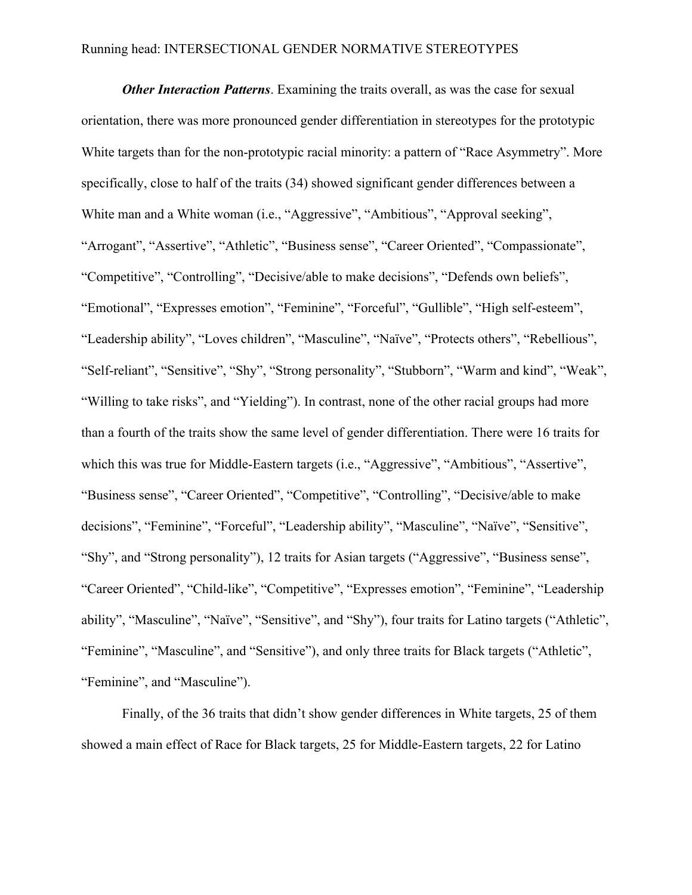***Other Interaction Patterns***. Examining the traits overall, as was the case for sexual orientation, there was more pronounced gender differentiation in stereotypes for the prototypic White targets than for the non-prototypic racial minority: a pattern of "Race Asymmetry". More specifically, close to half of the traits (34) showed significant gender differences between a White man and a White woman (i.e., "Aggressive", "Ambitious", "Approval seeking", "Arrogant", "Assertive", "Athletic", "Business sense", "Career Oriented", "Compassionate", "Competitive", "Controlling", "Decisive/able to make decisions", "Defends own beliefs", "Emotional", "Expresses emotion", "Feminine", "Forceful", "Gullible", "High self-esteem", "Leadership ability", "Loves children", "Masculine", "Naïve", "Protects others", "Rebellious", "Self-reliant", "Sensitive", "Shy", "Strong personality", "Stubborn", "Warm and kind", "Weak", "Willing to take risks", and "Yielding"). In contrast, none of the other racial groups had more than a fourth of the traits show the same level of gender differentiation. There were 16 traits for which this was true for Middle-Eastern targets (i.e., "Aggressive", "Ambitious", "Assertive", "Business sense", "Career Oriented", "Competitive", "Controlling", "Decisive/able to make decisions", "Feminine", "Forceful", "Leadership ability", "Masculine", "Naïve", "Sensitive", "Shy", and "Strong personality"), 12 traits for Asian targets ("Aggressive", "Business sense", "Career Oriented", "Child-like", "Competitive", "Expresses emotion", "Feminine", "Leadership ability", "Masculine", "Naïve", "Sensitive", and "Shy"), four traits for Latino targets ("Athletic", "Feminine", "Masculine", and "Sensitive"), and only three traits for Black targets ("Athletic", "Feminine", and "Masculine").

Finally, of the 36 traits that didn't show gender differences in White targets, 25 of them showed a main effect of Race for Black targets, 25 for Middle-Eastern targets, 22 for Latino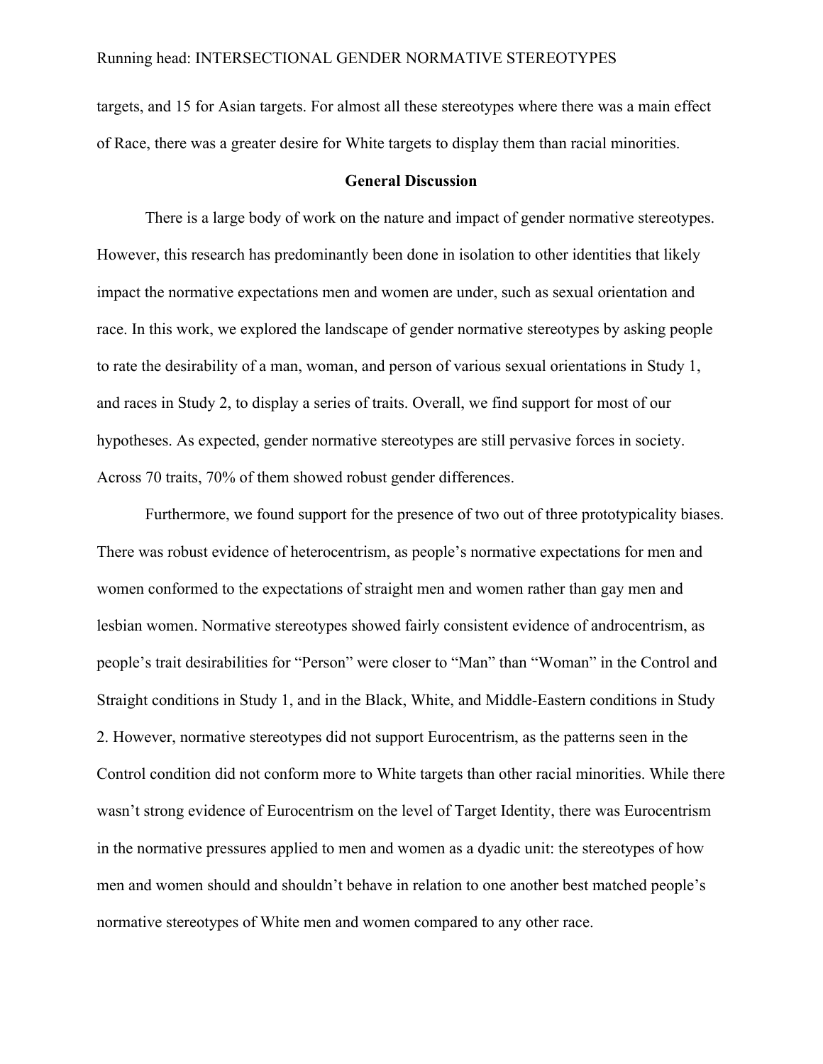targets, and 15 for Asian targets. For almost all these stereotypes where there was a main effect of Race, there was a greater desire for White targets to display them than racial minorities.

## General Discussion

There is a large body of work on the nature and impact of gender normative stereotypes. However, this research has predominantly been done in isolation to other identities that likely impact the normative expectations men and women are under, such as sexual orientation and race. In this work, we explored the landscape of gender normative stereotypes by asking people to rate the desirability of a man, woman, and person of various sexual orientations in Study 1, and races in Study 2, to display a series of traits. Overall, we find support for most of our hypotheses. As expected, gender normative stereotypes are still pervasive forces in society. Across 70 traits, 70% of them showed robust gender differences.

Furthermore, we found support for the presence of two out of three prototypicality biases. There was robust evidence of heterocentrism, as people's normative expectations for men and women conformed to the expectations of straight men and women rather than gay men and lesbian women. Normative stereotypes showed fairly consistent evidence of androcentrism, as people's trait desirabilities for "Person" were closer to "Man" than "Woman" in the Control and Straight conditions in Study 1, and in the Black, White, and Middle-Eastern conditions in Study 2. However, normative stereotypes did not support Eurocentrism, as the patterns seen in the Control condition did not conform more to White targets than other racial minorities. While there wasn't strong evidence of Eurocentrism on the level of Target Identity, there was Eurocentrism in the normative pressures applied to men and women as a dyadic unit: the stereotypes of how men and women should and shouldn't behave in relation to one another best matched people's normative stereotypes of White men and women compared to any other race.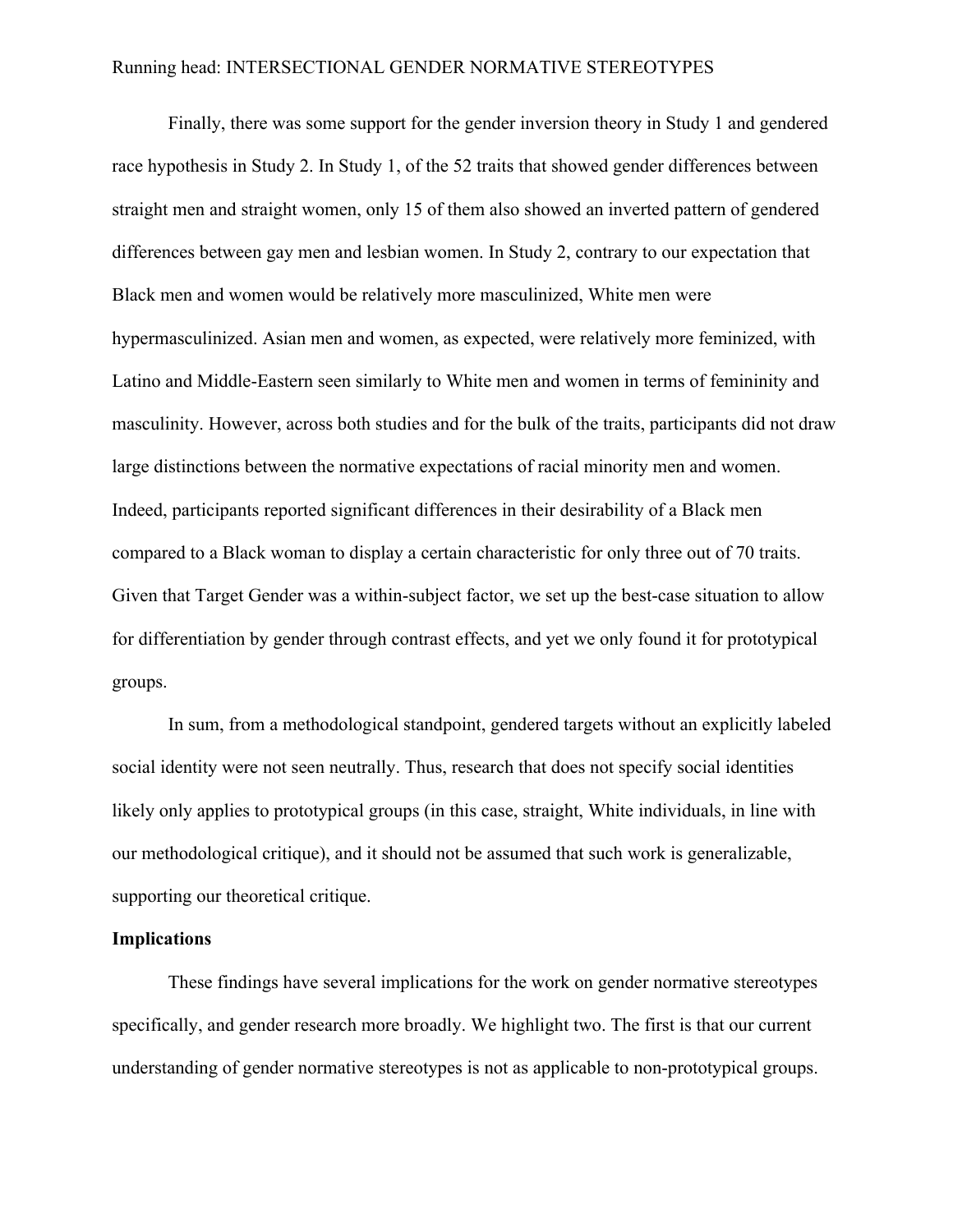Finally, there was some support for the gender inversion theory in Study 1 and gendered race hypothesis in Study 2. In Study 1, of the 52 traits that showed gender differences between straight men and straight women, only 15 of them also showed an inverted pattern of gendered differences between gay men and lesbian women. In Study 2, contrary to our expectation that Black men and women would be relatively more masculinized, White men were hypermasculinized. Asian men and women, as expected, were relatively more feminized, with Latino and Middle-Eastern seen similarly to White men and women in terms of femininity and masculinity. However, across both studies and for the bulk of the traits, participants did not draw large distinctions between the normative expectations of racial minority men and women. Indeed, participants reported significant differences in their desirability of a Black men compared to a Black woman to display a certain characteristic for only three out of 70 traits. Given that Target Gender was a within-subject factor, we set up the best-case situation to allow for differentiation by gender through contrast effects, and yet we only found it for prototypical groups.

In sum, from a methodological standpoint, gendered targets without an explicitly labeled social identity were not seen neutrally. Thus, research that does not specify social identities likely only applies to prototypical groups (in this case, straight, White individuals, in line with our methodological critique), and it should not be assumed that such work is generalizable, supporting our theoretical critique.

**Implications**

These findings have several implications for the work on gender normative stereotypes specifically, and gender research more broadly. We highlight two. The first is that our current understanding of gender normative stereotypes is not as applicable to non-prototypical groups.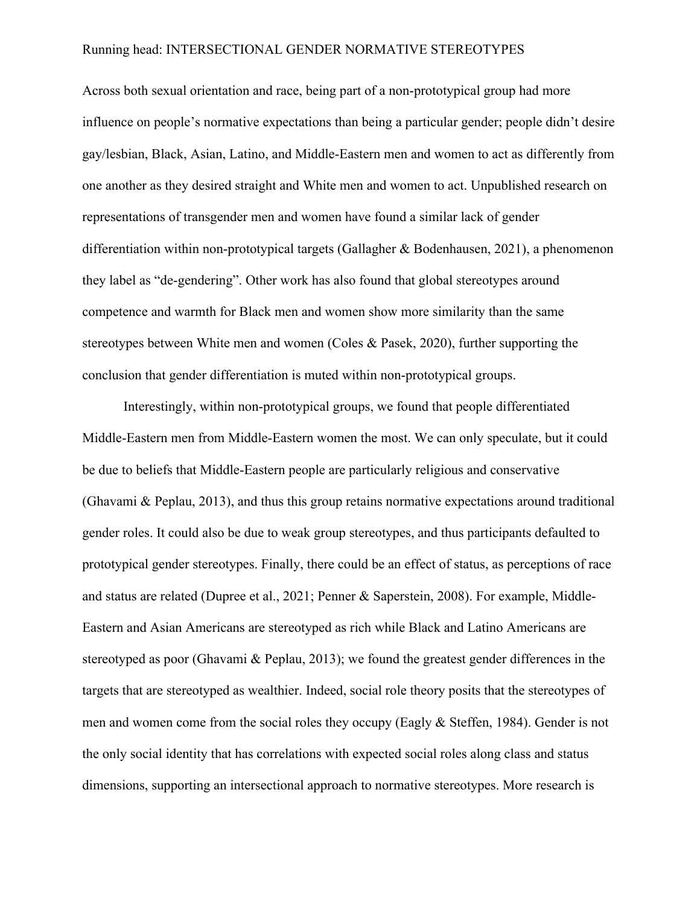Across both sexual orientation and race, being part of a non-prototypical group had more influence on people's normative expectations than being a particular gender; people didn't desire gay/lesbian, Black, Asian, Latino, and Middle-Eastern men and women to act as differently from one another as they desired straight and White men and women to act. Unpublished research on representations of transgender men and women have found a similar lack of gender differentiation within non-prototypical targets (Gallagher & Bodenhausen, 2021), a phenomenon they label as "de-gendering". Other work has also found that global stereotypes around competence and warmth for Black men and women show more similarity than the same stereotypes between White men and women (Coles & Pasek, 2020), further supporting the conclusion that gender differentiation is muted within non-prototypical groups.

Interestingly, within non-prototypical groups, we found that people differentiated Middle-Eastern men from Middle-Eastern women the most. We can only speculate, but it could be due to beliefs that Middle-Eastern people are particularly religious and conservative (Ghavami & Peplau, 2013), and thus this group retains normative expectations around traditional gender roles. It could also be due to weak group stereotypes, and thus participants defaulted to prototypical gender stereotypes. Finally, there could be an effect of status, as perceptions of race and status are related (Dupree et al., 2021; Penner & Saperstein, 2008). For example, Middle-Eastern and Asian Americans are stereotyped as rich while Black and Latino Americans are stereotyped as poor (Ghavami & Peplau, 2013); we found the greatest gender differences in the targets that are stereotyped as wealthier. Indeed, social role theory posits that the stereotypes of men and women come from the social roles they occupy (Eagly & Steffen, 1984). Gender is not the only social identity that has correlations with expected social roles along class and status dimensions, supporting an intersectional approach to normative stereotypes. More research is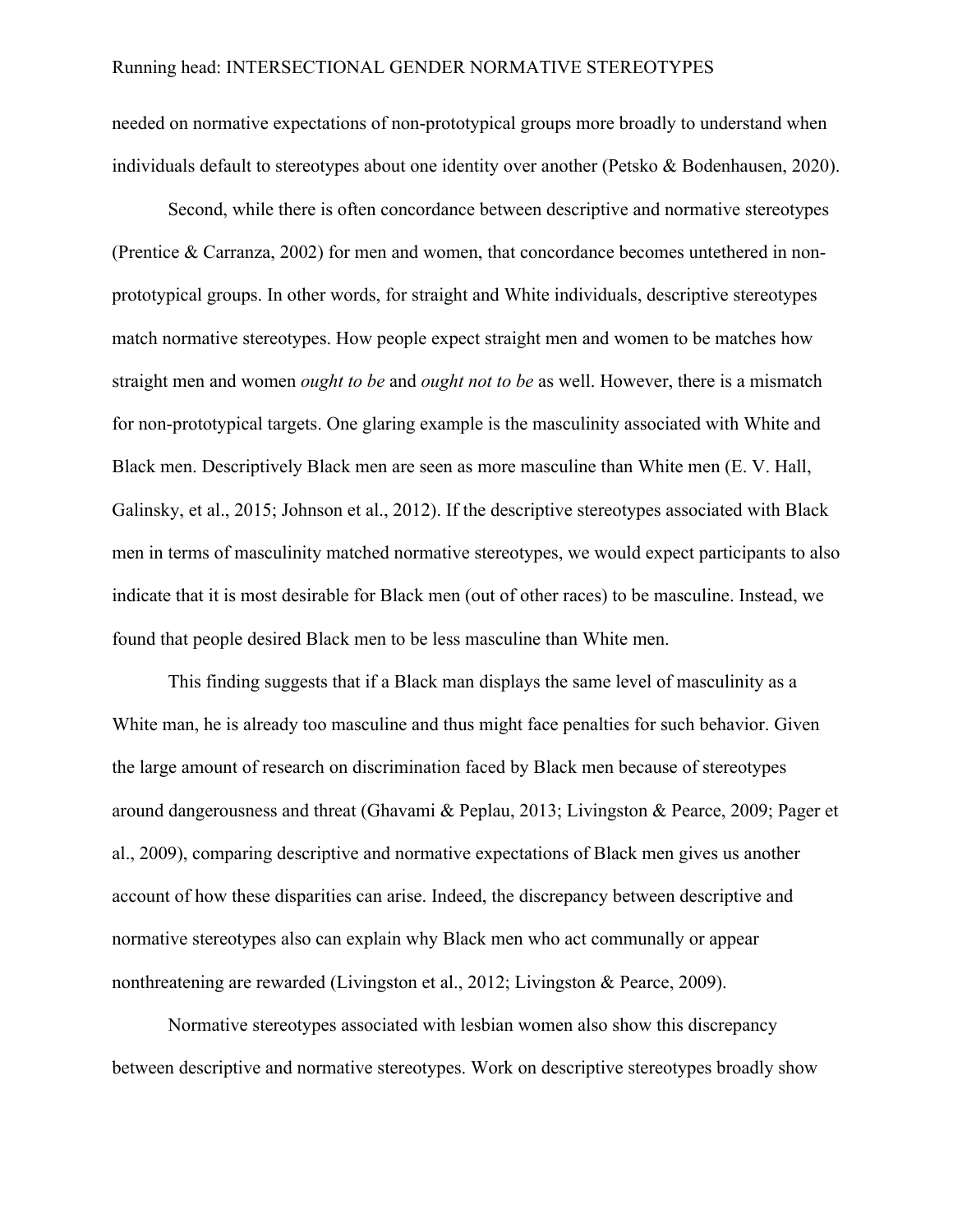needed on normative expectations of non-prototypical groups more broadly to understand when individuals default to stereotypes about one identity over another (Petsko & Bodenhausen, 2020).

Second, while there is often concordance between descriptive and normative stereotypes (Prentice & Carranza, 2002) for men and women, that concordance becomes untethered in non-prototypical groups. In other words, for straight and White individuals, descriptive stereotypes match normative stereotypes. How people expect straight men and women to be matches how straight men and women *ought to be* and *ought not to be* as well. However, there is a mismatch for non-prototypical targets. One glaring example is the masculinity associated with White and Black men. Descriptively Black men are seen as more masculine than White men (E. V. Hall, Galinsky, et al., 2015; Johnson et al., 2012). If the descriptive stereotypes associated with Black men in terms of masculinity matched normative stereotypes, we would expect participants to also indicate that it is most desirable for Black men (out of other races) to be masculine. Instead, we found that people desired Black men to be less masculine than White men.

This finding suggests that if a Black man displays the same level of masculinity as a White man, he is already too masculine and thus might face penalties for such behavior. Given the large amount of research on discrimination faced by Black men because of stereotypes around dangerousness and threat (Ghavami & Peplau, 2013; Livingston & Pearce, 2009; Pager et al., 2009), comparing descriptive and normative expectations of Black men gives us another account of how these disparities can arise. Indeed, the discrepancy between descriptive and normative stereotypes also can explain why Black men who act communally or appear nonthreatening are rewarded (Livingston et al., 2012; Livingston & Pearce, 2009).

Normative stereotypes associated with lesbian women also show this discrepancy between descriptive and normative stereotypes. Work on descriptive stereotypes broadly show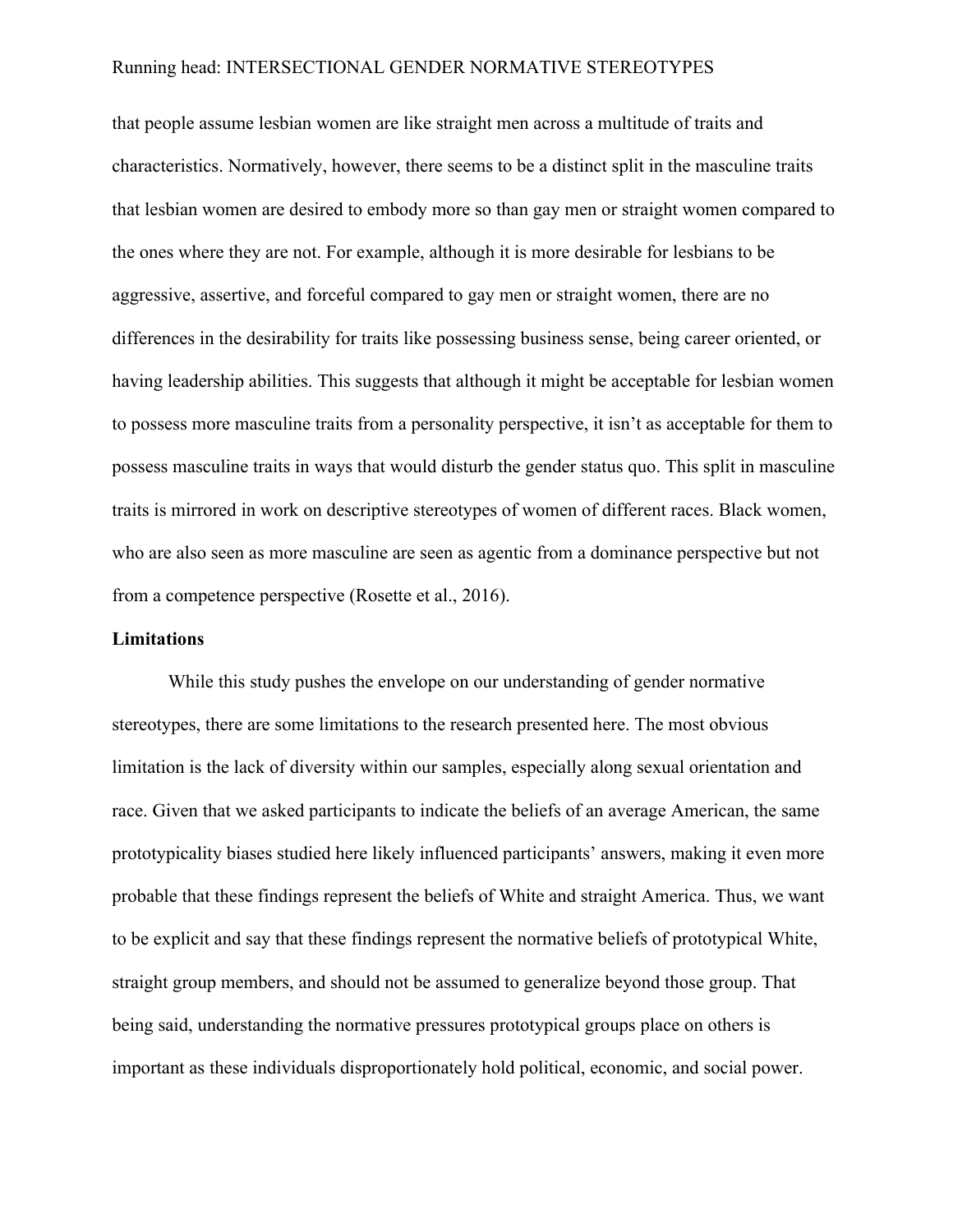that people assume lesbian women are like straight men across a multitude of traits and characteristics. Normatively, however, there seems to be a distinct split in the masculine traits that lesbian women are desired to embody more so than gay men or straight women compared to the ones where they are not. For example, although it is more desirable for lesbians to be aggressive, assertive, and forceful compared to gay men or straight women, there are no differences in the desirability for traits like possessing business sense, being career oriented, or having leadership abilities. This suggests that although it might be acceptable for lesbian women to possess more masculine traits from a personality perspective, it isn't as acceptable for them to possess masculine traits in ways that would disturb the gender status quo. This split in masculine traits is mirrored in work on descriptive stereotypes of women of different races. Black women, who are also seen as more masculine are seen as agentic from a dominance perspective but not from a competence perspective (Rosette et al., 2016).

**Limitations**

While this study pushes the envelope on our understanding of gender normative stereotypes, there are some limitations to the research presented here. The most obvious limitation is the lack of diversity within our samples, especially along sexual orientation and race. Given that we asked participants to indicate the beliefs of an average American, the same prototypicality biases studied here likely influenced participants' answers, making it even more probable that these findings represent the beliefs of White and straight America. Thus, we want to be explicit and say that these findings represent the normative beliefs of prototypical White, straight group members, and should not be assumed to generalize beyond those group. That being said, understanding the normative pressures prototypical groups place on others is important as these individuals disproportionately hold political, economic, and social power.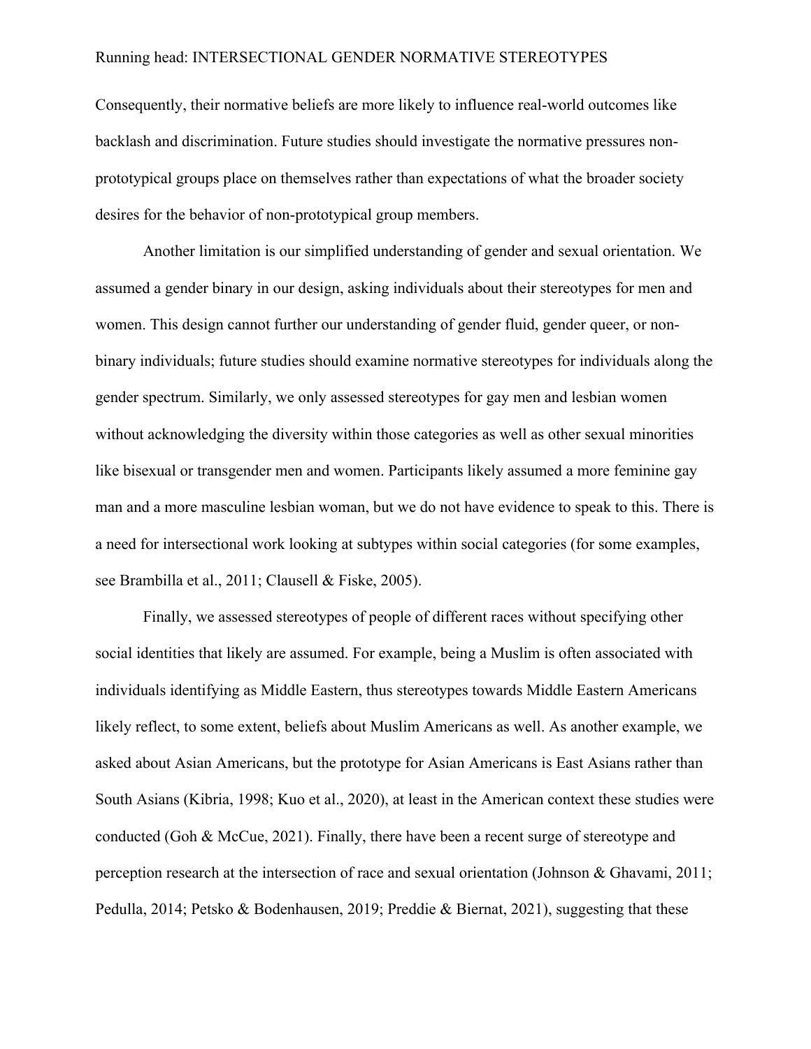Consequently, their normative beliefs are more likely to influence real-world outcomes like backlash and discrimination. Future studies should investigate the normative pressures non-prototypical groups place on themselves rather than expectations of what the broader society desires for the behavior of non-prototypical group members.

Another limitation is our simplified understanding of gender and sexual orientation. We assumed a gender binary in our design, asking individuals about their stereotypes for men and women. This design cannot further our understanding of gender fluid, gender queer, or non-binary individuals; future studies should examine normative stereotypes for individuals along the gender spectrum. Similarly, we only assessed stereotypes for gay men and lesbian women without acknowledging the diversity within those categories as well as other sexual minorities like bisexual or transgender men and women. Participants likely assumed a more feminine gay man and a more masculine lesbian woman, but we do not have evidence to speak to this. There is a need for intersectional work looking at subtypes within social categories (for some examples, see Brambilla et al., 2011; Clausell & Fiske, 2005).

Finally, we assessed stereotypes of people of different races without specifying other social identities that likely are assumed. For example, being a Muslim is often associated with individuals identifying as Middle Eastern, thus stereotypes towards Middle Eastern Americans likely reflect, to some extent, beliefs about Muslim Americans as well. As another example, we asked about Asian Americans, but the prototype for Asian Americans is East Asians rather than South Asians (Kibria, 1998; Kuo et al., 2020), at least in the American context these studies were conducted (Goh & McCue, 2021). Finally, there have been a recent surge of stereotype and perception research at the intersection of race and sexual orientation (Johnson & Ghavami, 2011; Pedulla, 2014; Petsko & Bodenhausen, 2019; Preddie & Biernat, 2021), suggesting that these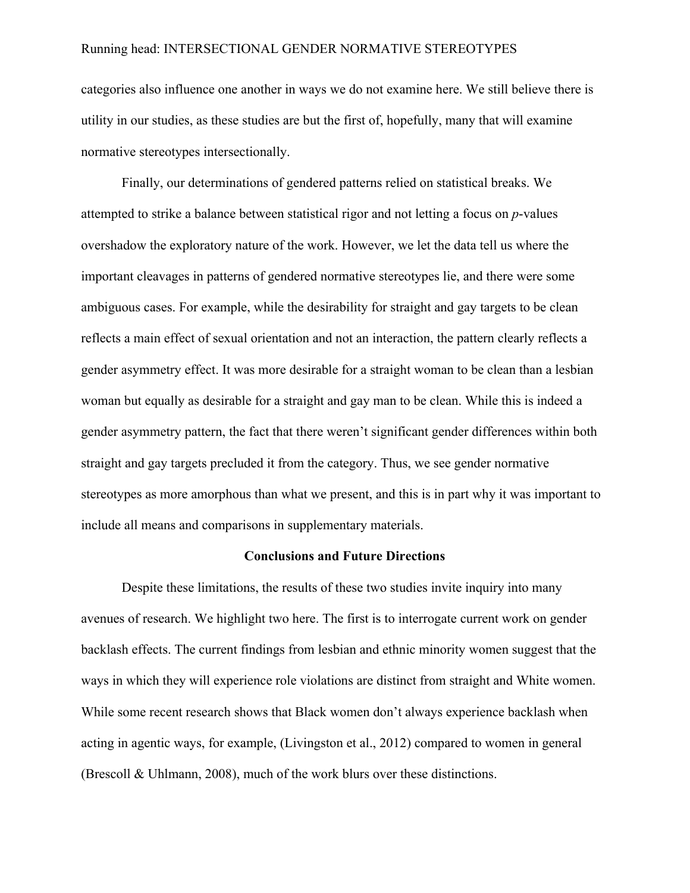categories also influence one another in ways we do not examine here. We still believe there is utility in our studies, as these studies are but the first of, hopefully, many that will examine normative stereotypes intersectionally.

Finally, our determinations of gendered patterns relied on statistical breaks. We attempted to strike a balance between statistical rigor and not letting a focus on *p*-values overshadow the exploratory nature of the work. However, we let the data tell us where the important cleavages in patterns of gendered normative stereotypes lie, and there were some ambiguous cases. For example, while the desirability for straight and gay targets to be clean reflects a main effect of sexual orientation and not an interaction, the pattern clearly reflects a gender asymmetry effect. It was more desirable for a straight woman to be clean than a lesbian woman but equally as desirable for a straight and gay man to be clean. While this is indeed a gender asymmetry pattern, the fact that there weren't significant gender differences within both straight and gay targets precluded it from the category. Thus, we see gender normative stereotypes as more amorphous than what we present, and this is in part why it was important to include all means and comparisons in supplementary materials.

## Conclusions and Future Directions

Despite these limitations, the results of these two studies invite inquiry into many avenues of research. We highlight two here. The first is to interrogate current work on gender backlash effects. The current findings from lesbian and ethnic minority women suggest that the ways in which they will experience role violations are distinct from straight and White women. While some recent research shows that Black women don't always experience backlash when acting in agentic ways, for example, (Livingston et al., 2012) compared to women in general (Brescoll & Uhlmann, 2008), much of the work blurs over these distinctions.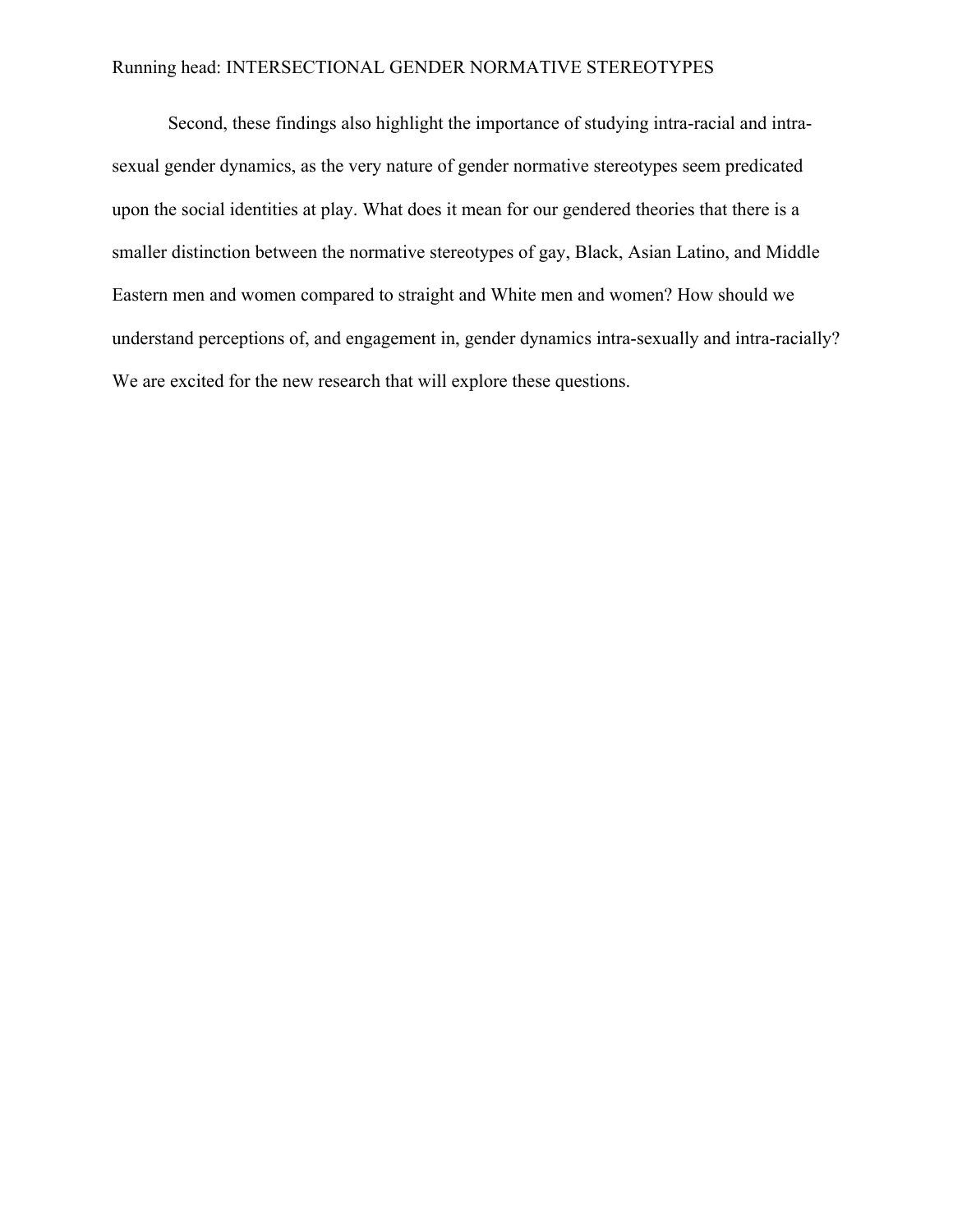Second, these findings also highlight the importance of studying intra-racial and intra-sexual gender dynamics, as the very nature of gender normative stereotypes seem predicated upon the social identities at play. What does it mean for our gendered theories that there is a smaller distinction between the normative stereotypes of gay, Black, Asian Latino, and Middle Eastern men and women compared to straight and White men and women? How should we understand perceptions of, and engagement in, gender dynamics intra-sexually and intra-racially? We are excited for the new research that will explore these questions.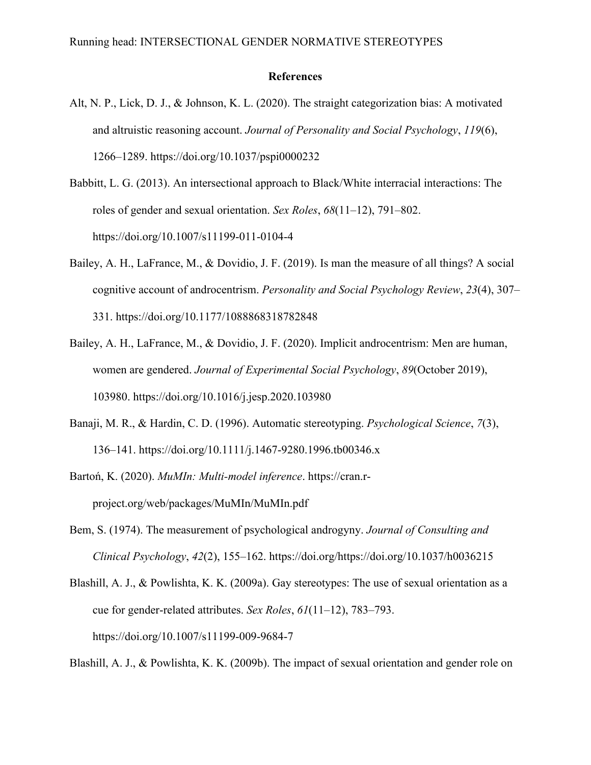**References**

Alt, N. P., Lick, D. J., & Johnson, K. L. (2020). The straight categorization bias: A motivated and altruistic reasoning account. *Journal of Personality and Social Psychology*, *119*(6), 1266–1289. https://doi.org/10.1037/pspi0000232

Babbitt, L. G. (2013). An intersectional approach to Black/White interracial interactions: The roles of gender and sexual orientation. *Sex Roles*, *68*(11–12), 791–802. https://doi.org/10.1007/s11199-011-0104-4

Bailey, A. H., LaFrance, M., & Dovidio, J. F. (2019). Is man the measure of all things? A social cognitive account of androcentrism. *Personality and Social Psychology Review*, *23*(4), 307–331. https://doi.org/10.1177/1088868318782848

Bailey, A. H., LaFrance, M., & Dovidio, J. F. (2020). Implicit androcentrism: Men are human, women are gendered. *Journal of Experimental Social Psychology*, *89*(October 2019), 103980. https://doi.org/10.1016/j.jesp.2020.103980

Banaji, M. R., & Hardin, C. D. (1996). Automatic stereotyping. *Psychological Science*, *7*(3), 136–141. https://doi.org/10.1111/j.1467-9280.1996.tb00346.x

Bartoń, K. (2020). *MuMIn: Multi-model inference*. https://cran.r-project.org/web/packages/MuMIn/MuMIn.pdf

Bem, S. (1974). The measurement of psychological androgyny. *Journal of Consulting and Clinical Psychology*, *42*(2), 155–162. https://doi.org/https://doi.org/10.1037/h0036215

Blashill, A. J., & Powlishta, K. K. (2009a). Gay stereotypes: The use of sexual orientation as a cue for gender-related attributes. *Sex Roles*, *61*(11–12), 783–793. https://doi.org/10.1007/s11199-009-9684-7

Blashill, A. J., & Powlishta, K. K. (2009b). The impact of sexual orientation and gender role on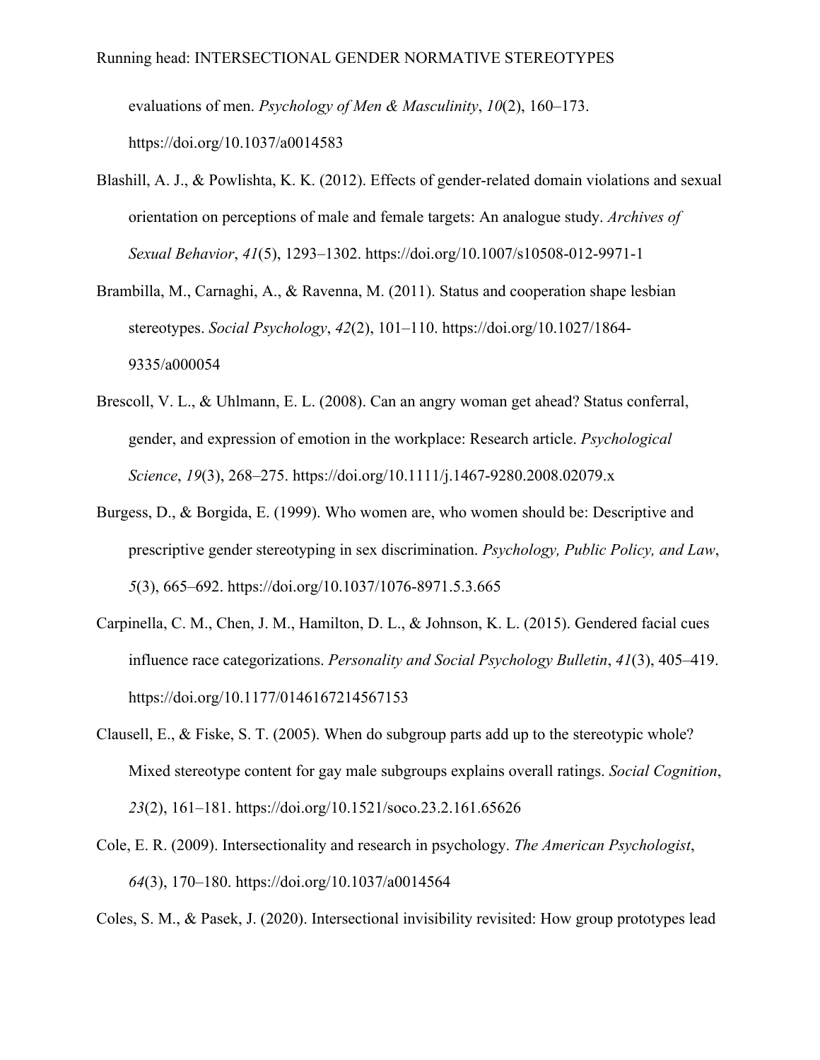evaluations of men. *Psychology of Men & Masculinity*, *10*(2), 160–173. https://doi.org/10.1037/a0014583

Blashill, A. J., & Powlishta, K. K. (2012). Effects of gender-related domain violations and sexual orientation on perceptions of male and female targets: An analogue study. *Archives of Sexual Behavior*, *41*(5), 1293–1302. https://doi.org/10.1007/s10508-012-9971-1

Brambilla, M., Carnaghi, A., & Ravenna, M. (2011). Status and cooperation shape lesbian stereotypes. *Social Psychology*, *42*(2), 101–110. https://doi.org/10.1027/1864-9335/a000054

Brescoll, V. L., & Uhlmann, E. L. (2008). Can an angry woman get ahead? Status conferral, gender, and expression of emotion in the workplace: Research article. *Psychological Science*, *19*(3), 268–275. https://doi.org/10.1111/j.1467-9280.2008.02079.x

Burgess, D., & Borgida, E. (1999). Who women are, who women should be: Descriptive and prescriptive gender stereotyping in sex discrimination. *Psychology, Public Policy, and Law*, *5*(3), 665–692. https://doi.org/10.1037/1076-8971.5.3.665

Carpinella, C. M., Chen, J. M., Hamilton, D. L., & Johnson, K. L. (2015). Gendered facial cues influence race categorizations. *Personality and Social Psychology Bulletin*, *41*(3), 405–419. https://doi.org/10.1177/0146167214567153

Clausell, E., & Fiske, S. T. (2005). When do subgroup parts add up to the stereotypic whole? Mixed stereotype content for gay male subgroups explains overall ratings. *Social Cognition*, *23*(2), 161–181. https://doi.org/10.1521/soco.23.2.161.65626

Cole, E. R. (2009). Intersectionality and research in psychology. *The American Psychologist*, *64*(3), 170–180. https://doi.org/10.1037/a0014564

Coles, S. M., & Pasek, J. (2020). Intersectional invisibility revisited: How group prototypes lead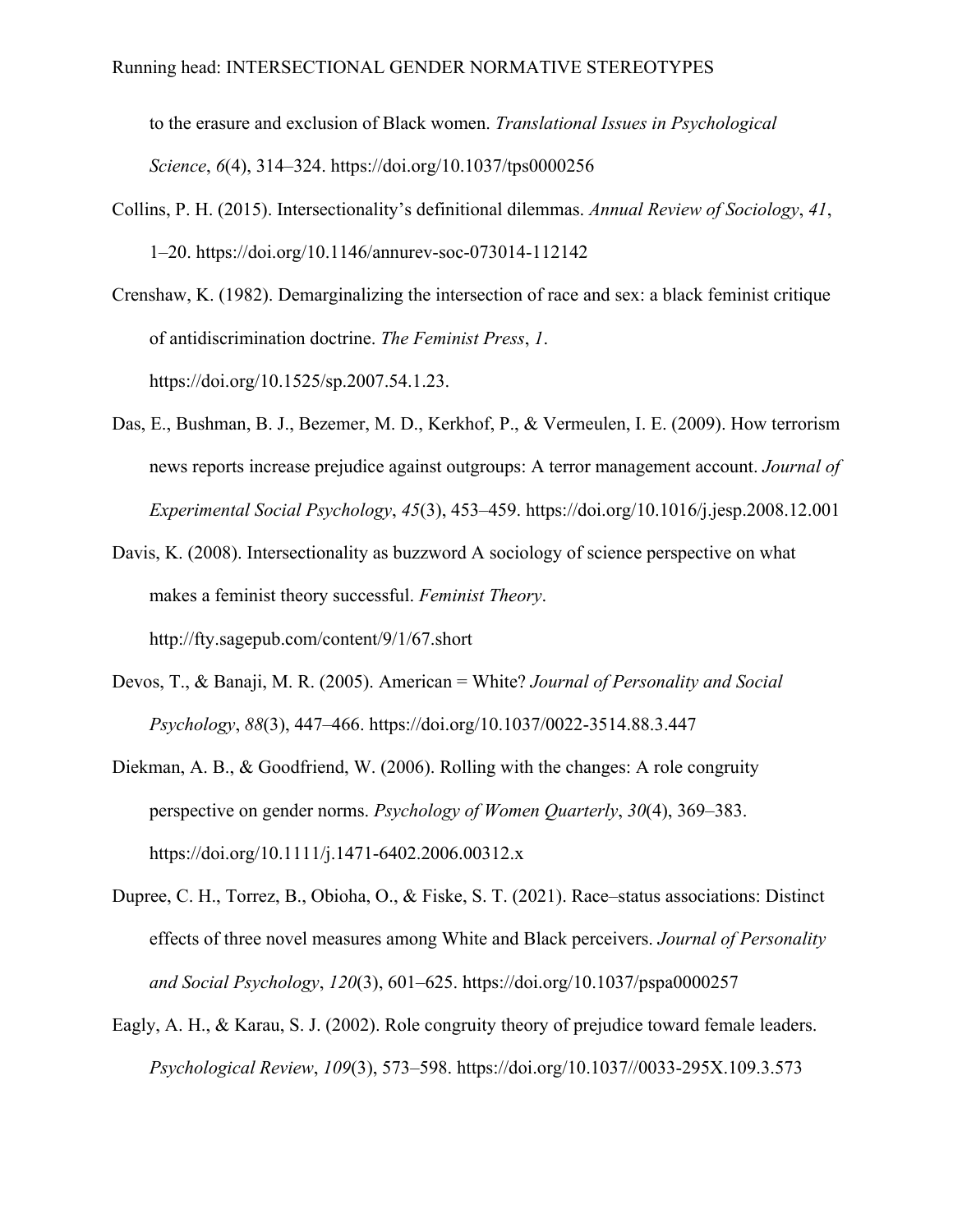to the erasure and exclusion of Black women. *Translational Issues in Psychological Science*, *6*(4), 314–324. https://doi.org/10.1037/tps0000256

Collins, P. H. (2015). Intersectionality's definitional dilemmas. *Annual Review of Sociology*, *41*, 1–20. https://doi.org/10.1146/annurev-soc-073014-112142

Crenshaw, K. (1982). Demarginalizing the intersection of race and sex: a black feminist critique of antidiscrimination doctrine. *The Feminist Press*, *1*. https://doi.org/10.1525/sp.2007.54.1.23.

Das, E., Bushman, B. J., Bezemer, M. D., Kerkhof, P., & Vermeulen, I. E. (2009). How terrorism news reports increase prejudice against outgroups: A terror management account. *Journal of Experimental Social Psychology*, *45*(3), 453–459. https://doi.org/10.1016/j.jesp.2008.12.001

Davis, K. (2008). Intersectionality as buzzword A sociology of science perspective on what makes a feminist theory successful. *Feminist Theory*. http://fty.sagepub.com/content/9/1/67.short

Devos, T., & Banaji, M. R. (2005). American = White? *Journal of Personality and Social Psychology*, *88*(3), 447–466. https://doi.org/10.1037/0022-3514.88.3.447

Diekman, A. B., & Goodfriend, W. (2006). Rolling with the changes: A role congruity perspective on gender norms. *Psychology of Women Quarterly*, *30*(4), 369–383. https://doi.org/10.1111/j.1471-6402.2006.00312.x

Dupree, C. H., Torrez, B., Obioha, O., & Fiske, S. T. (2021). Race–status associations: Distinct effects of three novel measures among White and Black perceivers. *Journal of Personality and Social Psychology*, *120*(3), 601–625. https://doi.org/10.1037/pspa0000257

Eagly, A. H., & Karau, S. J. (2002). Role congruity theory of prejudice toward female leaders. *Psychological Review*, *109*(3), 573–598. https://doi.org/10.1037//0033-295X.109.3.573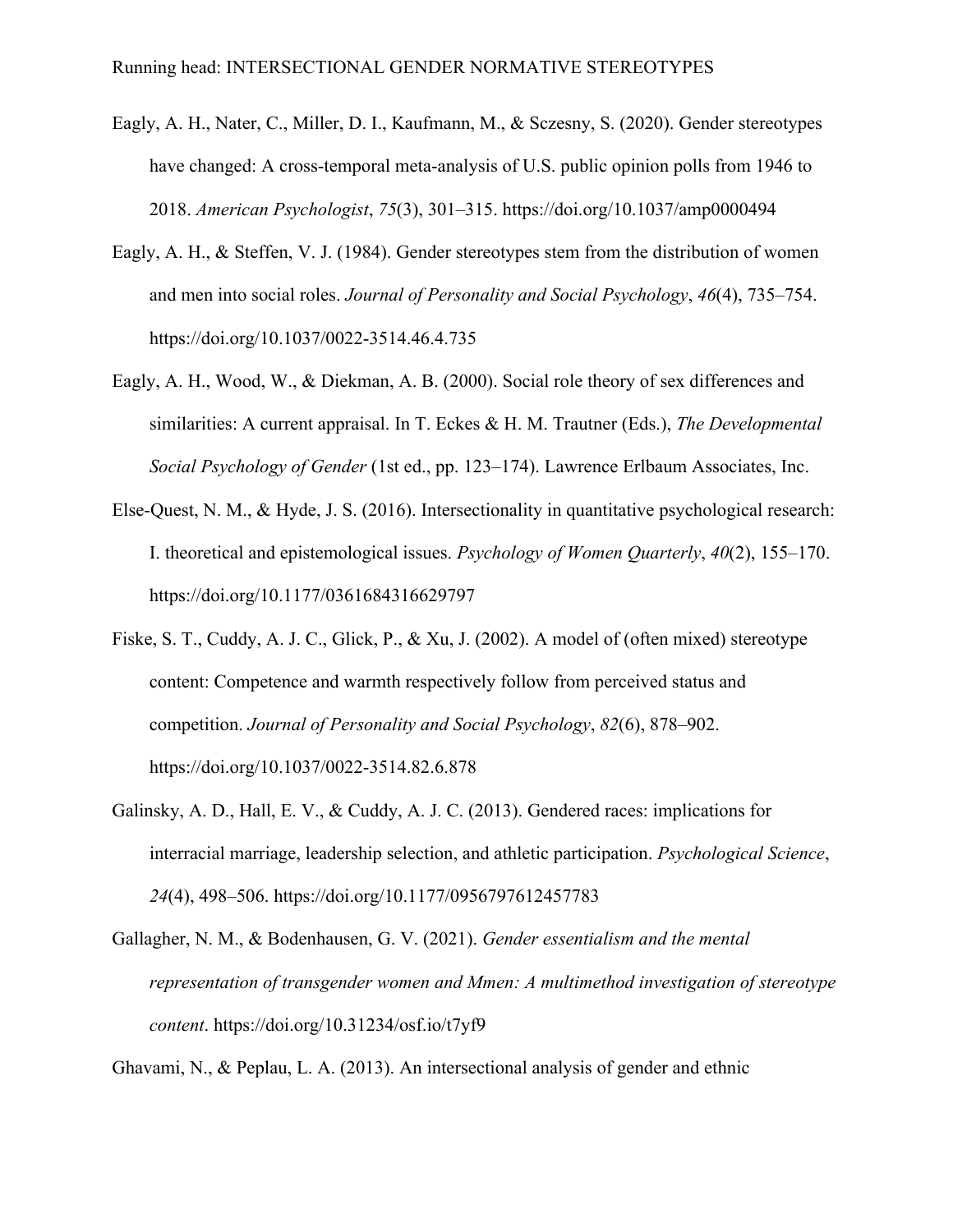Eagly, A. H., Nater, C., Miller, D. I., Kaufmann, M., & Sczesny, S. (2020). Gender stereotypes have changed: A cross-temporal meta-analysis of U.S. public opinion polls from 1946 to 2018. *American Psychologist*, *75*(3), 301–315. https://doi.org/10.1037/amp0000494

Eagly, A. H., & Steffen, V. J. (1984). Gender stereotypes stem from the distribution of women and men into social roles. *Journal of Personality and Social Psychology*, *46*(4), 735–754. https://doi.org/10.1037/0022-3514.46.4.735

Eagly, A. H., Wood, W., & Diekman, A. B. (2000). Social role theory of sex differences and similarities: A current appraisal. In T. Eckes & H. M. Trautner (Eds.), *The Developmental Social Psychology of Gender* (1st ed., pp. 123–174). Lawrence Erlbaum Associates, Inc.

Else-Quest, N. M., & Hyde, J. S. (2016). Intersectionality in quantitative psychological research: I. theoretical and epistemological issues. *Psychology of Women Quarterly*, *40*(2), 155–170. https://doi.org/10.1177/0361684316629797

Fiske, S. T., Cuddy, A. J. C., Glick, P., & Xu, J. (2002). A model of (often mixed) stereotype content: Competence and warmth respectively follow from perceived status and competition. *Journal of Personality and Social Psychology*, *82*(6), 878–902. https://doi.org/10.1037/0022-3514.82.6.878

Galinsky, A. D., Hall, E. V., & Cuddy, A. J. C. (2013). Gendered races: implications for interracial marriage, leadership selection, and athletic participation. *Psychological Science*, *24*(4), 498–506. https://doi.org/10.1177/0956797612457783

Gallagher, N. M., & Bodenhausen, G. V. (2021). *Gender essentialism and the mental representation of transgender women and Mmen: A multimethod investigation of stereotype content*. https://doi.org/10.31234/osf.io/t7yf9

Ghavami, N., & Peplau, L. A. (2013). An intersectional analysis of gender and ethnic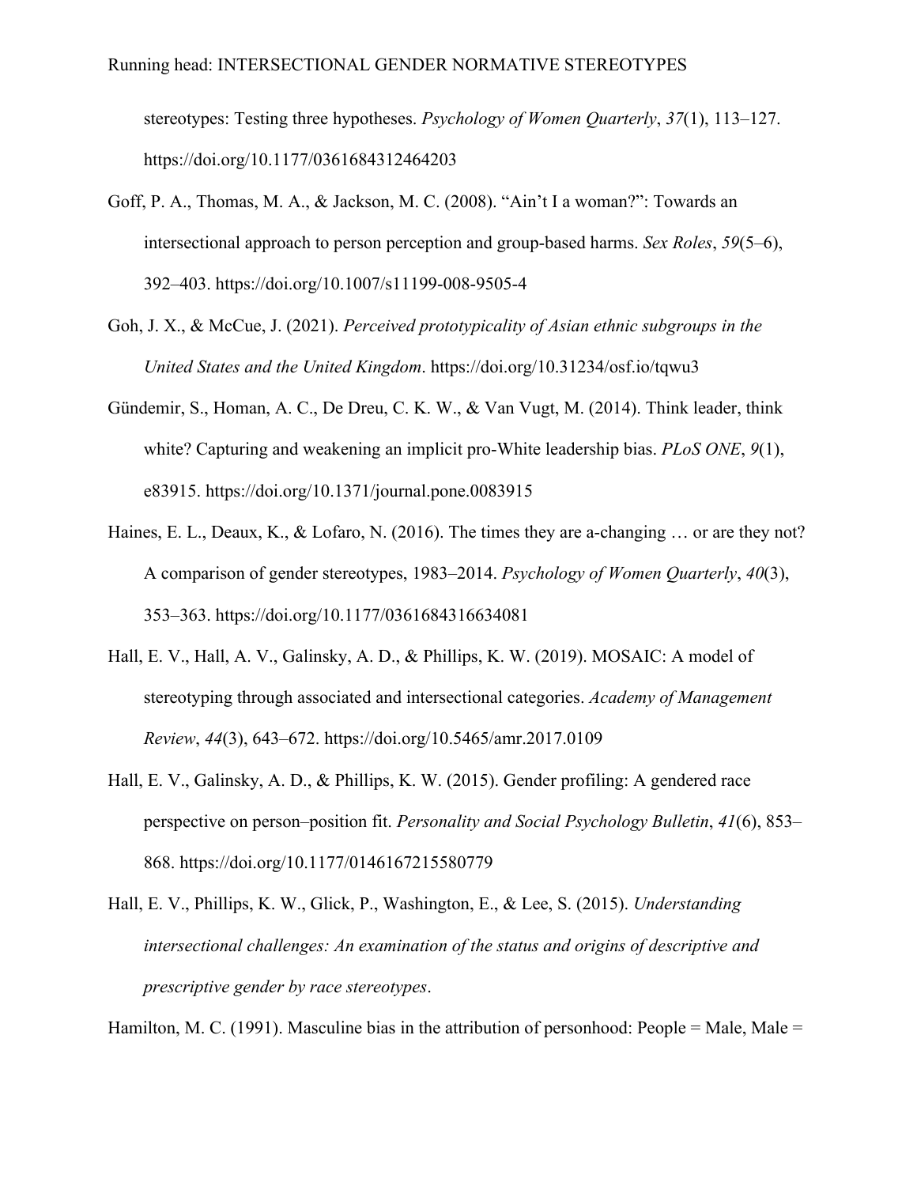stereotypes: Testing three hypotheses. *Psychology of Women Quarterly*, *37*(1), 113–127. https://doi.org/10.1177/0361684312464203

Goff, P. A., Thomas, M. A., & Jackson, M. C. (2008). "Ain't I a woman?": Towards an intersectional approach to person perception and group-based harms. *Sex Roles*, *59*(5–6), 392–403. https://doi.org/10.1007/s11199-008-9505-4

Goh, J. X., & McCue, J. (2021). *Perceived prototypicality of Asian ethnic subgroups in the United States and the United Kingdom*. https://doi.org/10.31234/osf.io/tqwu3

Gündemir, S., Homan, A. C., De Dreu, C. K. W., & Van Vugt, M. (2014). Think leader, think white? Capturing and weakening an implicit pro-White leadership bias. *PLoS ONE*, *9*(1), e83915. https://doi.org/10.1371/journal.pone.0083915

Haines, E. L., Deaux, K., & Lofaro, N. (2016). The times they are a-changing … or are they not? A comparison of gender stereotypes, 1983–2014. *Psychology of Women Quarterly*, *40*(3), 353–363. https://doi.org/10.1177/0361684316634081

Hall, E. V., Hall, A. V., Galinsky, A. D., & Phillips, K. W. (2019). MOSAIC: A model of stereotyping through associated and intersectional categories. *Academy of Management Review*, *44*(3), 643–672. https://doi.org/10.5465/amr.2017.0109

Hall, E. V., Galinsky, A. D., & Phillips, K. W. (2015). Gender profiling: A gendered race perspective on person–position fit. *Personality and Social Psychology Bulletin*, *41*(6), 853–868. https://doi.org/10.1177/0146167215580779

Hall, E. V., Phillips, K. W., Glick, P., Washington, E., & Lee, S. (2015). *Understanding intersectional challenges: An examination of the status and origins of descriptive and prescriptive gender by race stereotypes*.

Hamilton, M. C. (1991). Masculine bias in the attribution of personhood: People = Male, Male =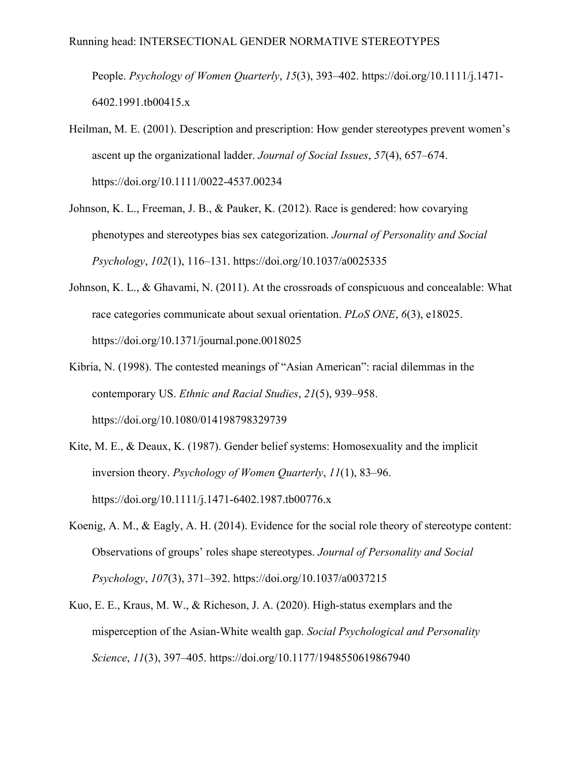People. *Psychology of Women Quarterly*, *15*(3), 393–402. https://doi.org/10.1111/j.1471-6402.1991.tb00415.x

Heilman, M. E. (2001). Description and prescription: How gender stereotypes prevent women's ascent up the organizational ladder. *Journal of Social Issues*, *57*(4), 657–674. https://doi.org/10.1111/0022-4537.00234

Johnson, K. L., Freeman, J. B., & Pauker, K. (2012). Race is gendered: how covarying phenotypes and stereotypes bias sex categorization. *Journal of Personality and Social Psychology*, *102*(1), 116–131. https://doi.org/10.1037/a0025335

Johnson, K. L., & Ghavami, N. (2011). At the crossroads of conspicuous and concealable: What race categories communicate about sexual orientation. *PLoS ONE*, *6*(3), e18025. https://doi.org/10.1371/journal.pone.0018025

Kibria, N. (1998). The contested meanings of "Asian American": racial dilemmas in the contemporary US. *Ethnic and Racial Studies*, *21*(5), 939–958. https://doi.org/10.1080/014198798329739

Kite, M. E., & Deaux, K. (1987). Gender belief systems: Homosexuality and the implicit inversion theory. *Psychology of Women Quarterly*, *11*(1), 83–96. https://doi.org/10.1111/j.1471-6402.1987.tb00776.x

Koenig, A. M., & Eagly, A. H. (2014). Evidence for the social role theory of stereotype content: Observations of groups' roles shape stereotypes. *Journal of Personality and Social Psychology*, *107*(3), 371–392. https://doi.org/10.1037/a0037215

Kuo, E. E., Kraus, M. W., & Richeson, J. A. (2020). High-status exemplars and the misperception of the Asian-White wealth gap. *Social Psychological and Personality Science*, *11*(3), 397–405. https://doi.org/10.1177/1948550619867940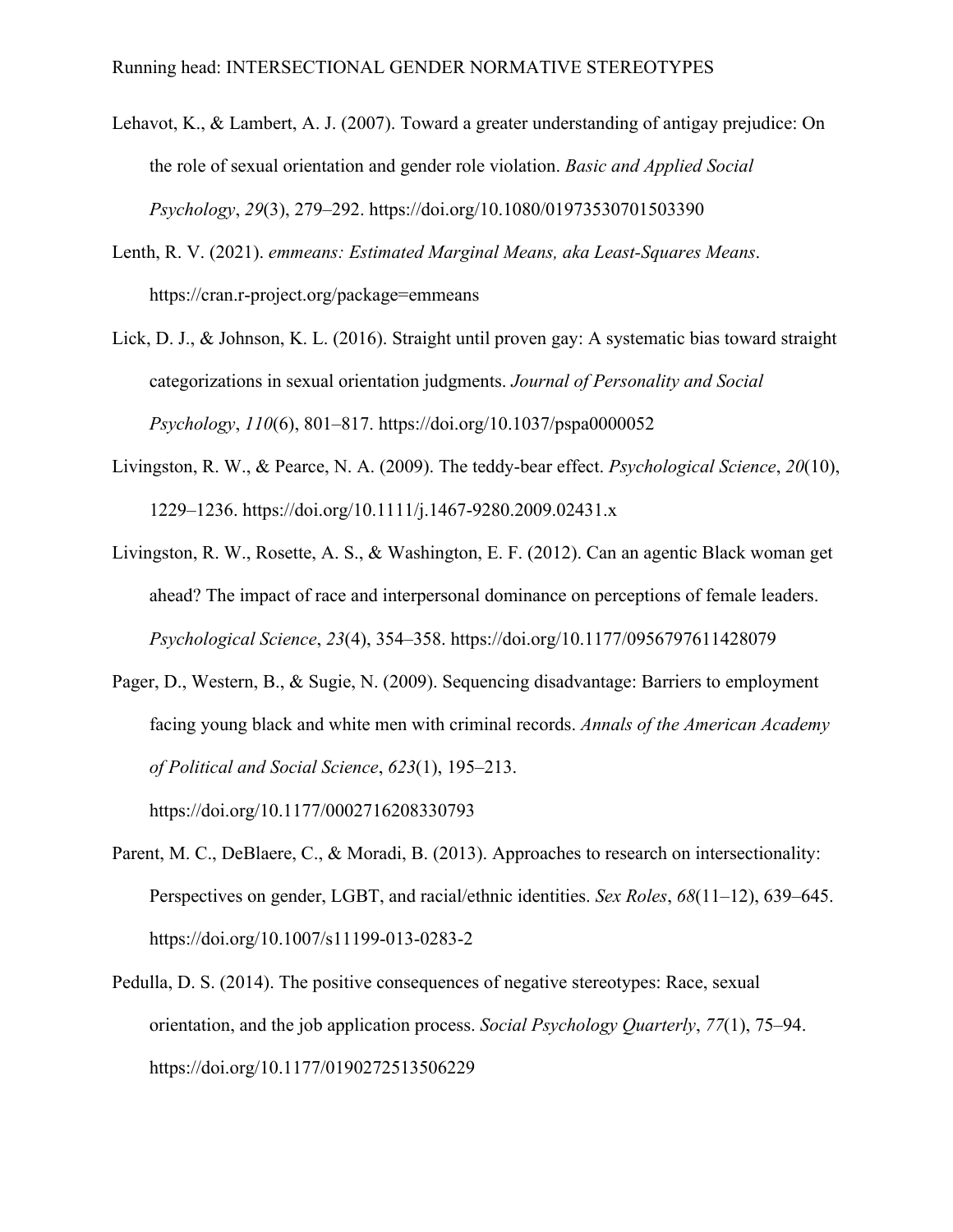Lehavot, K., & Lambert, A. J. (2007). Toward a greater understanding of antigay prejudice: On the role of sexual orientation and gender role violation. *Basic and Applied Social Psychology*, *29*(3), 279–292. https://doi.org/10.1080/01973530701503390

Lenth, R. V. (2021). *emmeans: Estimated Marginal Means, aka Least-Squares Means*. https://cran.r-project.org/package=emmeans

Lick, D. J., & Johnson, K. L. (2016). Straight until proven gay: A systematic bias toward straight categorizations in sexual orientation judgments. *Journal of Personality and Social Psychology*, *110*(6), 801–817. https://doi.org/10.1037/pspa0000052

Livingston, R. W., & Pearce, N. A. (2009). The teddy-bear effect. *Psychological Science*, *20*(10), 1229–1236. https://doi.org/10.1111/j.1467-9280.2009.02431.x

Livingston, R. W., Rosette, A. S., & Washington, E. F. (2012). Can an agentic Black woman get ahead? The impact of race and interpersonal dominance on perceptions of female leaders. *Psychological Science*, *23*(4), 354–358. https://doi.org/10.1177/0956797611428079

Pager, D., Western, B., & Sugie, N. (2009). Sequencing disadvantage: Barriers to employment facing young black and white men with criminal records. *Annals of the American Academy of Political and Social Science*, *623*(1), 195–213. https://doi.org/10.1177/0002716208330793

Parent, M. C., DeBlaere, C., & Moradi, B. (2013). Approaches to research on intersectionality: Perspectives on gender, LGBT, and racial/ethnic identities. *Sex Roles*, *68*(11–12), 639–645. https://doi.org/10.1007/s11199-013-0283-2

Pedulla, D. S. (2014). The positive consequences of negative stereotypes: Race, sexual orientation, and the job application process. *Social Psychology Quarterly*, *77*(1), 75–94. https://doi.org/10.1177/0190272513506229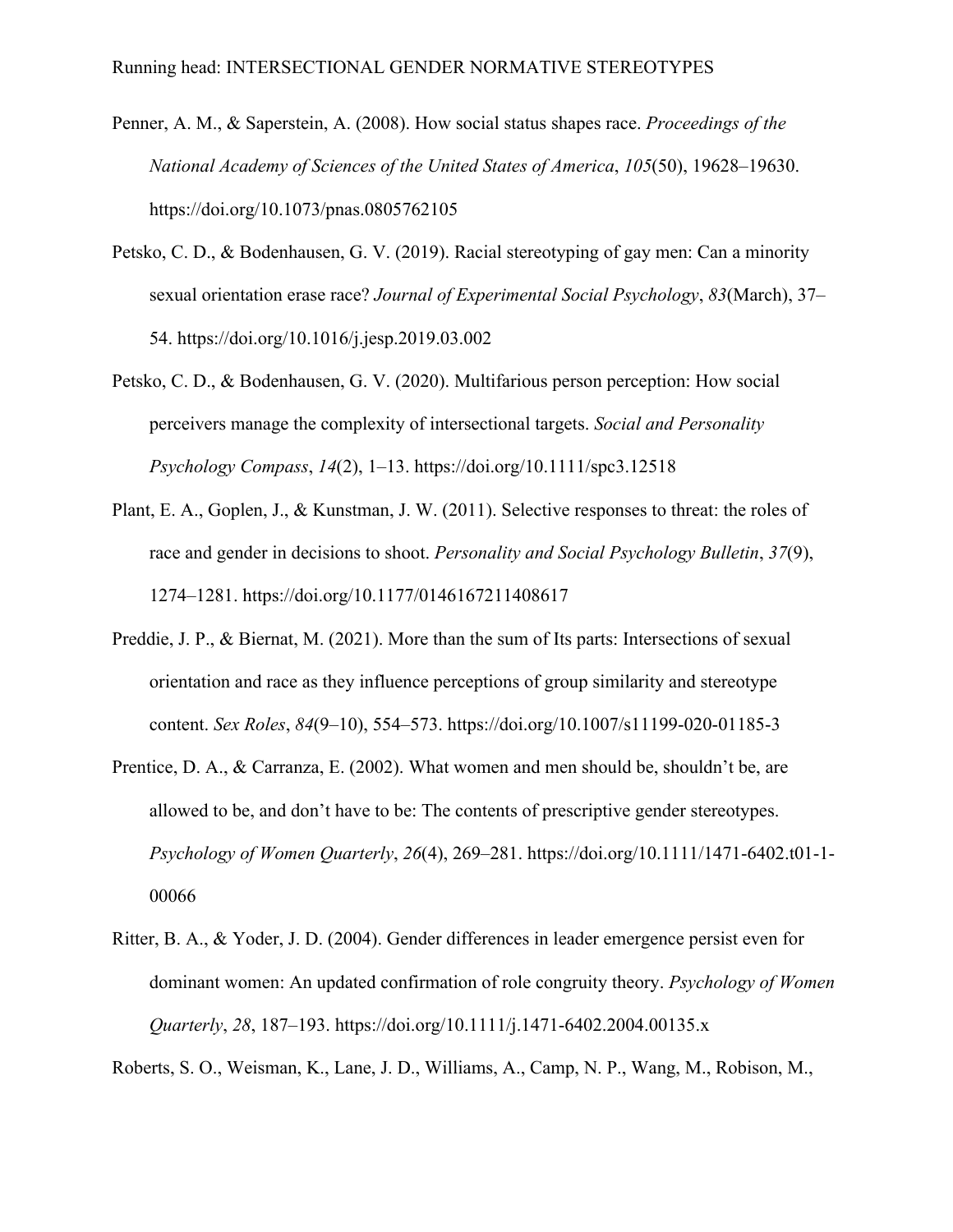Penner, A. M., & Saperstein, A. (2008). How social status shapes race. *Proceedings of the National Academy of Sciences of the United States of America*, *105*(50), 19628–19630. https://doi.org/10.1073/pnas.0805762105

Petsko, C. D., & Bodenhausen, G. V. (2019). Racial stereotyping of gay men: Can a minority sexual orientation erase race? *Journal of Experimental Social Psychology*, *83*(March), 37–54. https://doi.org/10.1016/j.jesp.2019.03.002

Petsko, C. D., & Bodenhausen, G. V. (2020). Multifarious person perception: How social perceivers manage the complexity of intersectional targets. *Social and Personality Psychology Compass*, *14*(2), 1–13. https://doi.org/10.1111/spc3.12518

Plant, E. A., Goplen, J., & Kunstman, J. W. (2011). Selective responses to threat: the roles of race and gender in decisions to shoot. *Personality and Social Psychology Bulletin*, *37*(9), 1274–1281. https://doi.org/10.1177/0146167211408617

Preddie, J. P., & Biernat, M. (2021). More than the sum of Its parts: Intersections of sexual orientation and race as they influence perceptions of group similarity and stereotype content. *Sex Roles*, *84*(9–10), 554–573. https://doi.org/10.1007/s11199-020-01185-3

Prentice, D. A., & Carranza, E. (2002). What women and men should be, shouldn't be, are allowed to be, and don't have to be: The contents of prescriptive gender stereotypes. *Psychology of Women Quarterly*, *26*(4), 269–281. https://doi.org/10.1111/1471-6402.t01-1-00066

Ritter, B. A., & Yoder, J. D. (2004). Gender differences in leader emergence persist even for dominant women: An updated confirmation of role congruity theory. *Psychology of Women Quarterly*, *28*, 187–193. https://doi.org/10.1111/j.1471-6402.2004.00135.x

Roberts, S. O., Weisman, K., Lane, J. D., Williams, A., Camp, N. P., Wang, M., Robison, M.,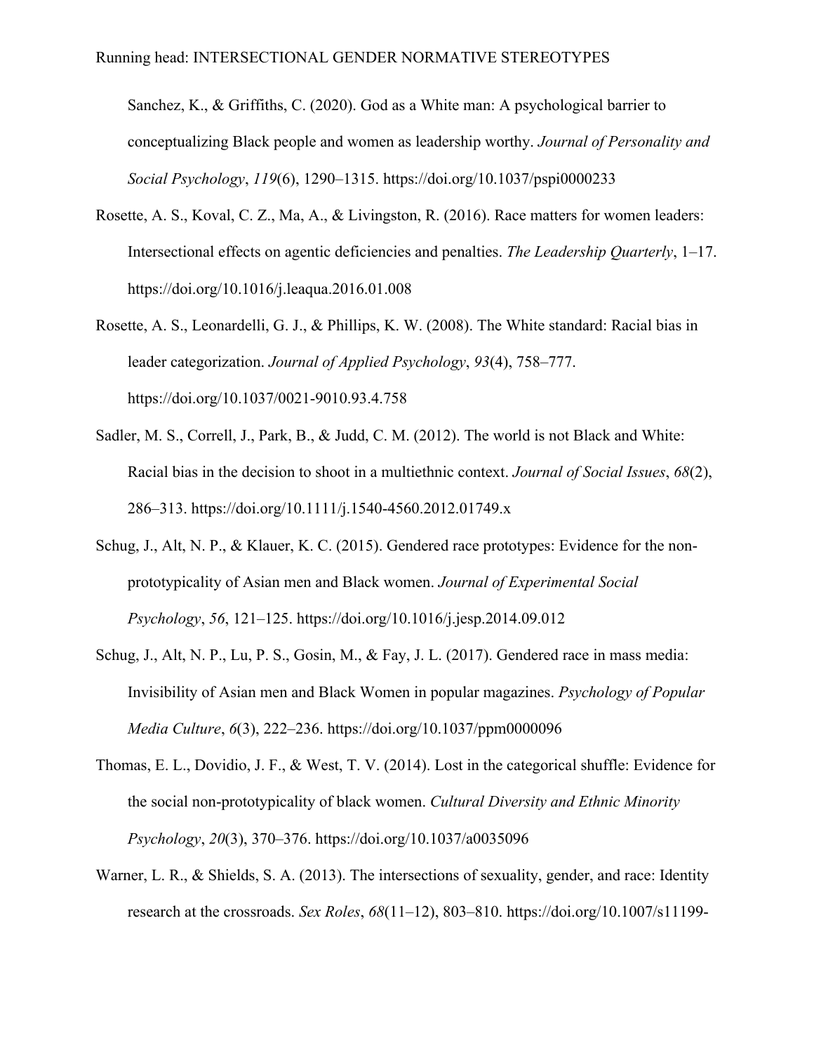Sanchez, K., & Griffiths, C. (2020). God as a White man: A psychological barrier to conceptualizing Black people and women as leadership worthy. *Journal of Personality and Social Psychology*, *119*(6), 1290–1315. https://doi.org/10.1037/pspi0000233

Rosette, A. S., Koval, C. Z., Ma, A., & Livingston, R. (2016). Race matters for women leaders: Intersectional effects on agentic deficiencies and penalties. *The Leadership Quarterly*, 1–17. https://doi.org/10.1016/j.leaqua.2016.01.008

Rosette, A. S., Leonardelli, G. J., & Phillips, K. W. (2008). The White standard: Racial bias in leader categorization. *Journal of Applied Psychology*, *93*(4), 758–777. https://doi.org/10.1037/0021-9010.93.4.758

Sadler, M. S., Correll, J., Park, B., & Judd, C. M. (2012). The world is not Black and White: Racial bias in the decision to shoot in a multiethnic context. *Journal of Social Issues*, *68*(2), 286–313. https://doi.org/10.1111/j.1540-4560.2012.01749.x

Schug, J., Alt, N. P., & Klauer, K. C. (2015). Gendered race prototypes: Evidence for the non-prototypicality of Asian men and Black women. *Journal of Experimental Social Psychology*, *56*, 121–125. https://doi.org/10.1016/j.jesp.2014.09.012

Schug, J., Alt, N. P., Lu, P. S., Gosin, M., & Fay, J. L. (2017). Gendered race in mass media: Invisibility of Asian men and Black Women in popular magazines. *Psychology of Popular Media Culture*, *6*(3), 222–236. https://doi.org/10.1037/ppm0000096

Thomas, E. L., Dovidio, J. F., & West, T. V. (2014). Lost in the categorical shuffle: Evidence for the social non-prototypicality of black women. *Cultural Diversity and Ethnic Minority Psychology*, *20*(3), 370–376. https://doi.org/10.1037/a0035096

Warner, L. R., & Shields, S. A. (2013). The intersections of sexuality, gender, and race: Identity research at the crossroads. *Sex Roles*, *68*(11–12), 803–810. https://doi.org/10.1007/s11199-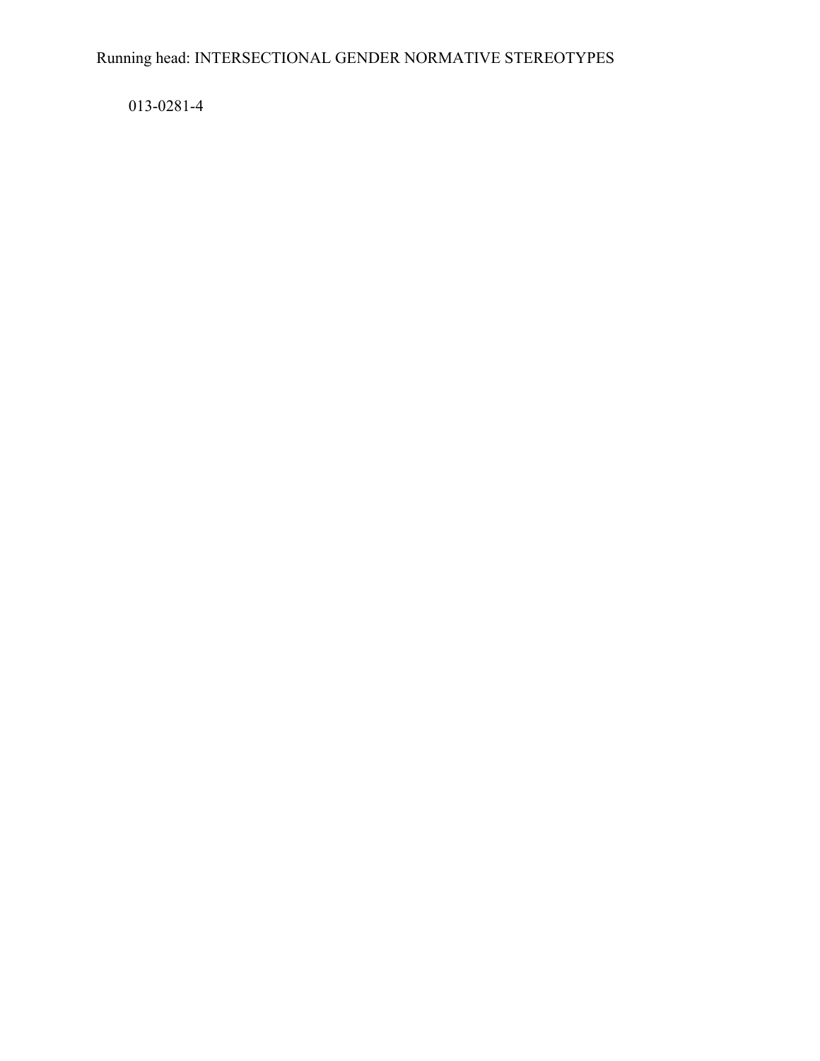013-0281-4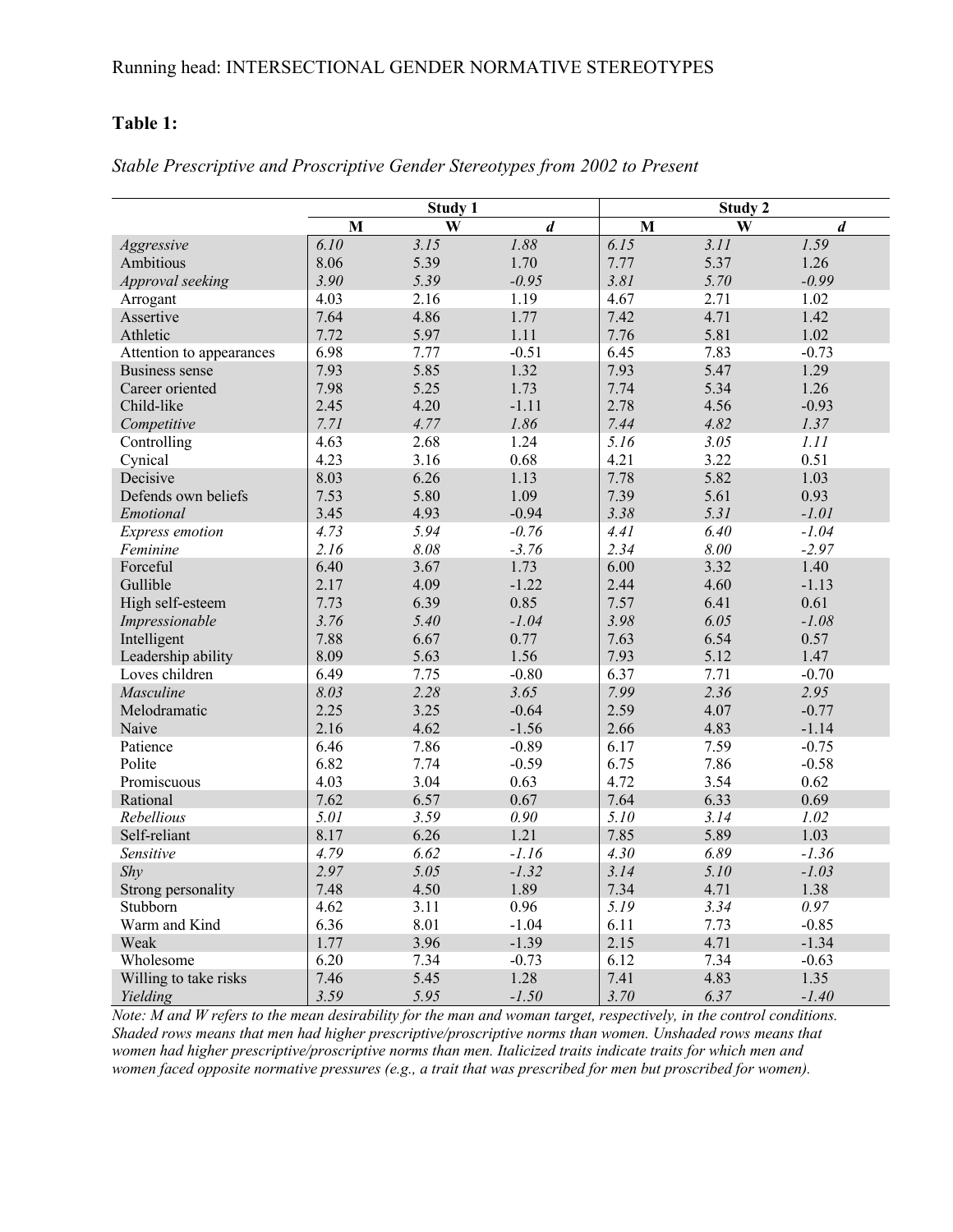**Table 1:**

*Stable Prescriptive and Proscriptive Gender Stereotypes from 2002 to Present*

| | Study 1 | | | Study 2 | | |
|---|---|---|---|---|---|---|
| | **M** | **W** | ***d*** | **M** | **W** | ***d*** |
| *Aggressive* | *6.10* | *3.15* | *1.88* | *6.15* | *3.11* | *1.59* |
| Ambitious | 8.06 | 5.39 | 1.70 | 7.77 | 5.37 | 1.26 |
| *Approval seeking* | *3.90* | *5.39* | *-0.95* | *3.81* | *5.70* | *-0.99* |
| Arrogant | 4.03 | 2.16 | 1.19 | 4.67 | 2.71 | 1.02 |
| Assertive | 7.64 | 4.86 | 1.77 | 7.42 | 4.71 | 1.42 |
| Athletic | 7.72 | 5.97 | 1.11 | 7.76 | 5.81 | 1.02 |
| Attention to appearances | 6.98 | 7.77 | -0.51 | 6.45 | 7.83 | -0.73 |
| Business sense | 7.93 | 5.85 | 1.32 | 7.93 | 5.47 | 1.29 |
| Career oriented | 7.98 | 5.25 | 1.73 | 7.74 | 5.34 | 1.26 |
| Child-like | 2.45 | 4.20 | -1.11 | 2.78 | 4.56 | -0.93 |
| *Competitive* | *7.71* | *4.77* | *1.86* | *7.44* | *4.82* | *1.37* |
| Controlling | 4.63 | 2.68 | 1.24 | *5.16* | *3.05* | *1.11* |
| Cynical | 4.23 | 3.16 | 0.68 | 4.21 | 3.22 | 0.51 |
| Decisive | 8.03 | 6.26 | 1.13 | 7.78 | 5.82 | 1.03 |
| Defends own beliefs | 7.53 | 5.80 | 1.09 | 7.39 | 5.61 | 0.93 |
| *Emotional* | 3.45 | 4.93 | -0.94 | *3.38* | *5.31* | *-1.01* |
| *Express emotion* | *4.73* | *5.94* | *-0.76* | *4.41* | *6.40* | *-1.04* |
| *Feminine* | *2.16* | *8.08* | *-3.76* | *2.34* | *8.00* | *-2.97* |
| Forceful | 6.40 | 3.67 | 1.73 | 6.00 | 3.32 | 1.40 |
| Gullible | 2.17 | 4.09 | -1.22 | 2.44 | 4.60 | -1.13 |
| High self-esteem | 7.73 | 6.39 | 0.85 | 7.57 | 6.41 | 0.61 |
| *Impressionable* | *3.76* | *5.40* | *-1.04* | *3.98* | *6.05* | *-1.08* |
| Intelligent | 7.88 | 6.67 | 0.77 | 7.63 | 6.54 | 0.57 |
| Leadership ability | 8.09 | 5.63 | 1.56 | 7.93 | 5.12 | 1.47 |
| Loves children | 6.49 | 7.75 | -0.80 | 6.37 | 7.71 | -0.70 |
| *Masculine* | *8.03* | *2.28* | *3.65* | *7.99* | *2.36* | *2.95* |
| Melodramatic | 2.25 | 3.25 | -0.64 | 2.59 | 4.07 | -0.77 |
| Naive | 2.16 | 4.62 | -1.56 | 2.66 | 4.83 | -1.14 |
| Patience | 6.46 | 7.86 | -0.89 | 6.17 | 7.59 | -0.75 |
| Polite | 6.82 | 7.74 | -0.59 | 6.75 | 7.86 | -0.58 |
| Promiscuous | 4.03 | 3.04 | 0.63 | 4.72 | 3.54 | 0.62 |
| Rational | 7.62 | 6.57 | 0.67 | 7.64 | 6.33 | 0.69 |
| *Rebellious* | *5.01* | *3.59* | *0.90* | *5.10* | *3.14* | *1.02* |
| Self-reliant | 8.17 | 6.26 | 1.21 | 7.85 | 5.89 | 1.03 |
| *Sensitive* | *4.79* | *6.62* | *-1.16* | *4.30* | *6.89* | *-1.36* |
| *Shy* | *2.97* | *5.05* | *-1.32* | *3.14* | *5.10* | *-1.03* |
| Strong personality | 7.48 | 4.50 | 1.89 | 7.34 | 4.71 | 1.38 |
| Stubborn | 4.62 | 3.11 | 0.96 | *5.19* | *3.34* | *0.97* |
| Warm and Kind | 6.36 | 8.01 | -1.04 | 6.11 | 7.73 | -0.85 |
| Weak | 1.77 | 3.96 | -1.39 | 2.15 | 4.71 | -1.34 |
| Wholesome | 6.20 | 7.34 | -0.73 | 6.12 | 7.34 | -0.63 |
| Willing to take risks | 7.46 | 5.45 | 1.28 | 7.41 | 4.83 | 1.35 |
| *Yielding* | *3.59* | *5.95* | *-1.50* | *3.70* | *6.37* | *-1.40* |

*Note: M and W refers to the mean desirability for the man and woman target, respectively, in the control conditions. Shaded rows means that men had higher prescriptive/proscriptive norms than women. Unshaded rows means that women had higher prescriptive/proscriptive norms than men. Italicized traits indicate traits for which men and women faced opposite normative pressures (e.g., a trait that was prescribed for men but proscribed for women).*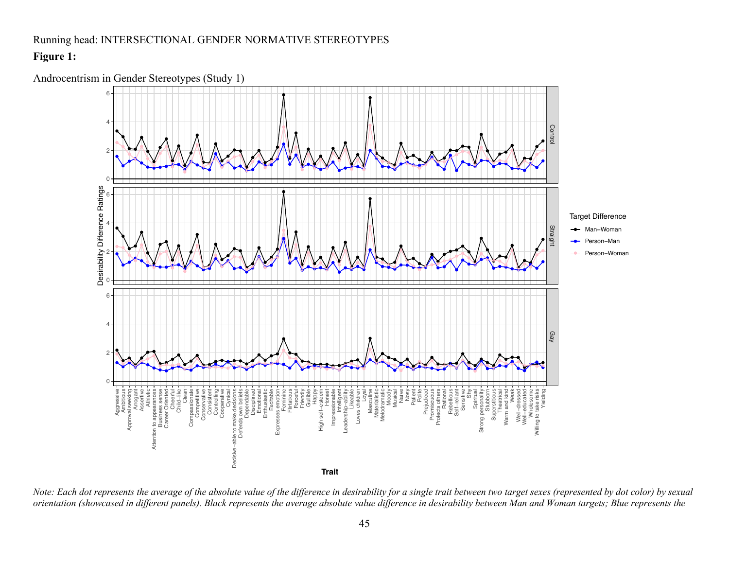**Figure 1:**

Androcentrism in Gender Stereotypes (Study 1)

Desirability Difference Ratings

Control

Straight

Gay

0
2
4
6

Target Difference

Man−Woman

Person−Man

Person−Woman

Trait

Aggressive
Ambitious
Approval seeking
Arrogant
Assertive
Athletic
Attention to appearances
Business sense
Career Oriented
Cheerful
Child−like
Clean
Compassionate
Competitive
Conservative
Consistent
Controlling
Cooperative
Cynical
Decisive−able to make decisions
Defends own beliefs
Dependable
Disciplined
Emotional
Enthusiastic
Excitable
Expresses emotion
Feminine
Flirtatious
Forceful
Friendly
Gullible
Happy
High self−esteem
Honest
Impressionable
Intelligent
Leadership−ability
Likeable
Loves children
Loyal
Masculine
Materialistic
Melodramatic
Moody
Musical
Naive
Nosy
Patient
Polite
Prejudiced
Promiscuous
Protects others
Rational
Rebellious
Self−reliant
Sensitive
Shy
Spiritual
Strong personality
Stubborn
Superstitious
Theatrical
Warm and kind
Weak
Well−dressed
Well−educated
Wholesome
Willing to take risks
Yielding

*Note: Each dot represents the average of the absolute value of the difference in desirability for a single trait between two target sexes (represented by dot color) by sexual orientation (showcased in different panels). Black represents the average absolute value difference in desirability between Man and Woman targets; Blue represents the*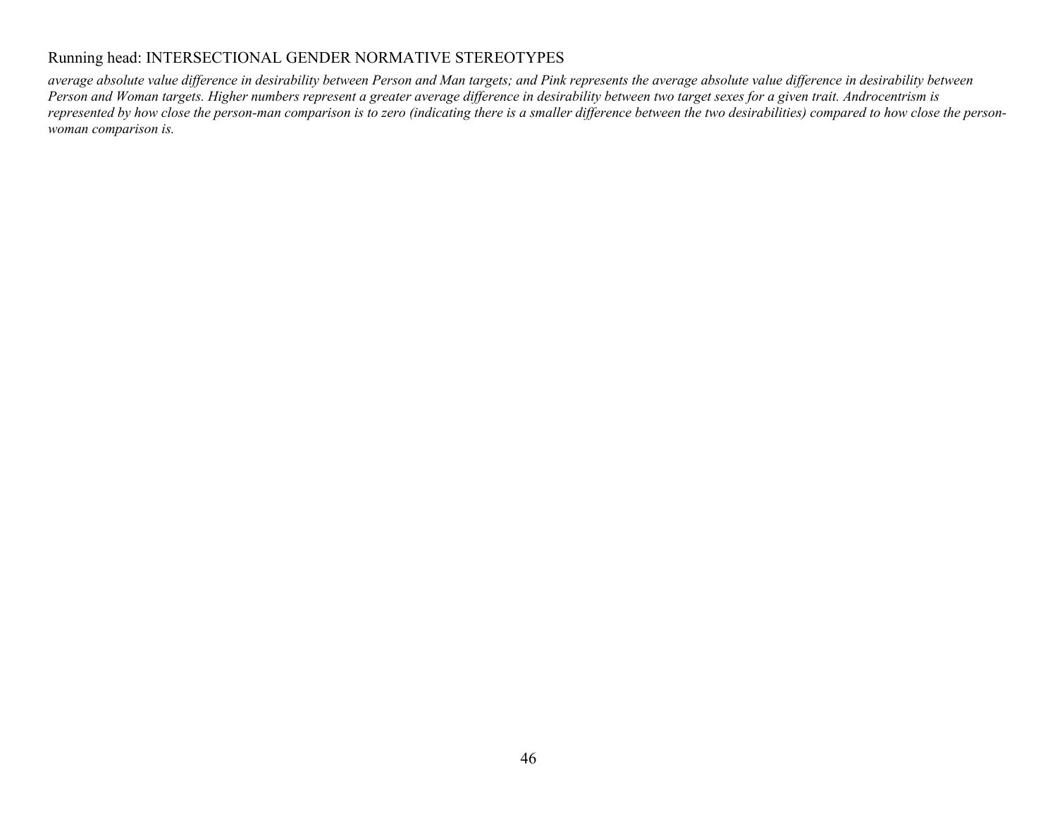*average absolute value difference in desirability between Person and Man targets; and Pink represents the average absolute value difference in desirability between Person and Woman targets. Higher numbers represent a greater average difference in desirability between two target sexes for a given trait. Androcentrism is represented by how close the person-man comparison is to zero (indicating there is a smaller difference between the two desirabilities) compared to how close the person-woman comparison is.*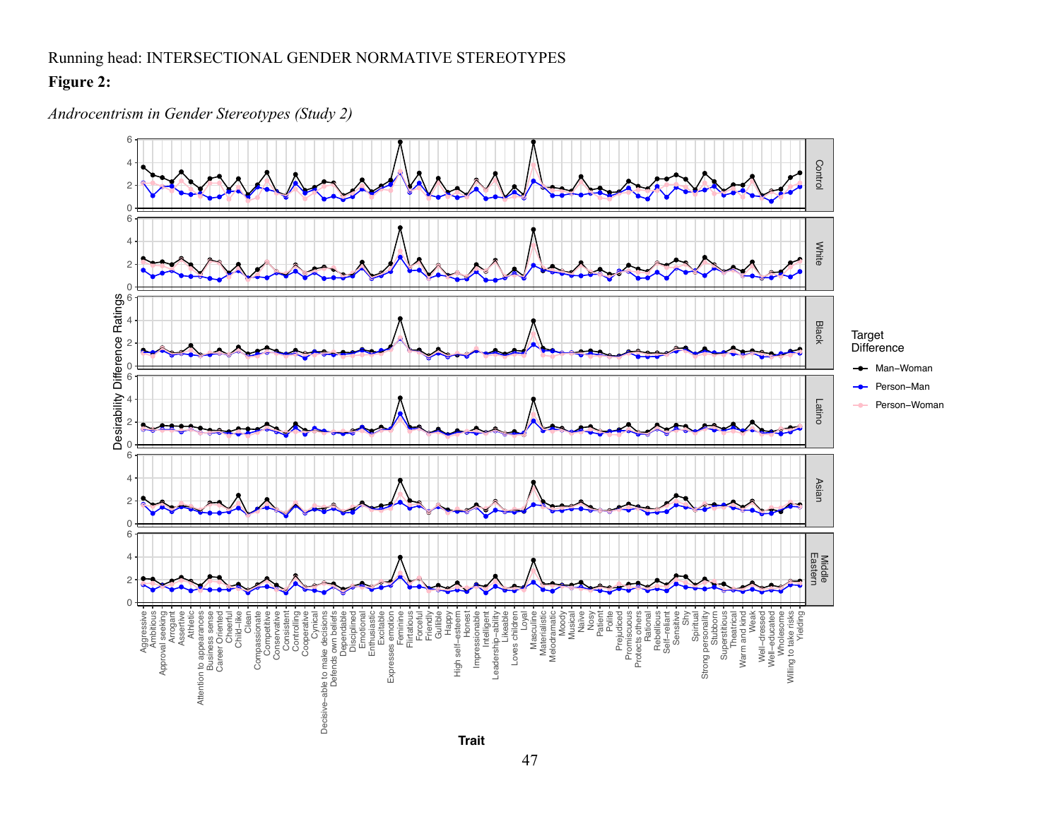**Figure 2:**

*Androcentrism in Gender Stereotypes (Study 2)*

Desirability Difference Ratings

6
4
2
0

Control
White
Black
Latino
Asian
Middle Eastern

Target Difference
Man−Woman
Person−Man
Person−Woman

Aggressive
Ambitious
Approval seeking
Arrogant
Assertive
Athletic
Attention to appearances
Business sense
Career Oriented
Cheerful
Child−like
Clean
Compassionate
Competitive
Conservative
Consistent
Controlling
Cooperative
Cynical
Decisive−able to make decisions
Defends own beliefs
Dependable
Disciplined
Emotional
Enthusiastic
Excitable
Expresses emotion
Feminine
Flirtatious
Forceful
Friendly
Gullible
Happy
High self−esteem
Honest
Impressionable
Intelligent
Leadership−ability
Likeable
Loves children
Loyal
Masculine
Materialistic
Melodramatic
Moody
Musical
Naive
Nosy
Patient
Polite
Prejudiced
Promiscuous
Protects others
Rational
Rebellious
Self−reliant
Sensitive
Shy
Spiritual
Strong personality
Stubborn
Superstitious
Theatrical
Warm and kind
Weak
Well−dressed
Well−educated
Wholesome
Willing to take risks
Yielding

**Trait**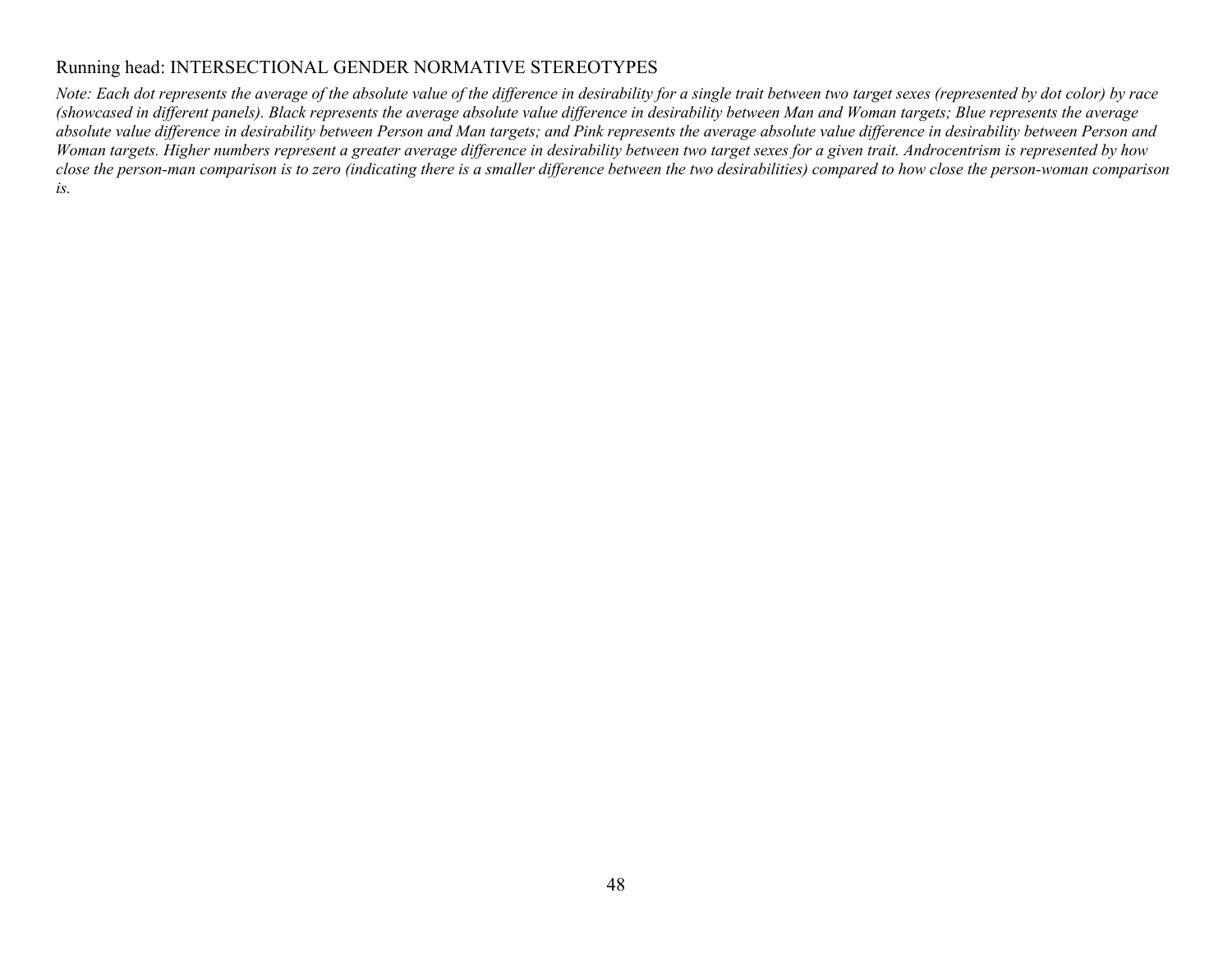*Note: Each dot represents the average of the absolute value of the difference in desirability for a single trait between two target sexes (represented by dot color) by race (showcased in different panels). Black represents the average absolute value difference in desirability between Man and Woman targets; Blue represents the average absolute value difference in desirability between Person and Man targets; and Pink represents the average absolute value difference in desirability between Person and Woman targets. Higher numbers represent a greater average difference in desirability between two target sexes for a given trait. Androcentrism is represented by how close the person-man comparison is to zero (indicating there is a smaller difference between the two desirabilities) compared to how close the person-woman comparison is.*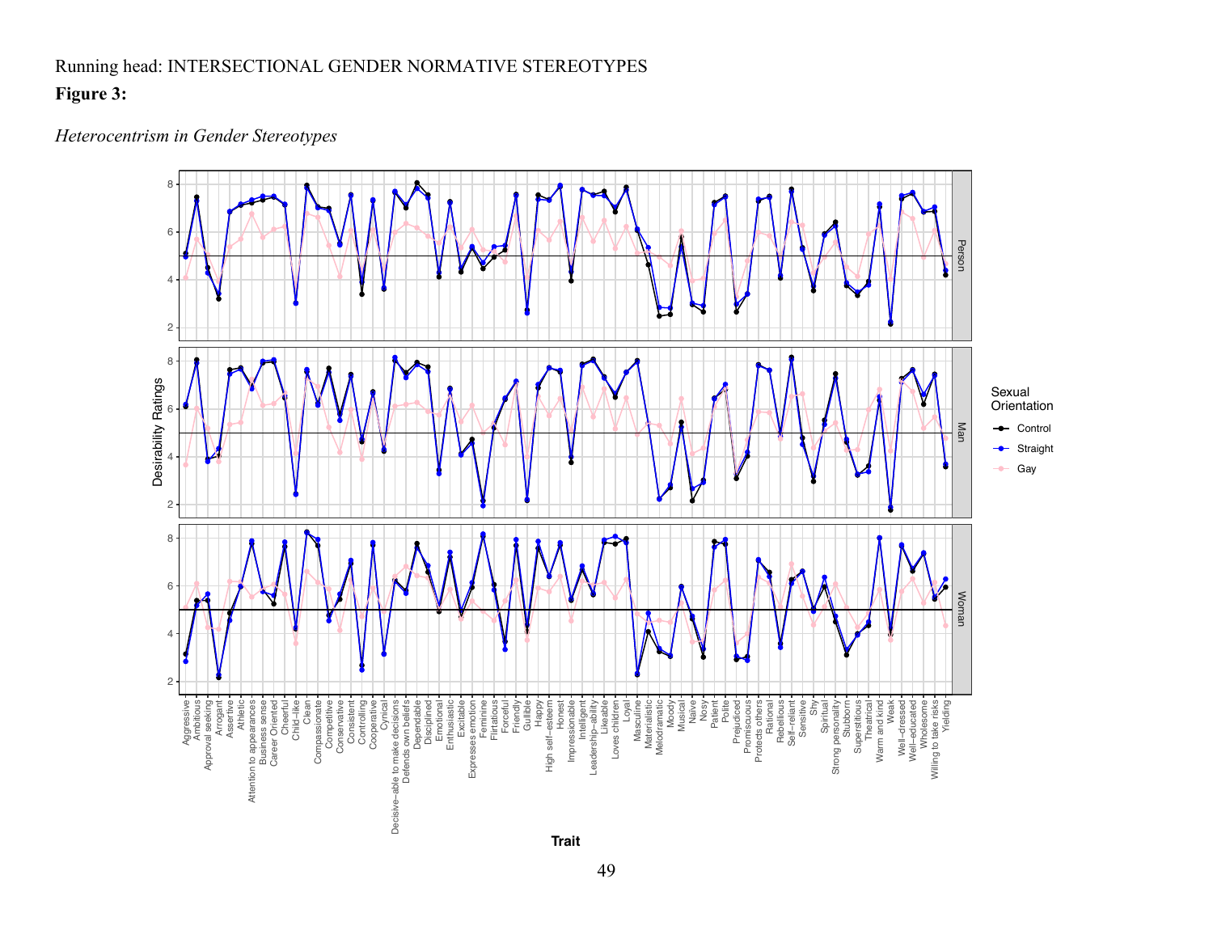**Figure 3:**

*Heterocentrism in Gender Stereotypes*

Desirability Ratings

8
6
4
2

Person
Man
Woman

Sexual Orientation
Control
Straight
Gay

Trait

Aggressive
Ambitious
Approval seeking
Arrogant
Assertive
Athletic
Attention to appearances
Business sense
Career Oriented
Cheerful
Child-like
Clean
Compassionate
Competitive
Conservative
Consistent
Controlling
Cooperative
Cynical
Decisive-able to make decisions
Defends own beliefs
Dependable
Disciplined
Emotional
Enthusiastic
Excitable
Expresses emotion
Feminine
Flirtatious
Forceful
Friendly
Gullible
Happy
High self-esteem
Honest
Impressionable
Intelligent
Leadership-ability
Likeable
Loves children
Loyal
Masculine
Materialistic
Melodramatic
Moody
Musical
Naive
Nosy
Patient
Polite
Prejudiced
Promiscuous
Protects others
Rational
Rebellious
Self-reliant
Sensitive
Shy
Spiritual
Strong personality
Stubborn
Superstitious
Theatrical
Warm and kind
Weak
Well-dressed
Well-educated
Wholesome
Willing to take risks
Yielding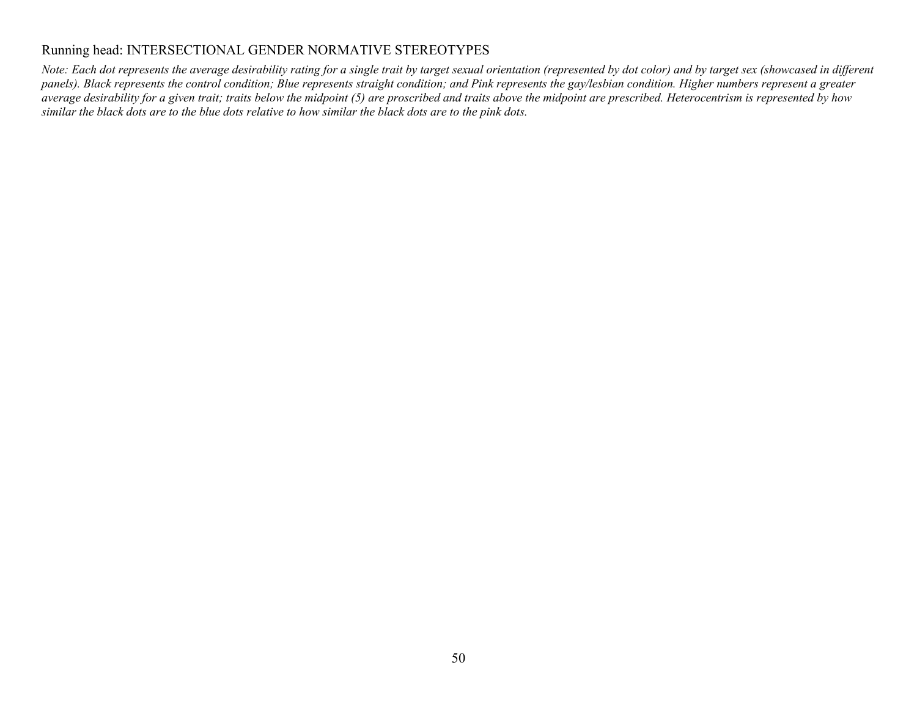*Note: Each dot represents the average desirability rating for a single trait by target sexual orientation (represented by dot color) and by target sex (showcased in different panels). Black represents the control condition; Blue represents straight condition; and Pink represents the gay/lesbian condition. Higher numbers represent a greater average desirability for a given trait; traits below the midpoint (5) are proscribed and traits above the midpoint are prescribed. Heterocentrism is represented by how similar the black dots are to the blue dots relative to how similar the black dots are to the pink dots.*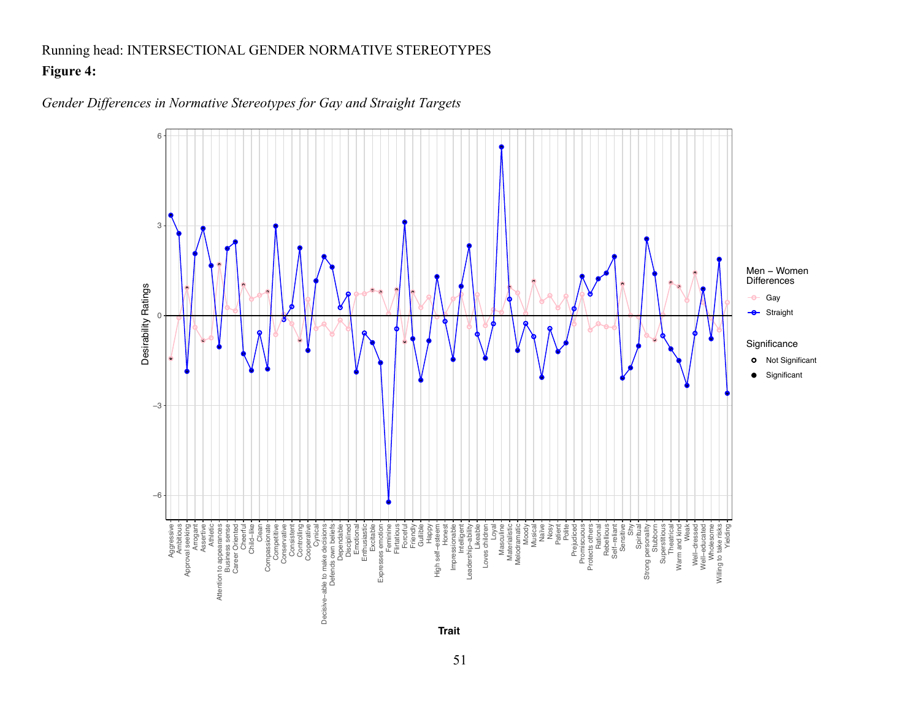**Figure 4:**

*Gender Differences in Normative Stereotypes for Gay and Straight Targets*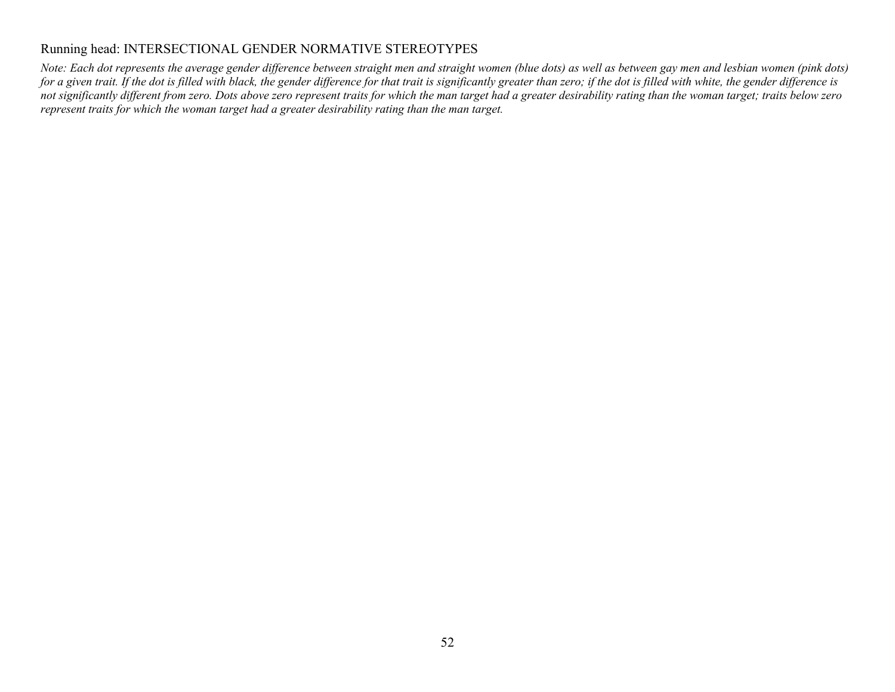*Note: Each dot represents the average gender difference between straight men and straight women (blue dots) as well as between gay men and lesbian women (pink dots) for a given trait. If the dot is filled with black, the gender difference for that trait is significantly greater than zero; if the dot is filled with white, the gender difference is not significantly different from zero. Dots above zero represent traits for which the man target had a greater desirability rating than the woman target; traits below zero represent traits for which the woman target had a greater desirability rating than the man target.*